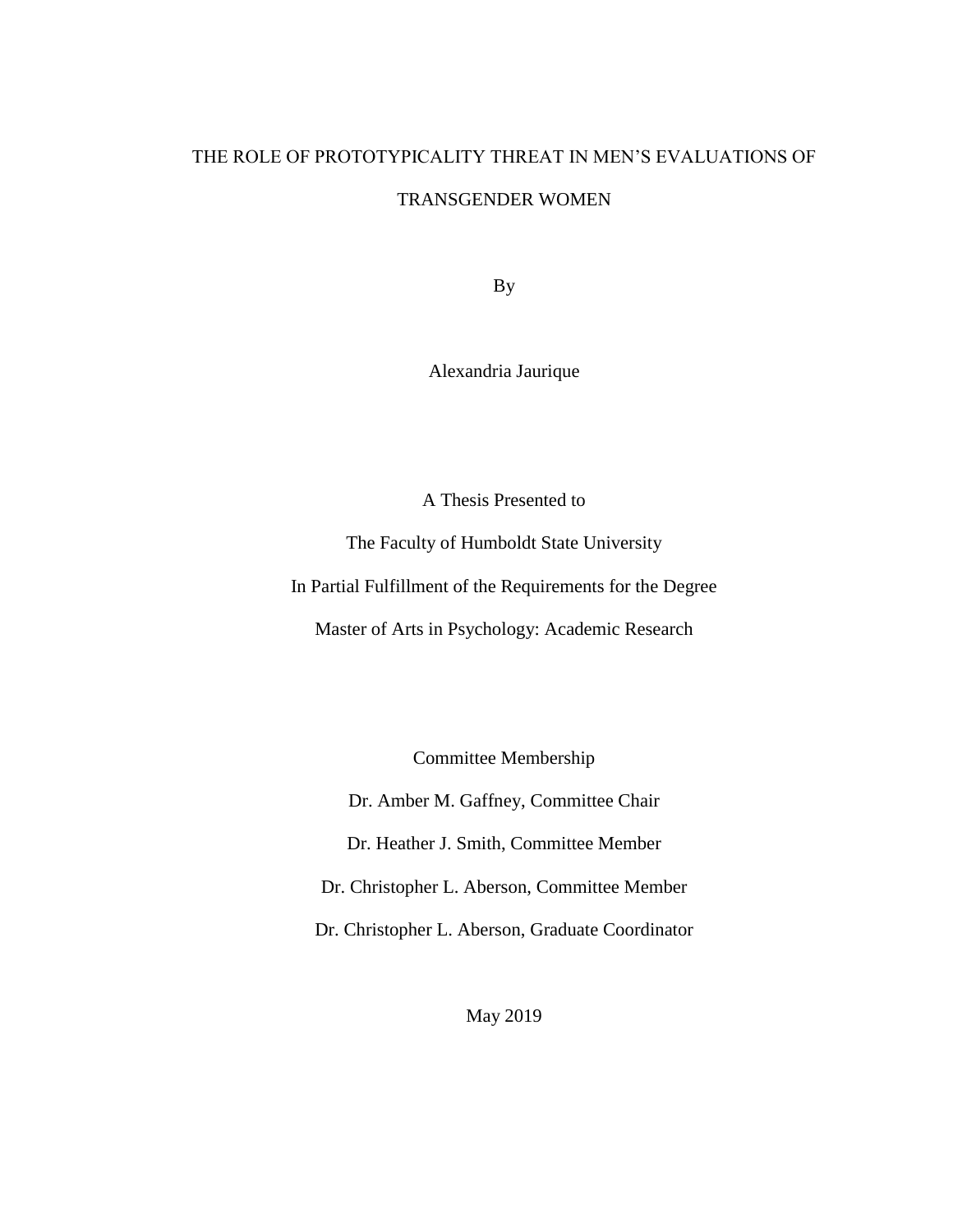# THE ROLE OF PROTOTYPICALITY THREAT IN MEN'S EVALUATIONS OF TRANSGENDER WOMEN

By

Alexandria Jaurique

A Thesis Presented to

The Faculty of Humboldt State University

In Partial Fulfillment of the Requirements for the Degree

Master of Arts in Psychology: Academic Research

Committee Membership

Dr. Amber M. Gaffney, Committee Chair

Dr. Heather J. Smith, Committee Member

Dr. Christopher L. Aberson, Committee Member

Dr. Christopher L. Aberson, Graduate Coordinator

May 2019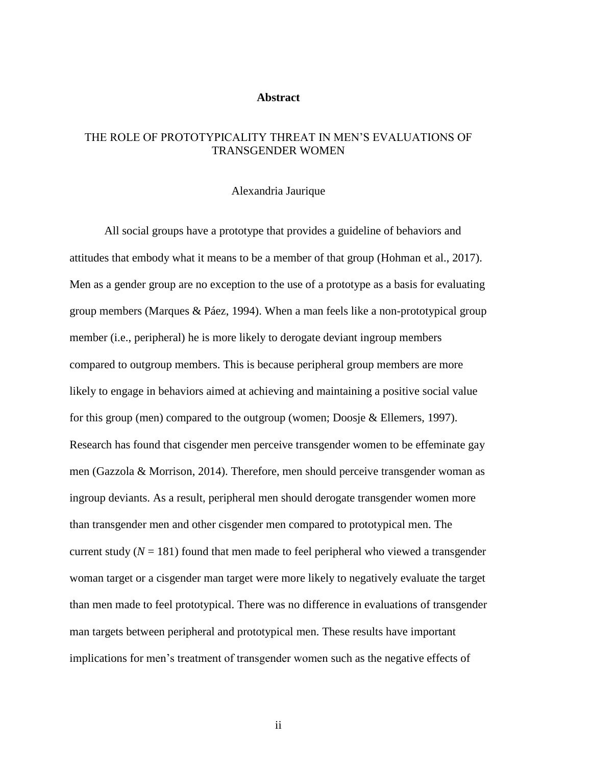## Abstract

THE ROLE OF PROTOTYPICALITY THREAT IN MEN'S EVALUATIONS OF TRANSGENDER WOMEN

Alexandria Jaurique

All social groups have a prototype that provides a guideline of behaviors and attitudes that embody what it means to be a member of that group (Hohman et al., 2017). Men as a gender group are no exception to the use of a prototype as a basis for evaluating group members (Marques & Páez, 1994). When a man feels like a non-prototypical group member (i.e., peripheral) he is more likely to derogate deviant ingroup members compared to outgroup members. This is because peripheral group members are more likely to engage in behaviors aimed at achieving and maintaining a positive social value for this group (men) compared to the outgroup (women; Doosje & Ellemers, 1997). Research has found that cisgender men perceive transgender women to be effeminate gay men (Gazzola & Morrison, 2014). Therefore, men should perceive transgender woman as ingroup deviants. As a result, peripheral men should derogate transgender women more than transgender men and other cisgender men compared to prototypical men. The current study ($N = 181$) found that men made to feel peripheral who viewed a transgender woman target or a cisgender man target were more likely to negatively evaluate the target than men made to feel prototypical. There was no difference in evaluations of transgender man targets between peripheral and prototypical men. These results have important implications for men's treatment of transgender women such as the negative effects of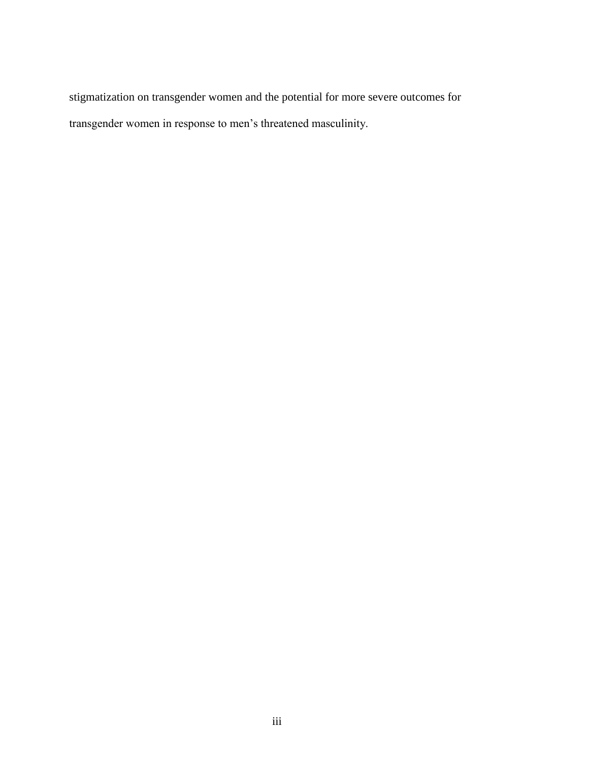stigmatization on transgender women and the potential for more severe outcomes for transgender women in response to men's threatened masculinity.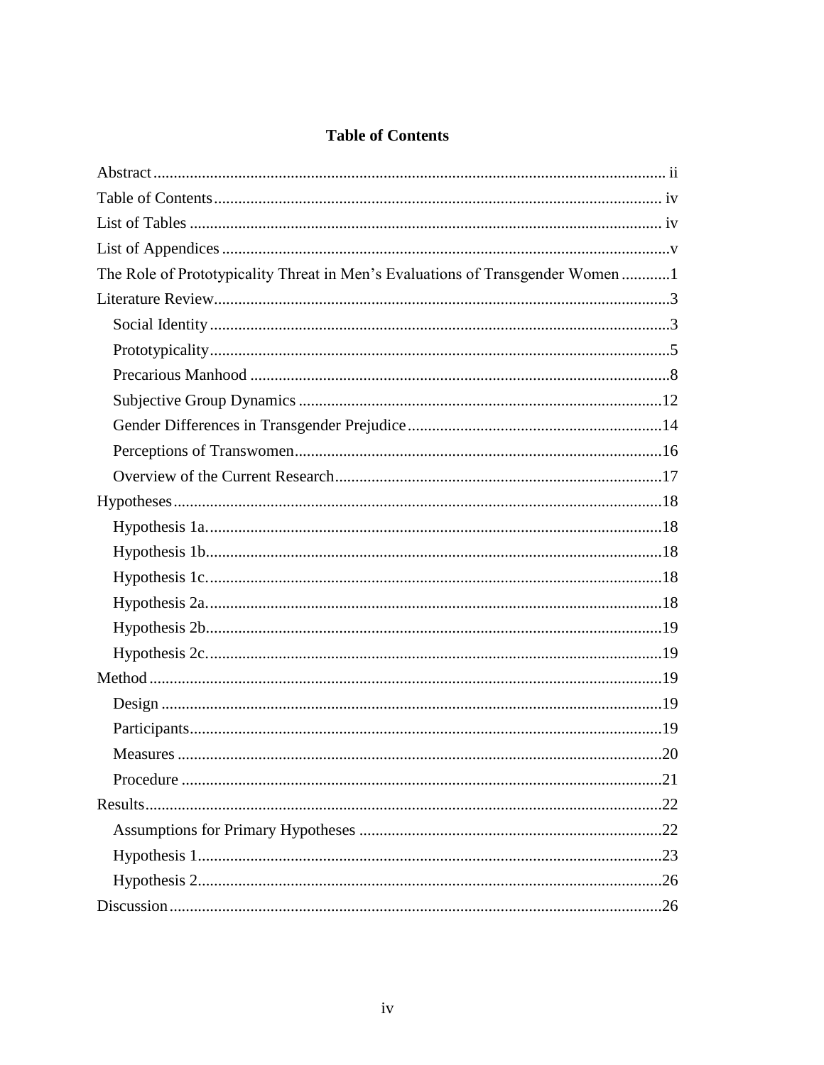# Table of Contents

Abstract ............................................................................................................................ ii

Table of Contents ............................................................................................................ iv

List of Tables .................................................................................................................. iv

List of Appendices ............................................................................................................v

The Role of Prototypicality Threat in Men's Evaluations of Transgender Women ............1

Literature Review................................................................................................................3

- Social Identity ..................................................................................................................3
- Prototypicality ..................................................................................................................5
- Precarious Manhood .......................................................................................................8
- Subjective Group Dynamics ..........................................................................................12
- Gender Differences in Transgender Prejudice ...............................................................14
- Perceptions of Transwomen...........................................................................................16
- Overview of the Current Research.................................................................................17

Hypotheses.........................................................................................................................18

- Hypothesis 1a.................................................................................................................18
- Hypothesis 1b.................................................................................................................18
- Hypothesis 1c.................................................................................................................18
- Hypothesis 2a.................................................................................................................18
- Hypothesis 2b.................................................................................................................19
- Hypothesis 2c.................................................................................................................19

Method ...............................................................................................................................19

- Design ............................................................................................................................19
- Participants.....................................................................................................................19
- Measures ........................................................................................................................20
- Procedure .......................................................................................................................21

Results................................................................................................................................22

- Assumptions for Primary Hypotheses ...........................................................................22
- Hypothesis 1...................................................................................................................23
- Hypothesis 2...................................................................................................................26

Discussion ..........................................................................................................................26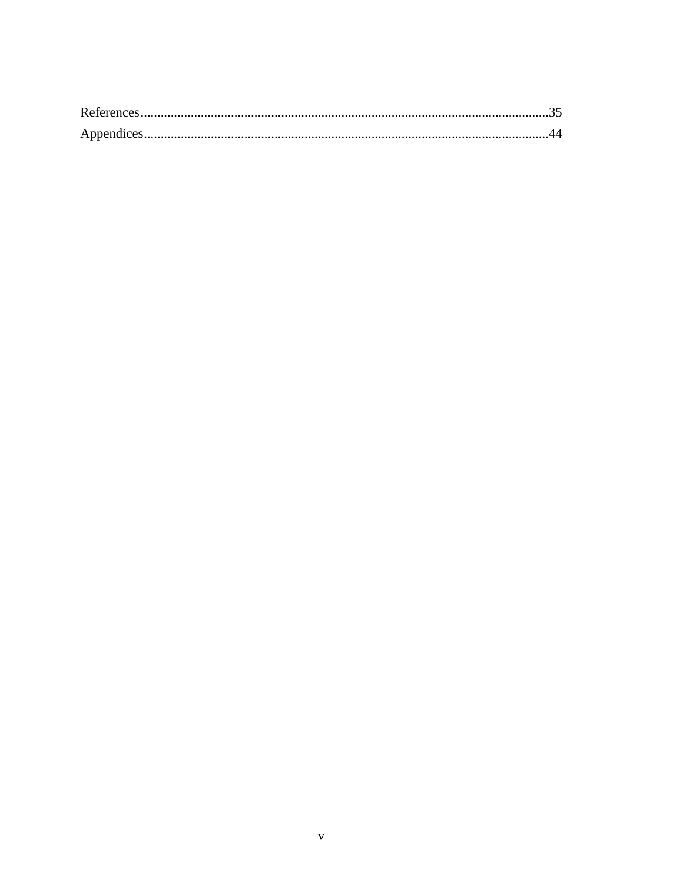References........................................................................................................................35

Appendices.......................................................................................................................44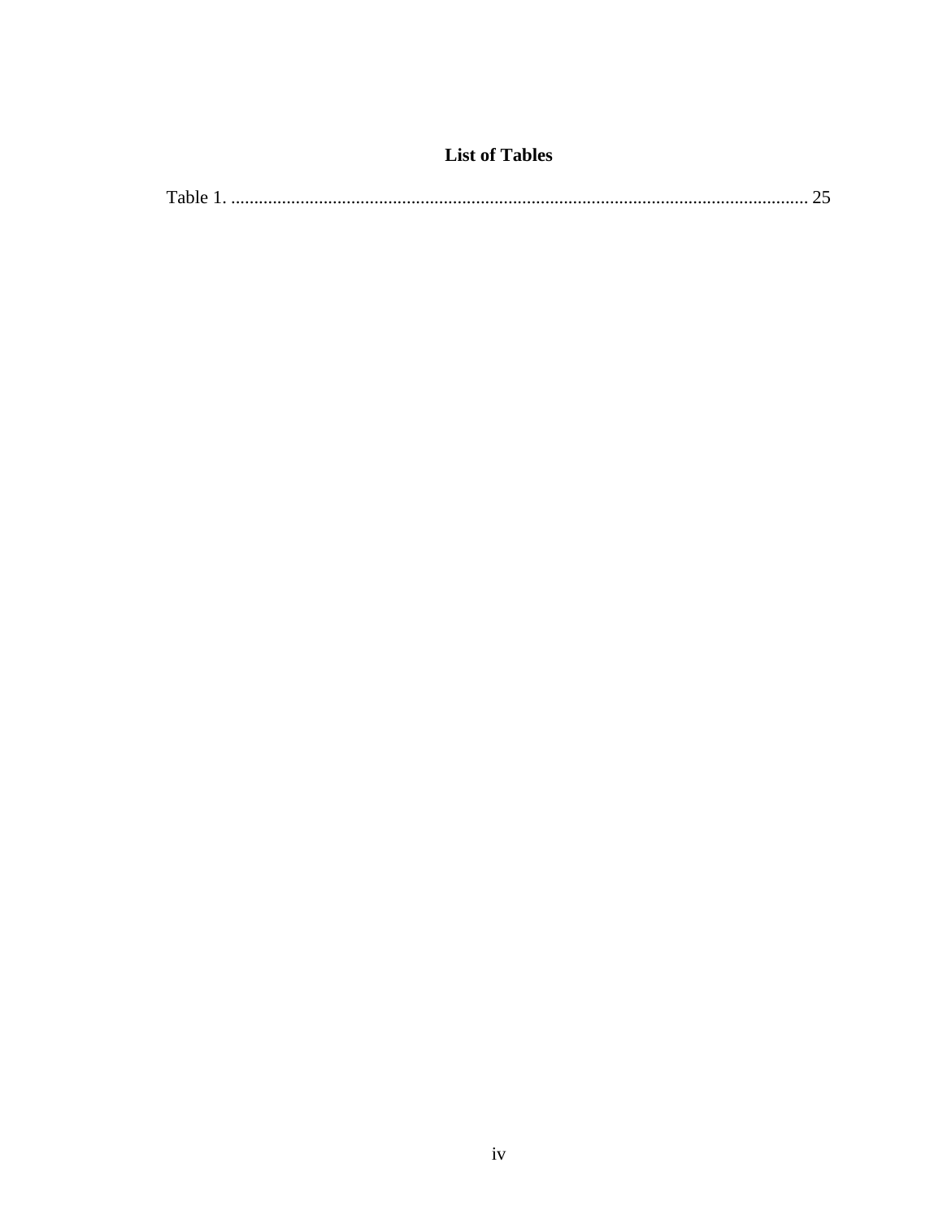## List of Tables

Table 1. .......................................................................................................................... 25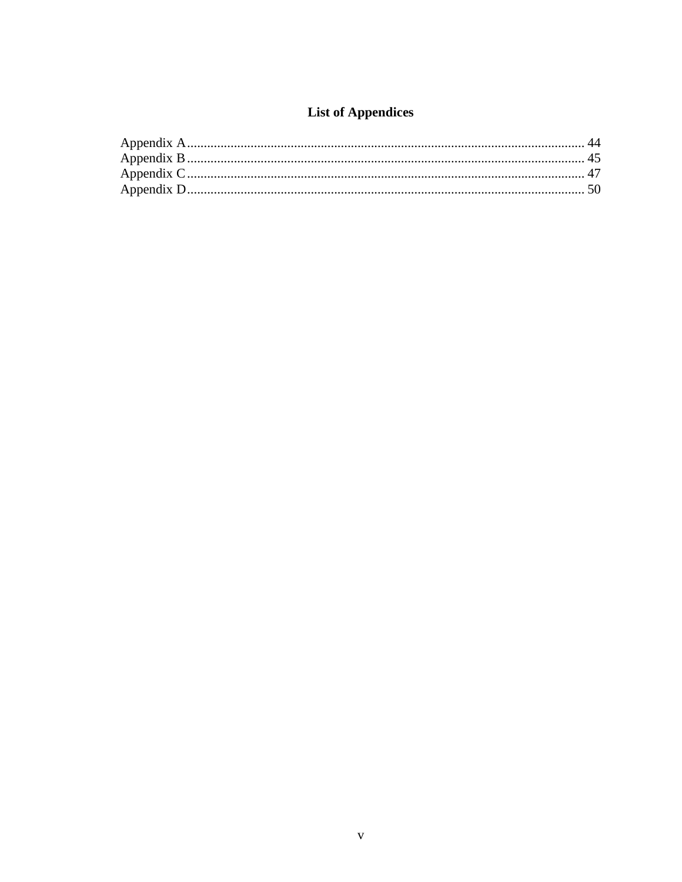# List of Appendices

Appendix A...................................................................................................................... 44
Appendix B...................................................................................................................... 45
Appendix C...................................................................................................................... 47
Appendix D...................................................................................................................... 50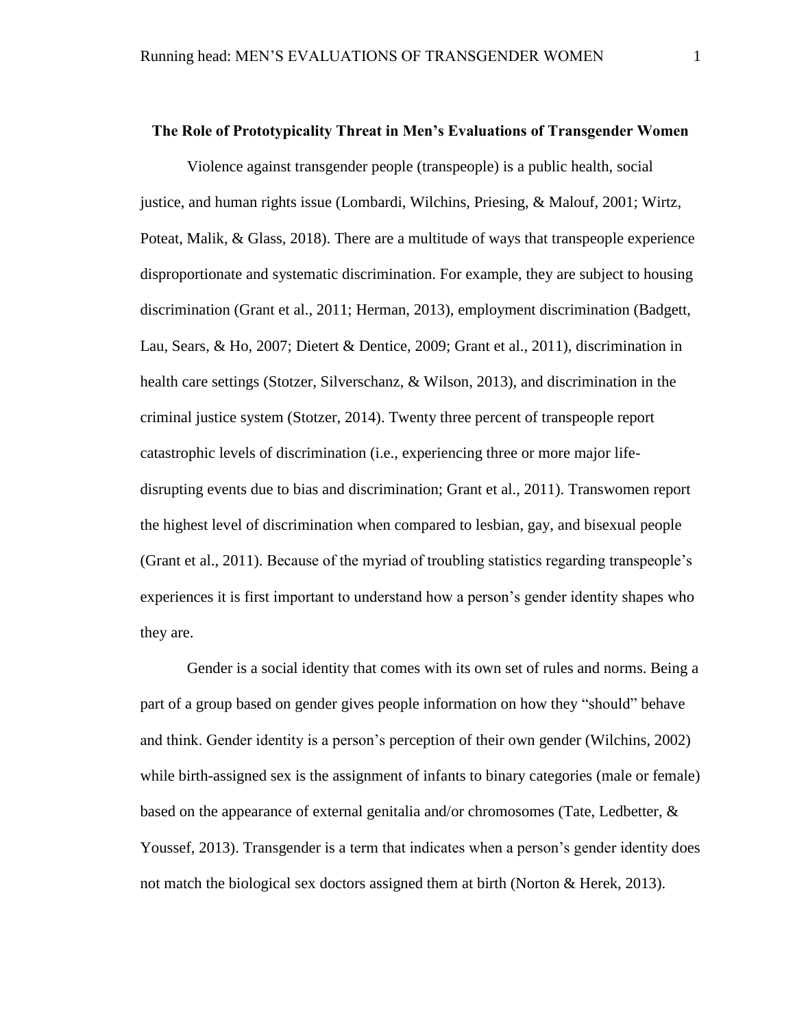**The Role of Prototypicality Threat in Men's Evaluations of Transgender Women**

Violence against transgender people (transpeople) is a public health, social justice, and human rights issue (Lombardi, Wilchins, Priesing, & Malouf, 2001; Wirtz, Poteat, Malik, & Glass, 2018). There are a multitude of ways that transpeople experience disproportionate and systematic discrimination. For example, they are subject to housing discrimination (Grant et al., 2011; Herman, 2013), employment discrimination (Badgett, Lau, Sears, & Ho, 2007; Dietert & Dentice, 2009; Grant et al., 2011), discrimination in health care settings (Stotzer, Silverschanz, & Wilson, 2013), and discrimination in the criminal justice system (Stotzer, 2014). Twenty three percent of transpeople report catastrophic levels of discrimination (i.e., experiencing three or more major life-disrupting events due to bias and discrimination; Grant et al., 2011). Transwomen report the highest level of discrimination when compared to lesbian, gay, and bisexual people (Grant et al., 2011). Because of the myriad of troubling statistics regarding transpeople's experiences it is first important to understand how a person's gender identity shapes who they are.

Gender is a social identity that comes with its own set of rules and norms. Being a part of a group based on gender gives people information on how they "should" behave and think. Gender identity is a person's perception of their own gender (Wilchins, 2002) while birth-assigned sex is the assignment of infants to binary categories (male or female) based on the appearance of external genitalia and/or chromosomes (Tate, Ledbetter, & Youssef, 2013). Transgender is a term that indicates when a person's gender identity does not match the biological sex doctors assigned them at birth (Norton & Herek, 2013).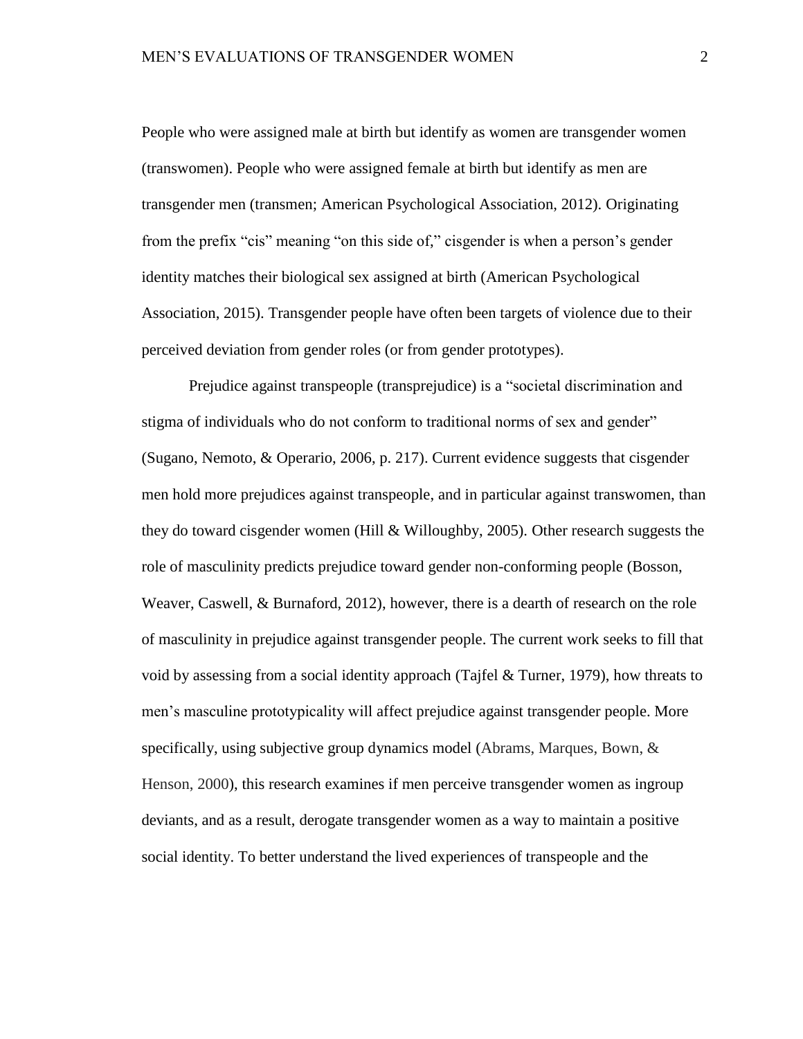People who were assigned male at birth but identify as women are transgender women (transwomen). People who were assigned female at birth but identify as men are transgender men (transmen; American Psychological Association, 2012). Originating from the prefix "cis" meaning "on this side of," cisgender is when a person's gender identity matches their biological sex assigned at birth (American Psychological Association, 2015). Transgender people have often been targets of violence due to their perceived deviation from gender roles (or from gender prototypes).

Prejudice against transpeople (transprejudice) is a "societal discrimination and stigma of individuals who do not conform to traditional norms of sex and gender" (Sugano, Nemoto, & Operario, 2006, p. 217). Current evidence suggests that cisgender men hold more prejudices against transpeople, and in particular against transwomen, than they do toward cisgender women (Hill & Willoughby, 2005). Other research suggests the role of masculinity predicts prejudice toward gender non-conforming people (Bosson, Weaver, Caswell, & Burnaford, 2012), however, there is a dearth of research on the role of masculinity in prejudice against transgender people. The current work seeks to fill that void by assessing from a social identity approach (Tajfel & Turner, 1979), how threats to men's masculine prototypicality will affect prejudice against transgender people. More specifically, using subjective group dynamics model (Abrams, Marques, Bown, & Henson, 2000), this research examines if men perceive transgender women as ingroup deviants, and as a result, derogate transgender women as a way to maintain a positive social identity. To better understand the lived experiences of transpeople and the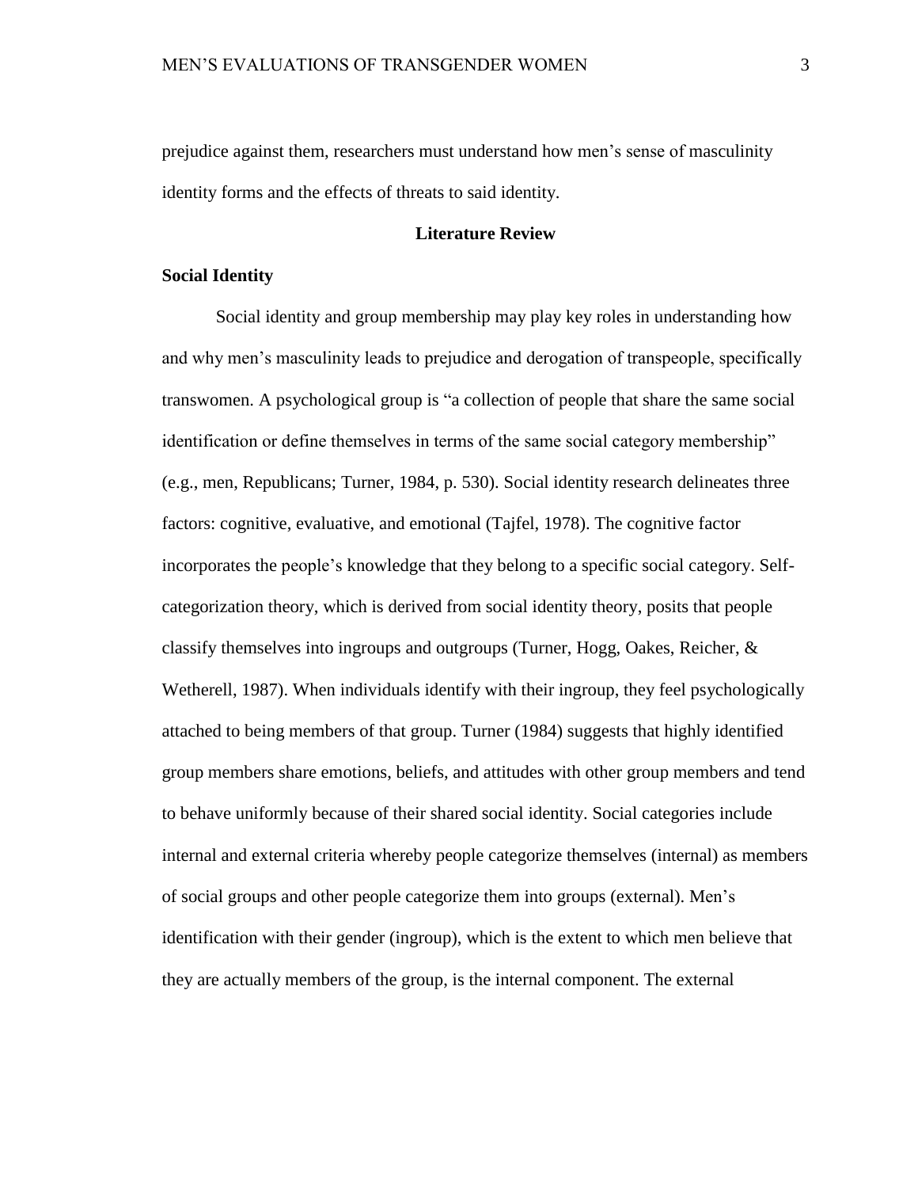prejudice against them, researchers must understand how men's sense of masculinity identity forms and the effects of threats to said identity.

## Literature Review

### Social Identity

Social identity and group membership may play key roles in understanding how and why men's masculinity leads to prejudice and derogation of transpeople, specifically transwomen. A psychological group is "a collection of people that share the same social identification or define themselves in terms of the same social category membership" (e.g., men, Republicans; Turner, 1984, p. 530). Social identity research delineates three factors: cognitive, evaluative, and emotional (Tajfel, 1978). The cognitive factor incorporates the people's knowledge that they belong to a specific social category. Self-categorization theory, which is derived from social identity theory, posits that people classify themselves into ingroups and outgroups (Turner, Hogg, Oakes, Reicher, & Wetherell, 1987). When individuals identify with their ingroup, they feel psychologically attached to being members of that group. Turner (1984) suggests that highly identified group members share emotions, beliefs, and attitudes with other group members and tend to behave uniformly because of their shared social identity. Social categories include internal and external criteria whereby people categorize themselves (internal) as members of social groups and other people categorize them into groups (external). Men's identification with their gender (ingroup), which is the extent to which men believe that they are actually members of the group, is the internal component. The external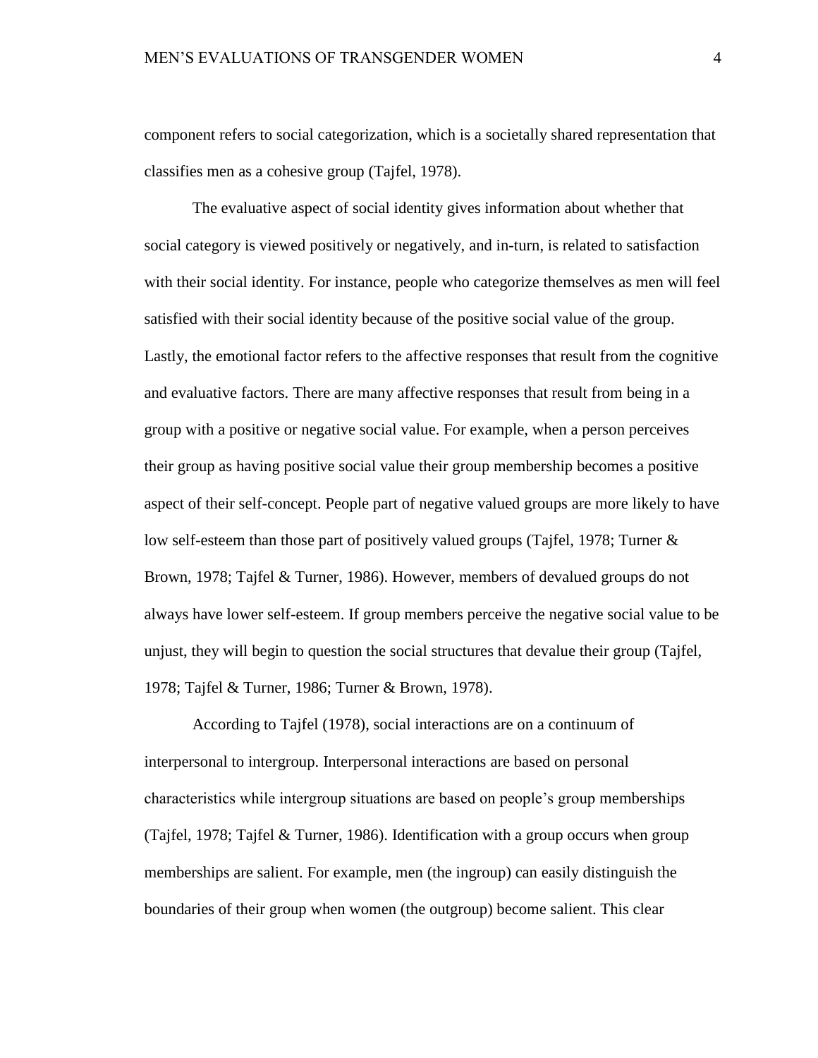component refers to social categorization, which is a societally shared representation that classifies men as a cohesive group (Tajfel, 1978).

The evaluative aspect of social identity gives information about whether that social category is viewed positively or negatively, and in-turn, is related to satisfaction with their social identity. For instance, people who categorize themselves as men will feel satisfied with their social identity because of the positive social value of the group. Lastly, the emotional factor refers to the affective responses that result from the cognitive and evaluative factors. There are many affective responses that result from being in a group with a positive or negative social value. For example, when a person perceives their group as having positive social value their group membership becomes a positive aspect of their self-concept. People part of negative valued groups are more likely to have low self-esteem than those part of positively valued groups (Tajfel, 1978; Turner & Brown, 1978; Tajfel & Turner, 1986). However, members of devalued groups do not always have lower self-esteem. If group members perceive the negative social value to be unjust, they will begin to question the social structures that devalue their group (Tajfel, 1978; Tajfel & Turner, 1986; Turner & Brown, 1978).

According to Tajfel (1978), social interactions are on a continuum of interpersonal to intergroup. Interpersonal interactions are based on personal characteristics while intergroup situations are based on people's group memberships (Tajfel, 1978; Tajfel & Turner, 1986). Identification with a group occurs when group memberships are salient. For example, men (the ingroup) can easily distinguish the boundaries of their group when women (the outgroup) become salient. This clear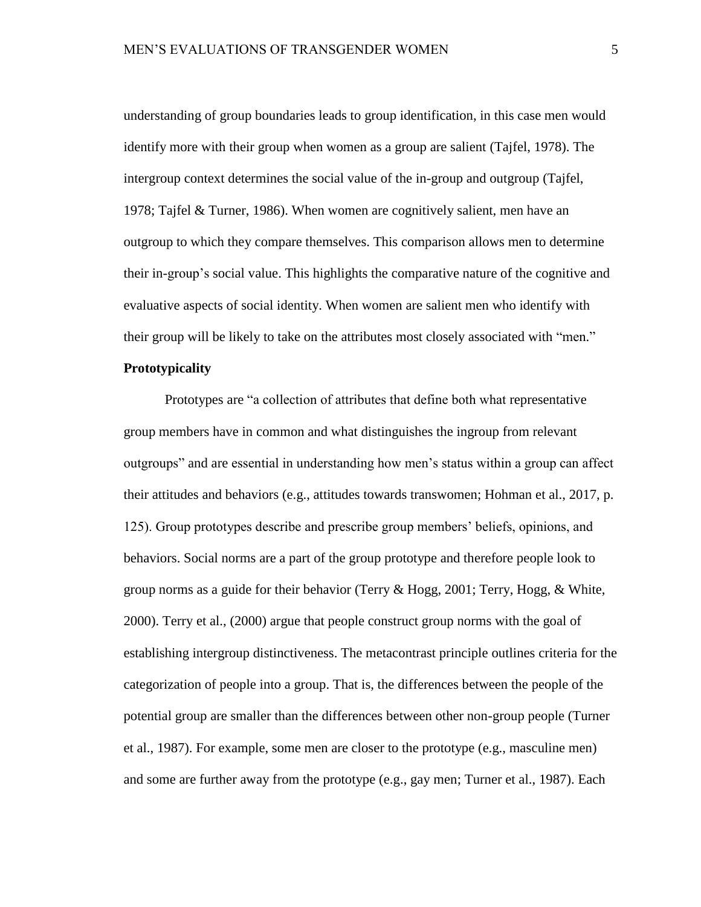understanding of group boundaries leads to group identification, in this case men would identify more with their group when women as a group are salient (Tajfel, 1978). The intergroup context determines the social value of the in-group and outgroup (Tajfel, 1978; Tajfel & Turner, 1986). When women are cognitively salient, men have an outgroup to which they compare themselves. This comparison allows men to determine their in-group's social value. This highlights the comparative nature of the cognitive and evaluative aspects of social identity. When women are salient men who identify with their group will be likely to take on the attributes most closely associated with "men."

**Prototypicality**

Prototypes are "a collection of attributes that define both what representative group members have in common and what distinguishes the ingroup from relevant outgroups" and are essential in understanding how men's status within a group can affect their attitudes and behaviors (e.g., attitudes towards transwomen; Hohman et al., 2017, p. 125). Group prototypes describe and prescribe group members' beliefs, opinions, and behaviors. Social norms are a part of the group prototype and therefore people look to group norms as a guide for their behavior (Terry & Hogg, 2001; Terry, Hogg, & White, 2000). Terry et al., (2000) argue that people construct group norms with the goal of establishing intergroup distinctiveness. The metacontrast principle outlines criteria for the categorization of people into a group. That is, the differences between the people of the potential group are smaller than the differences between other non-group people (Turner et al., 1987). For example, some men are closer to the prototype (e.g., masculine men) and some are further away from the prototype (e.g., gay men; Turner et al., 1987). Each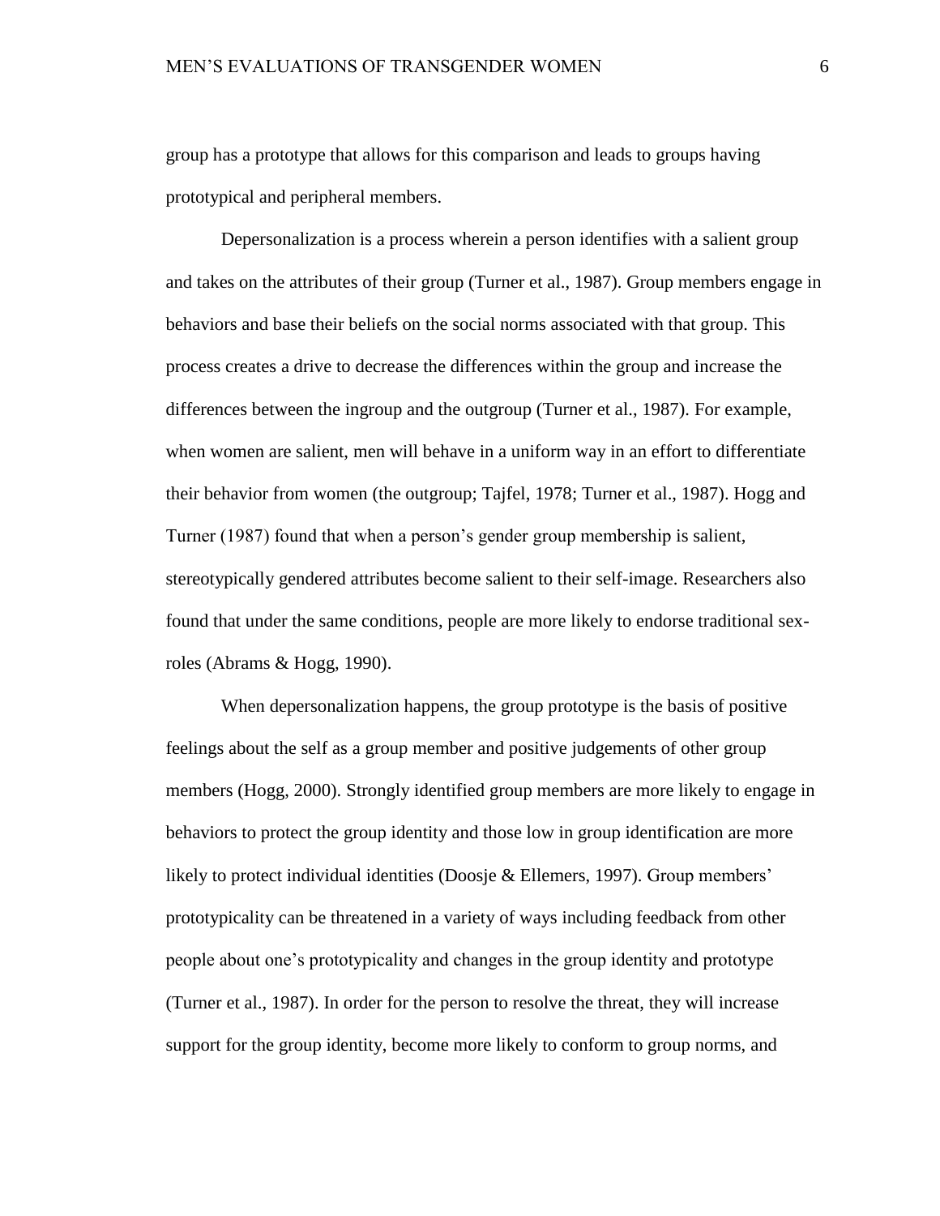group has a prototype that allows for this comparison and leads to groups having prototypical and peripheral members.

Depersonalization is a process wherein a person identifies with a salient group and takes on the attributes of their group (Turner et al., 1987). Group members engage in behaviors and base their beliefs on the social norms associated with that group. This process creates a drive to decrease the differences within the group and increase the differences between the ingroup and the outgroup (Turner et al., 1987). For example, when women are salient, men will behave in a uniform way in an effort to differentiate their behavior from women (the outgroup; Tajfel, 1978; Turner et al., 1987). Hogg and Turner (1987) found that when a person's gender group membership is salient, stereotypically gendered attributes become salient to their self-image. Researchers also found that under the same conditions, people are more likely to endorse traditional sex-roles (Abrams & Hogg, 1990).

When depersonalization happens, the group prototype is the basis of positive feelings about the self as a group member and positive judgements of other group members (Hogg, 2000). Strongly identified group members are more likely to engage in behaviors to protect the group identity and those low in group identification are more likely to protect individual identities (Doosje & Ellemers, 1997). Group members' prototypicality can be threatened in a variety of ways including feedback from other people about one's prototypicality and changes in the group identity and prototype (Turner et al., 1987). In order for the person to resolve the threat, they will increase support for the group identity, become more likely to conform to group norms, and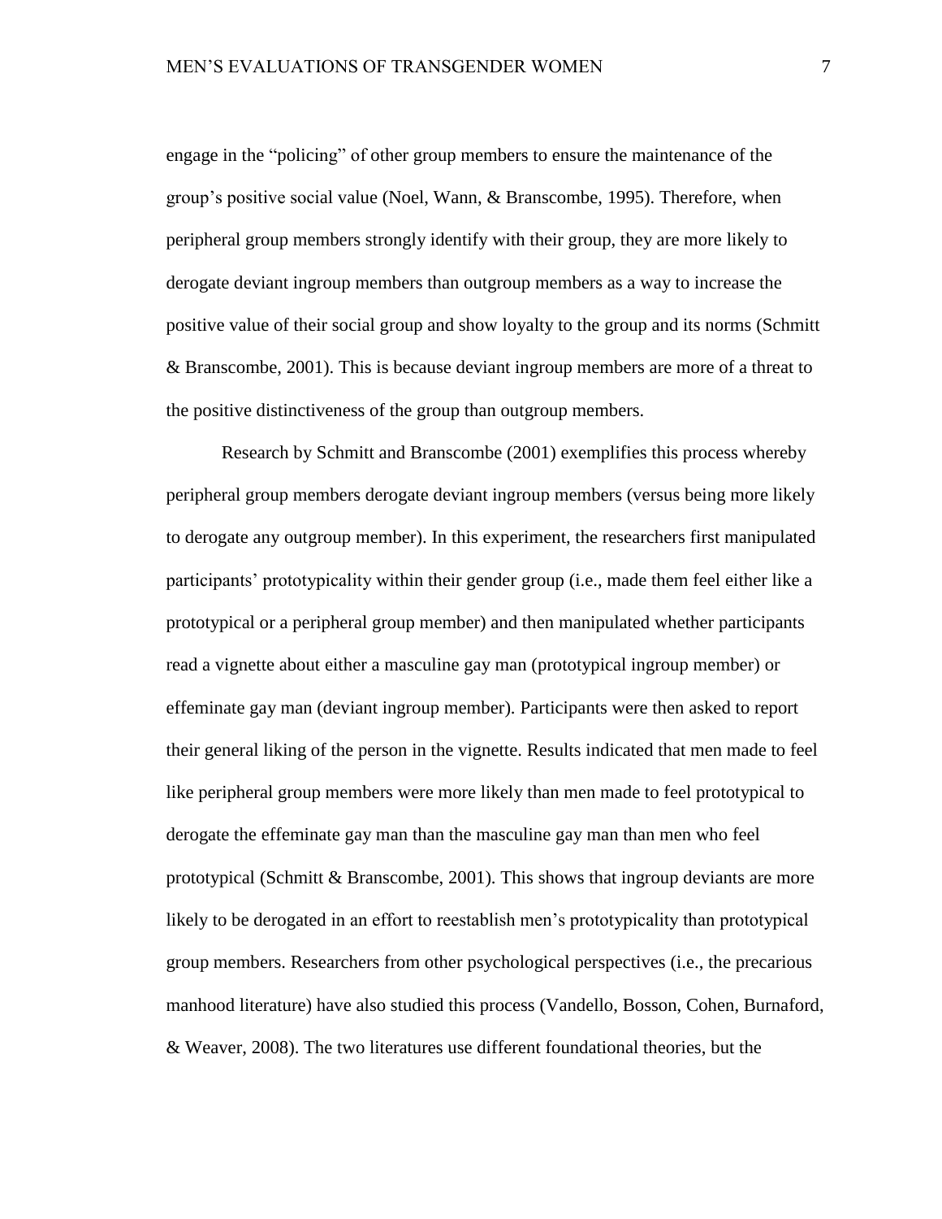engage in the "policing" of other group members to ensure the maintenance of the group's positive social value (Noel, Wann, & Branscombe, 1995). Therefore, when peripheral group members strongly identify with their group, they are more likely to derogate deviant ingroup members than outgroup members as a way to increase the positive value of their social group and show loyalty to the group and its norms (Schmitt & Branscombe, 2001). This is because deviant ingroup members are more of a threat to the positive distinctiveness of the group than outgroup members.

Research by Schmitt and Branscombe (2001) exemplifies this process whereby peripheral group members derogate deviant ingroup members (versus being more likely to derogate any outgroup member). In this experiment, the researchers first manipulated participants' prototypicality within their gender group (i.e., made them feel either like a prototypical or a peripheral group member) and then manipulated whether participants read a vignette about either a masculine gay man (prototypical ingroup member) or effeminate gay man (deviant ingroup member). Participants were then asked to report their general liking of the person in the vignette. Results indicated that men made to feel like peripheral group members were more likely than men made to feel prototypical to derogate the effeminate gay man than the masculine gay man than men who feel prototypical (Schmitt & Branscombe, 2001). This shows that ingroup deviants are more likely to be derogated in an effort to reestablish men's prototypicality than prototypical group members. Researchers from other psychological perspectives (i.e., the precarious manhood literature) have also studied this process (Vandello, Bosson, Cohen, Burnaford, & Weaver, 2008). The two literatures use different foundational theories, but the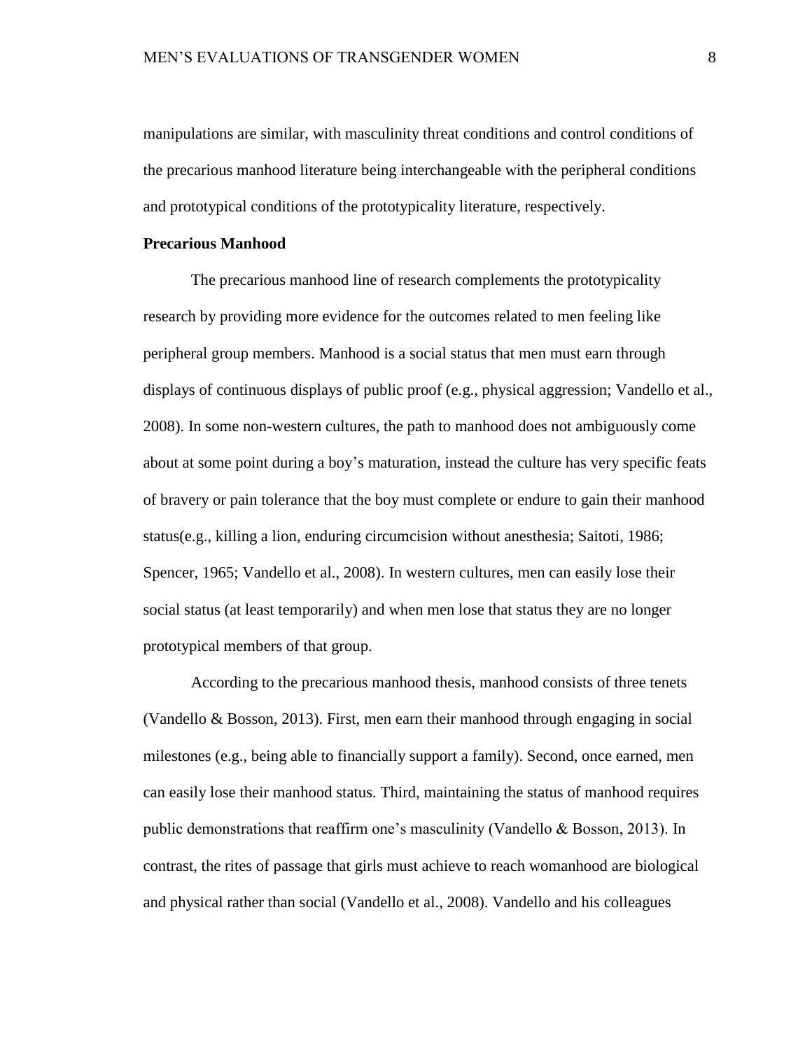manipulations are similar, with masculinity threat conditions and control conditions of the precarious manhood literature being interchangeable with the peripheral conditions and prototypical conditions of the prototypicality literature, respectively.

**Precarious Manhood**

The precarious manhood line of research complements the prototypicality research by providing more evidence for the outcomes related to men feeling like peripheral group members. Manhood is a social status that men must earn through displays of continuous displays of public proof (e.g., physical aggression; Vandello et al., 2008). In some non-western cultures, the path to manhood does not ambiguously come about at some point during a boy's maturation, instead the culture has very specific feats of bravery or pain tolerance that the boy must complete or endure to gain their manhood status(e.g., killing a lion, enduring circumcision without anesthesia; Saitoti, 1986; Spencer, 1965; Vandello et al., 2008). In western cultures, men can easily lose their social status (at least temporarily) and when men lose that status they are no longer prototypical members of that group.

According to the precarious manhood thesis, manhood consists of three tenets (Vandello & Bosson, 2013). First, men earn their manhood through engaging in social milestones (e.g., being able to financially support a family). Second, once earned, men can easily lose their manhood status. Third, maintaining the status of manhood requires public demonstrations that reaffirm one's masculinity (Vandello & Bosson, 2013). In contrast, the rites of passage that girls must achieve to reach womanhood are biological and physical rather than social (Vandello et al., 2008). Vandello and his colleagues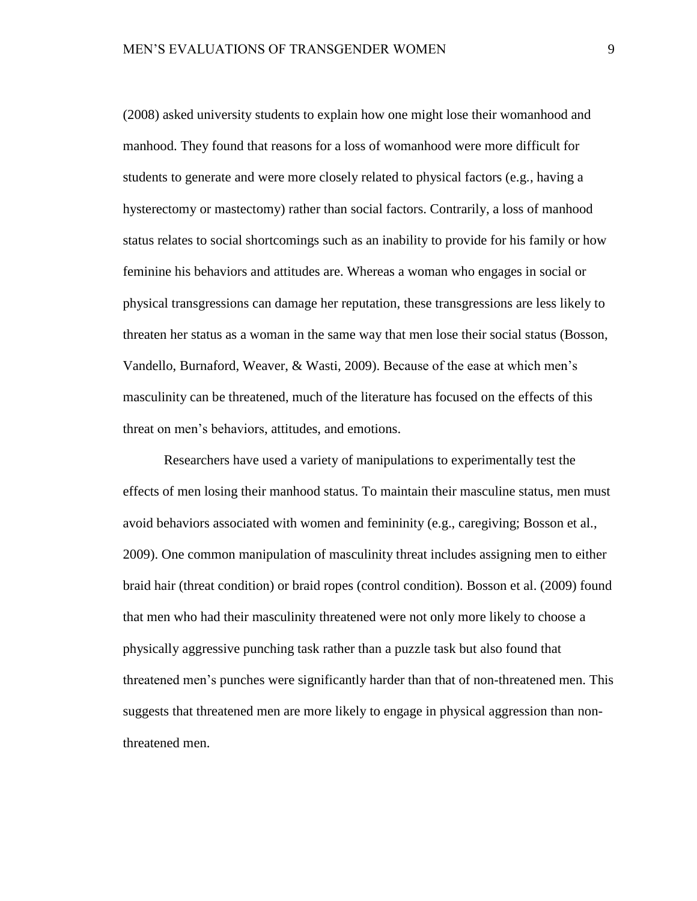(2008) asked university students to explain how one might lose their womanhood and manhood. They found that reasons for a loss of womanhood were more difficult for students to generate and were more closely related to physical factors (e.g., having a hysterectomy or mastectomy) rather than social factors. Contrarily, a loss of manhood status relates to social shortcomings such as an inability to provide for his family or how feminine his behaviors and attitudes are. Whereas a woman who engages in social or physical transgressions can damage her reputation, these transgressions are less likely to threaten her status as a woman in the same way that men lose their social status (Bosson, Vandello, Burnaford, Weaver, & Wasti, 2009). Because of the ease at which men's masculinity can be threatened, much of the literature has focused on the effects of this threat on men's behaviors, attitudes, and emotions.

Researchers have used a variety of manipulations to experimentally test the effects of men losing their manhood status. To maintain their masculine status, men must avoid behaviors associated with women and femininity (e.g., caregiving; Bosson et al., 2009). One common manipulation of masculinity threat includes assigning men to either braid hair (threat condition) or braid ropes (control condition). Bosson et al. (2009) found that men who had their masculinity threatened were not only more likely to choose a physically aggressive punching task rather than a puzzle task but also found that threatened men's punches were significantly harder than that of non-threatened men. This suggests that threatened men are more likely to engage in physical aggression than non-threatened men.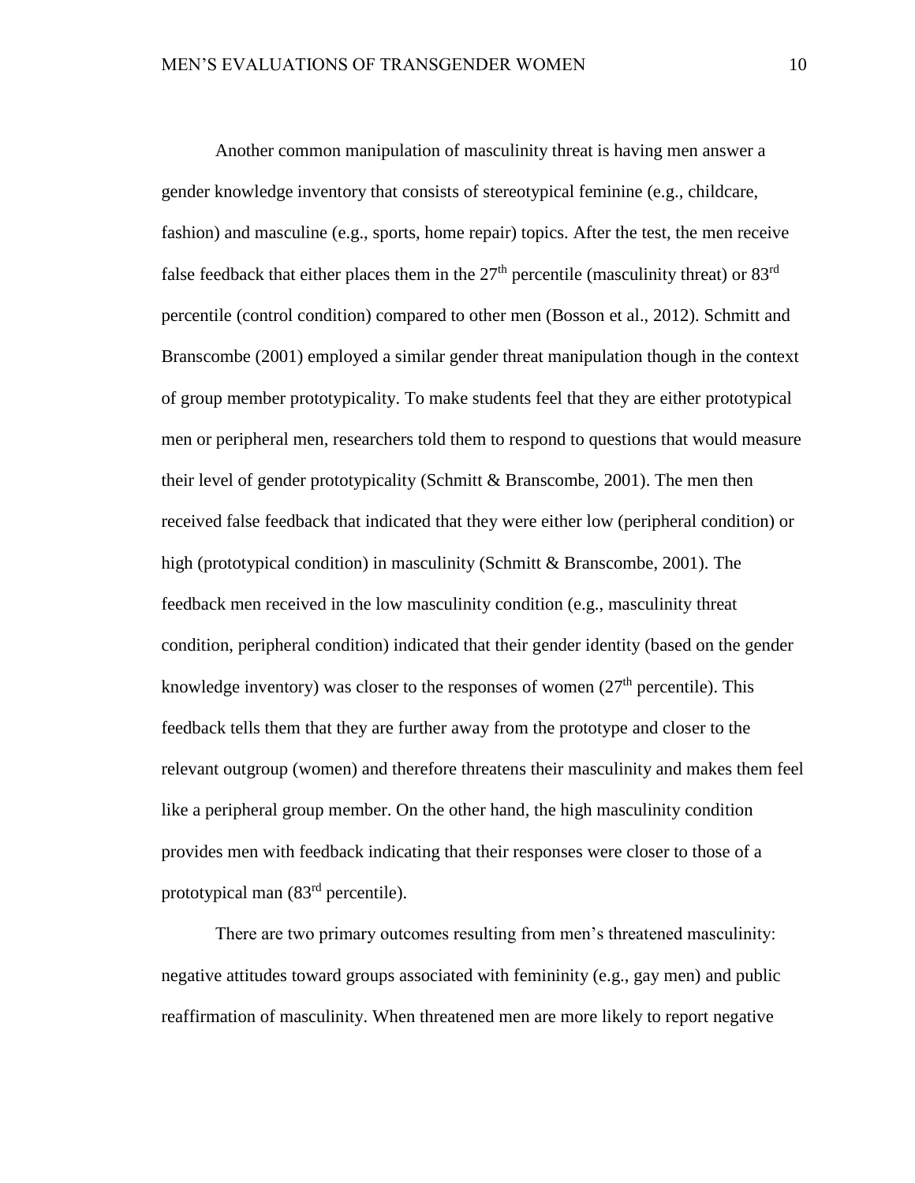Another common manipulation of masculinity threat is having men answer a gender knowledge inventory that consists of stereotypical feminine (e.g., childcare, fashion) and masculine (e.g., sports, home repair) topics. After the test, the men receive false feedback that either places them in the 27th percentile (masculinity threat) or 83rd percentile (control condition) compared to other men (Bosson et al., 2012). Schmitt and Branscombe (2001) employed a similar gender threat manipulation though in the context of group member prototypicality. To make students feel that they are either prototypical men or peripheral men, researchers told them to respond to questions that would measure their level of gender prototypicality (Schmitt & Branscombe, 2001). The men then received false feedback that indicated that they were either low (peripheral condition) or high (prototypical condition) in masculinity (Schmitt & Branscombe, 2001). The feedback men received in the low masculinity condition (e.g., masculinity threat condition, peripheral condition) indicated that their gender identity (based on the gender knowledge inventory) was closer to the responses of women (27th percentile). This feedback tells them that they are further away from the prototype and closer to the relevant outgroup (women) and therefore threatens their masculinity and makes them feel like a peripheral group member. On the other hand, the high masculinity condition provides men with feedback indicating that their responses were closer to those of a prototypical man (83rd percentile).

There are two primary outcomes resulting from men's threatened masculinity: negative attitudes toward groups associated with femininity (e.g., gay men) and public reaffirmation of masculinity. When threatened men are more likely to report negative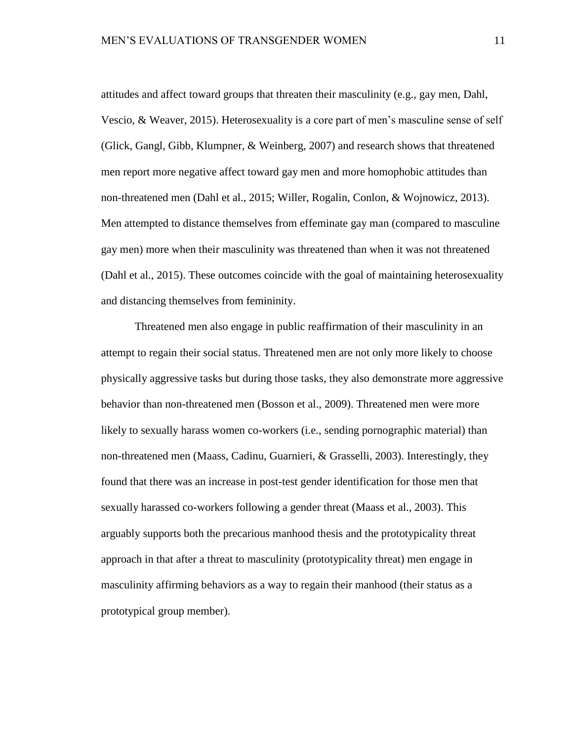attitudes and affect toward groups that threaten their masculinity (e.g., gay men, Dahl, Vescio, & Weaver, 2015). Heterosexuality is a core part of men's masculine sense of self (Glick, Gangl, Gibb, Klumpner, & Weinberg, 2007) and research shows that threatened men report more negative affect toward gay men and more homophobic attitudes than non-threatened men (Dahl et al., 2015; Willer, Rogalin, Conlon, & Wojnowicz, 2013). Men attempted to distance themselves from effeminate gay man (compared to masculine gay men) more when their masculinity was threatened than when it was not threatened (Dahl et al., 2015). These outcomes coincide with the goal of maintaining heterosexuality and distancing themselves from femininity.

Threatened men also engage in public reaffirmation of their masculinity in an attempt to regain their social status. Threatened men are not only more likely to choose physically aggressive tasks but during those tasks, they also demonstrate more aggressive behavior than non-threatened men (Bosson et al., 2009). Threatened men were more likely to sexually harass women co-workers (i.e., sending pornographic material) than non-threatened men (Maass, Cadinu, Guarnieri, & Grasselli, 2003). Interestingly, they found that there was an increase in post-test gender identification for those men that sexually harassed co-workers following a gender threat (Maass et al., 2003). This arguably supports both the precarious manhood thesis and the prototypicality threat approach in that after a threat to masculinity (prototypicality threat) men engage in masculinity affirming behaviors as a way to regain their manhood (their status as a prototypical group member).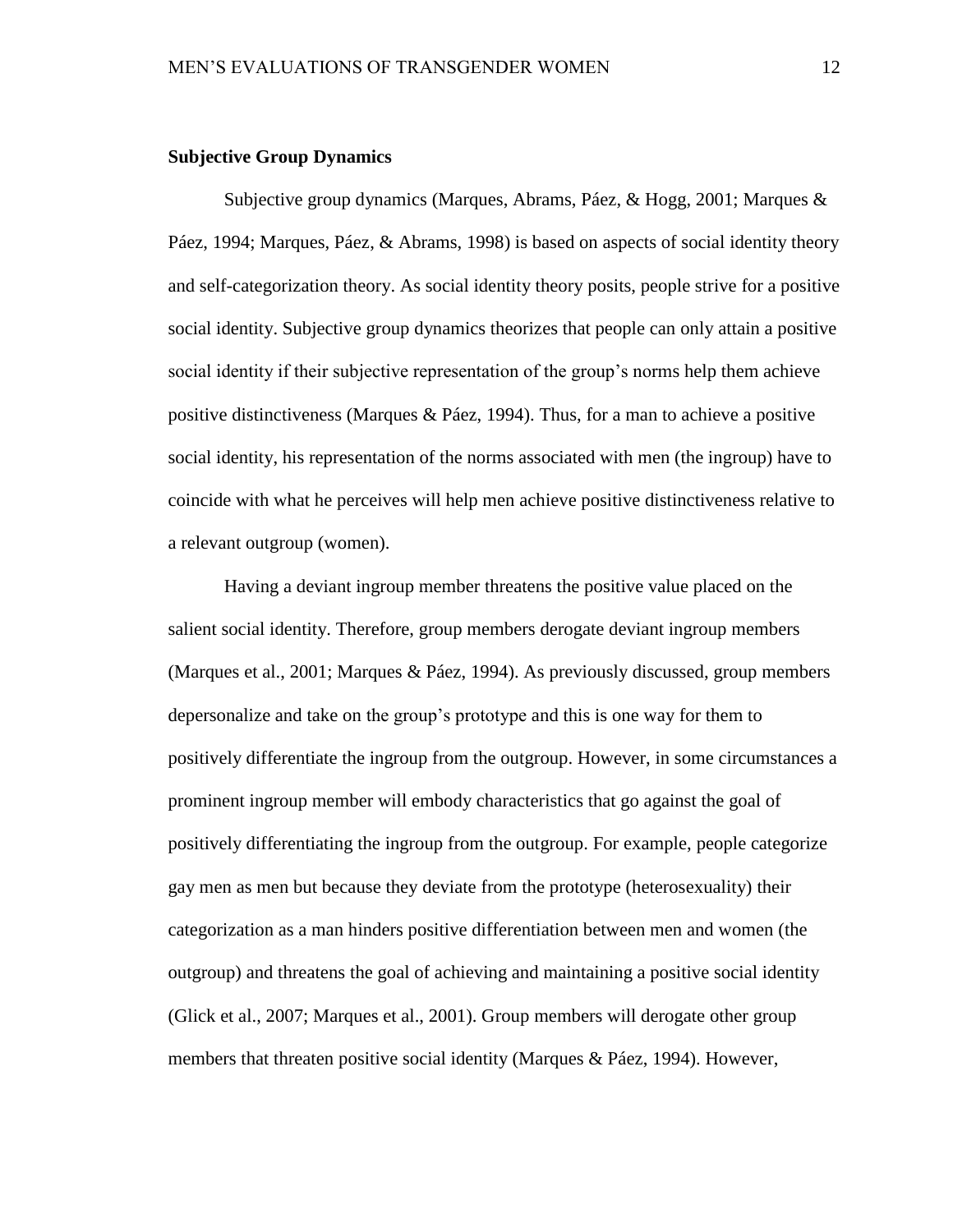**Subjective Group Dynamics**

Subjective group dynamics (Marques, Abrams, Páez, & Hogg, 2001; Marques & Páez, 1994; Marques, Páez, & Abrams, 1998) is based on aspects of social identity theory and self-categorization theory. As social identity theory posits, people strive for a positive social identity. Subjective group dynamics theorizes that people can only attain a positive social identity if their subjective representation of the group's norms help them achieve positive distinctiveness (Marques & Páez, 1994). Thus, for a man to achieve a positive social identity, his representation of the norms associated with men (the ingroup) have to coincide with what he perceives will help men achieve positive distinctiveness relative to a relevant outgroup (women).

Having a deviant ingroup member threatens the positive value placed on the salient social identity. Therefore, group members derogate deviant ingroup members (Marques et al., 2001; Marques & Páez, 1994). As previously discussed, group members depersonalize and take on the group's prototype and this is one way for them to positively differentiate the ingroup from the outgroup. However, in some circumstances a prominent ingroup member will embody characteristics that go against the goal of positively differentiating the ingroup from the outgroup. For example, people categorize gay men as men but because they deviate from the prototype (heterosexuality) their categorization as a man hinders positive differentiation between men and women (the outgroup) and threatens the goal of achieving and maintaining a positive social identity (Glick et al., 2007; Marques et al., 2001). Group members will derogate other group members that threaten positive social identity (Marques & Páez, 1994). However,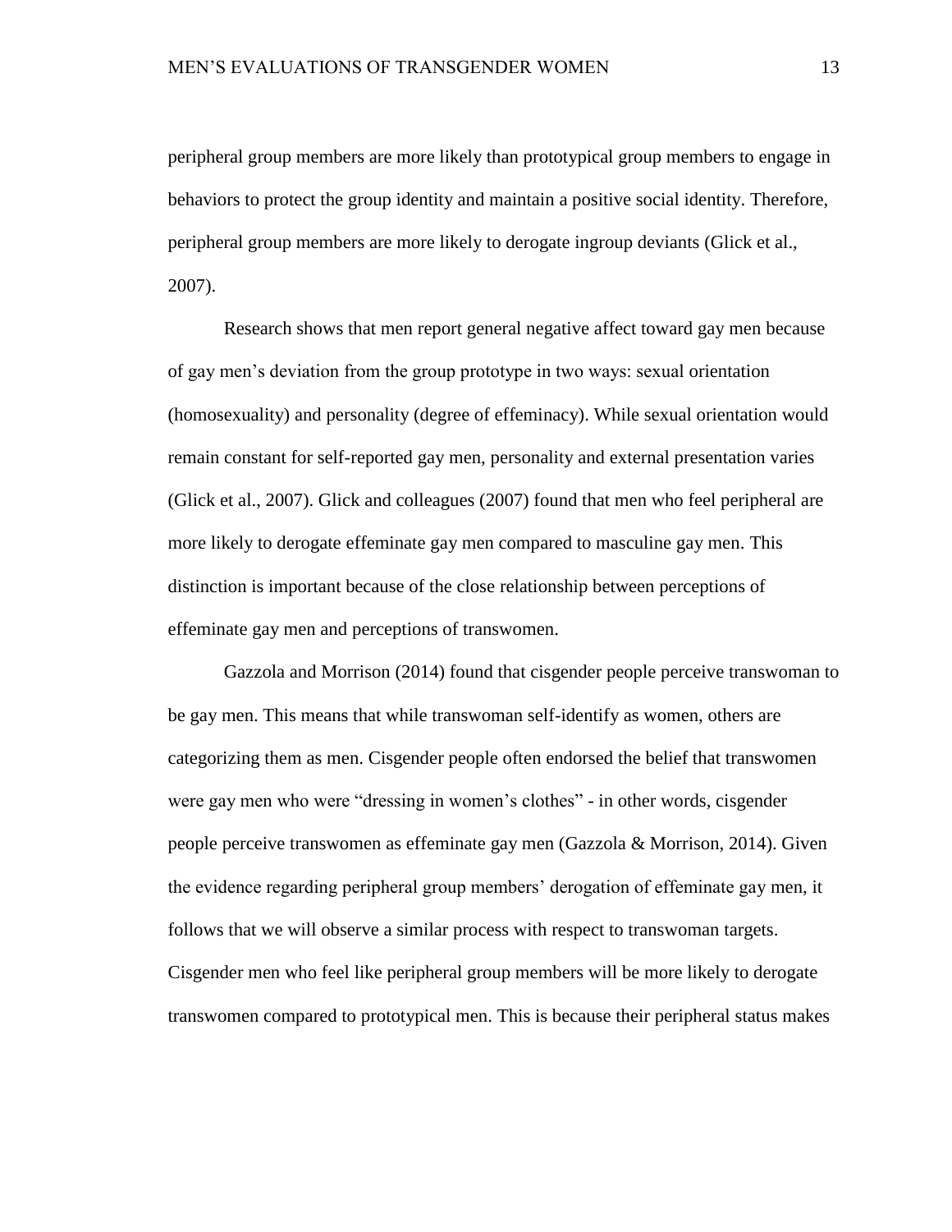peripheral group members are more likely than prototypical group members to engage in behaviors to protect the group identity and maintain a positive social identity. Therefore, peripheral group members are more likely to derogate ingroup deviants (Glick et al., 2007).

Research shows that men report general negative affect toward gay men because of gay men's deviation from the group prototype in two ways: sexual orientation (homosexuality) and personality (degree of effeminacy). While sexual orientation would remain constant for self-reported gay men, personality and external presentation varies (Glick et al., 2007). Glick and colleagues (2007) found that men who feel peripheral are more likely to derogate effeminate gay men compared to masculine gay men. This distinction is important because of the close relationship between perceptions of effeminate gay men and perceptions of transwomen.

Gazzola and Morrison (2014) found that cisgender people perceive transwoman to be gay men. This means that while transwoman self-identify as women, others are categorizing them as men. Cisgender people often endorsed the belief that transwomen were gay men who were "dressing in women's clothes" - in other words, cisgender people perceive transwomen as effeminate gay men (Gazzola & Morrison, 2014). Given the evidence regarding peripheral group members' derogation of effeminate gay men, it follows that we will observe a similar process with respect to transwoman targets. Cisgender men who feel like peripheral group members will be more likely to derogate transwomen compared to prototypical men. This is because their peripheral status makes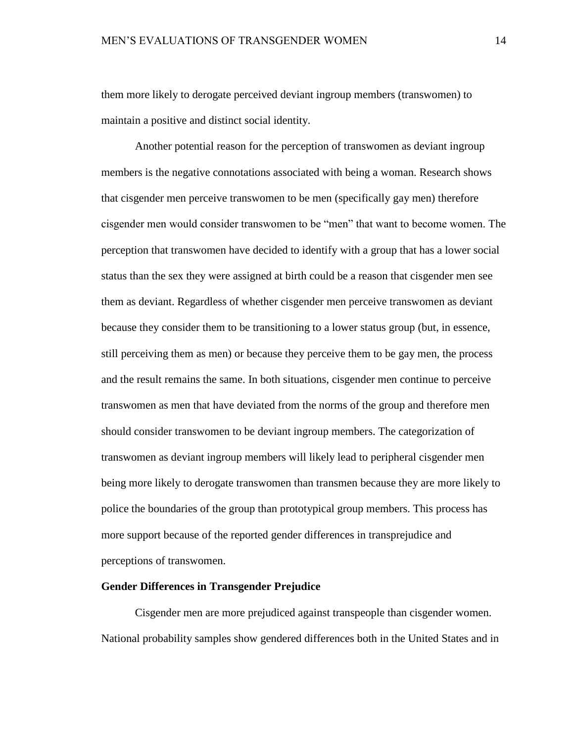them more likely to derogate perceived deviant ingroup members (transwomen) to maintain a positive and distinct social identity.

Another potential reason for the perception of transwomen as deviant ingroup members is the negative connotations associated with being a woman. Research shows that cisgender men perceive transwomen to be men (specifically gay men) therefore cisgender men would consider transwomen to be "men" that want to become women. The perception that transwomen have decided to identify with a group that has a lower social status than the sex they were assigned at birth could be a reason that cisgender men see them as deviant. Regardless of whether cisgender men perceive transwomen as deviant because they consider them to be transitioning to a lower status group (but, in essence, still perceiving them as men) or because they perceive them to be gay men, the process and the result remains the same. In both situations, cisgender men continue to perceive transwomen as men that have deviated from the norms of the group and therefore men should consider transwomen to be deviant ingroup members. The categorization of transwomen as deviant ingroup members will likely lead to peripheral cisgender men being more likely to derogate transwomen than transmen because they are more likely to police the boundaries of the group than prototypical group members. This process has more support because of the reported gender differences in transprejudice and perceptions of transwomen.

**Gender Differences in Transgender Prejudice**

Cisgender men are more prejudiced against transpeople than cisgender women. National probability samples show gendered differences both in the United States and in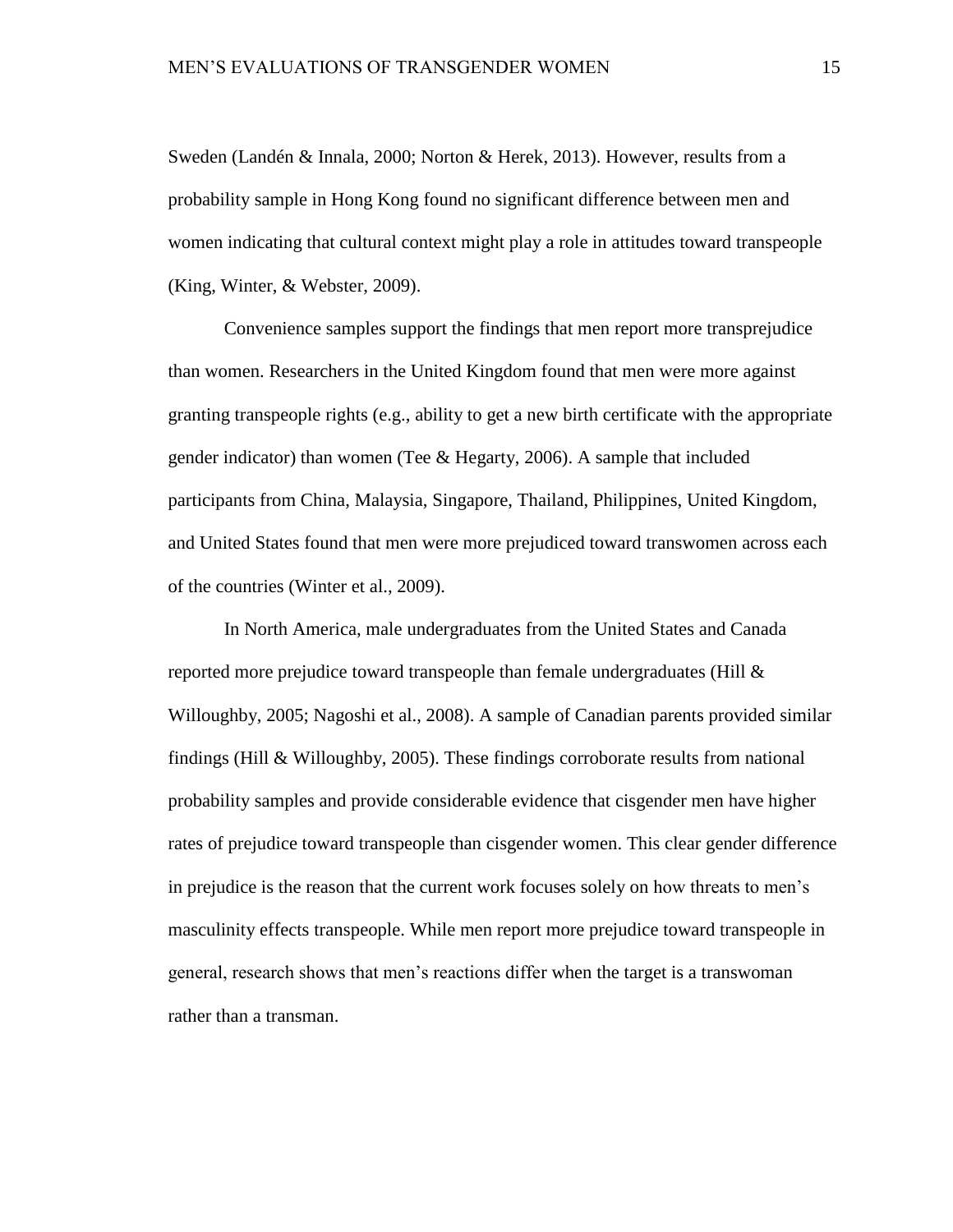Sweden (Landén & Innala, 2000; Norton & Herek, 2013). However, results from a probability sample in Hong Kong found no significant difference between men and women indicating that cultural context might play a role in attitudes toward transpeople (King, Winter, & Webster, 2009).

Convenience samples support the findings that men report more transprejudice than women. Researchers in the United Kingdom found that men were more against granting transpeople rights (e.g., ability to get a new birth certificate with the appropriate gender indicator) than women (Tee & Hegarty, 2006). A sample that included participants from China, Malaysia, Singapore, Thailand, Philippines, United Kingdom, and United States found that men were more prejudiced toward transwomen across each of the countries (Winter et al., 2009).

In North America, male undergraduates from the United States and Canada reported more prejudice toward transpeople than female undergraduates (Hill & Willoughby, 2005; Nagoshi et al., 2008). A sample of Canadian parents provided similar findings (Hill & Willoughby, 2005). These findings corroborate results from national probability samples and provide considerable evidence that cisgender men have higher rates of prejudice toward transpeople than cisgender women. This clear gender difference in prejudice is the reason that the current work focuses solely on how threats to men's masculinity effects transpeople. While men report more prejudice toward transpeople in general, research shows that men's reactions differ when the target is a transwoman rather than a transman.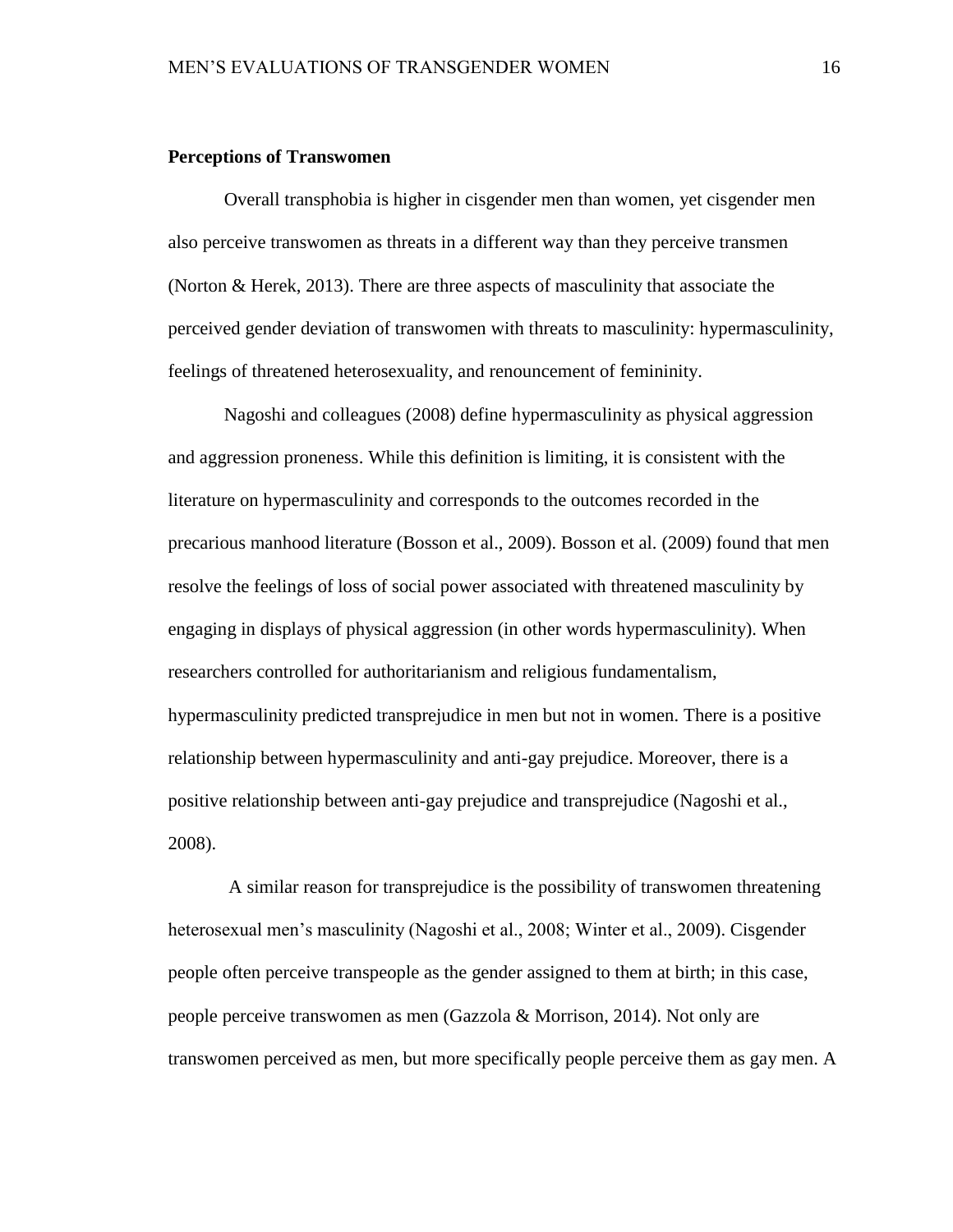**Perceptions of Transwomen**

Overall transphobia is higher in cisgender men than women, yet cisgender men also perceive transwomen as threats in a different way than they perceive transmen (Norton & Herek, 2013). There are three aspects of masculinity that associate the perceived gender deviation of transwomen with threats to masculinity: hypermasculinity, feelings of threatened heterosexuality, and renouncement of femininity.

Nagoshi and colleagues (2008) define hypermasculinity as physical aggression and aggression proneness. While this definition is limiting, it is consistent with the literature on hypermasculinity and corresponds to the outcomes recorded in the precarious manhood literature (Bosson et al., 2009). Bosson et al. (2009) found that men resolve the feelings of loss of social power associated with threatened masculinity by engaging in displays of physical aggression (in other words hypermasculinity). When researchers controlled for authoritarianism and religious fundamentalism, hypermasculinity predicted transprejudice in men but not in women. There is a positive relationship between hypermasculinity and anti-gay prejudice. Moreover, there is a positive relationship between anti-gay prejudice and transprejudice (Nagoshi et al., 2008).

A similar reason for transprejudice is the possibility of transwomen threatening heterosexual men's masculinity (Nagoshi et al., 2008; Winter et al., 2009). Cisgender people often perceive transpeople as the gender assigned to them at birth; in this case, people perceive transwomen as men (Gazzola & Morrison, 2014). Not only are transwomen perceived as men, but more specifically people perceive them as gay men. A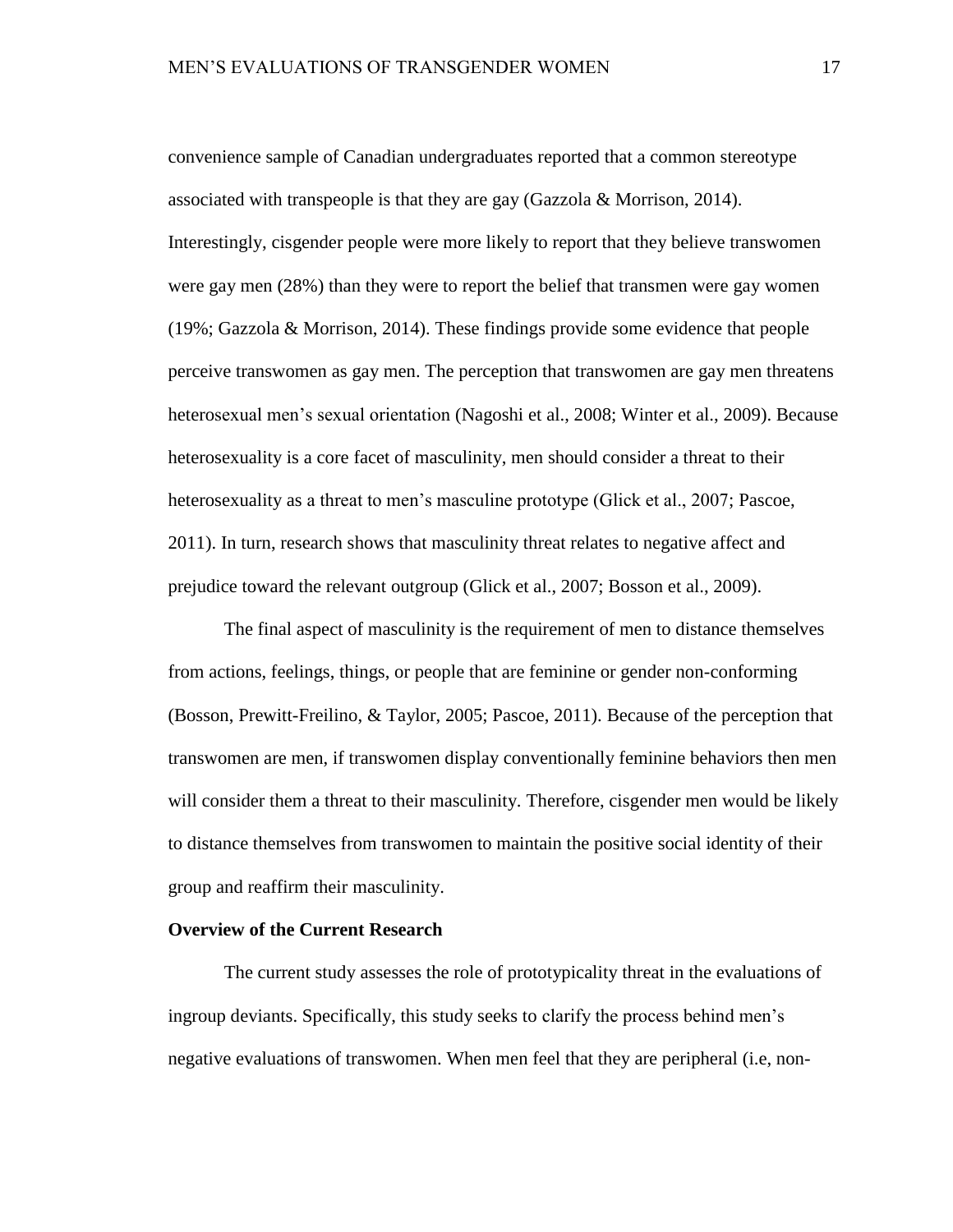convenience sample of Canadian undergraduates reported that a common stereotype associated with transpeople is that they are gay (Gazzola & Morrison, 2014). Interestingly, cisgender people were more likely to report that they believe transwomen were gay men (28%) than they were to report the belief that transmen were gay women (19%; Gazzola & Morrison, 2014). These findings provide some evidence that people perceive transwomen as gay men. The perception that transwomen are gay men threatens heterosexual men's sexual orientation (Nagoshi et al., 2008; Winter et al., 2009). Because heterosexuality is a core facet of masculinity, men should consider a threat to their heterosexuality as a threat to men's masculine prototype (Glick et al., 2007; Pascoe, 2011). In turn, research shows that masculinity threat relates to negative affect and prejudice toward the relevant outgroup (Glick et al., 2007; Bosson et al., 2009).

The final aspect of masculinity is the requirement of men to distance themselves from actions, feelings, things, or people that are feminine or gender non-conforming (Bosson, Prewitt-Freilino, & Taylor, 2005; Pascoe, 2011). Because of the perception that transwomen are men, if transwomen display conventionally feminine behaviors then men will consider them a threat to their masculinity. Therefore, cisgender men would be likely to distance themselves from transwomen to maintain the positive social identity of their group and reaffirm their masculinity.

**Overview of the Current Research**

The current study assesses the role of prototypicality threat in the evaluations of ingroup deviants. Specifically, this study seeks to clarify the process behind men's negative evaluations of transwomen. When men feel that they are peripheral (i.e, non-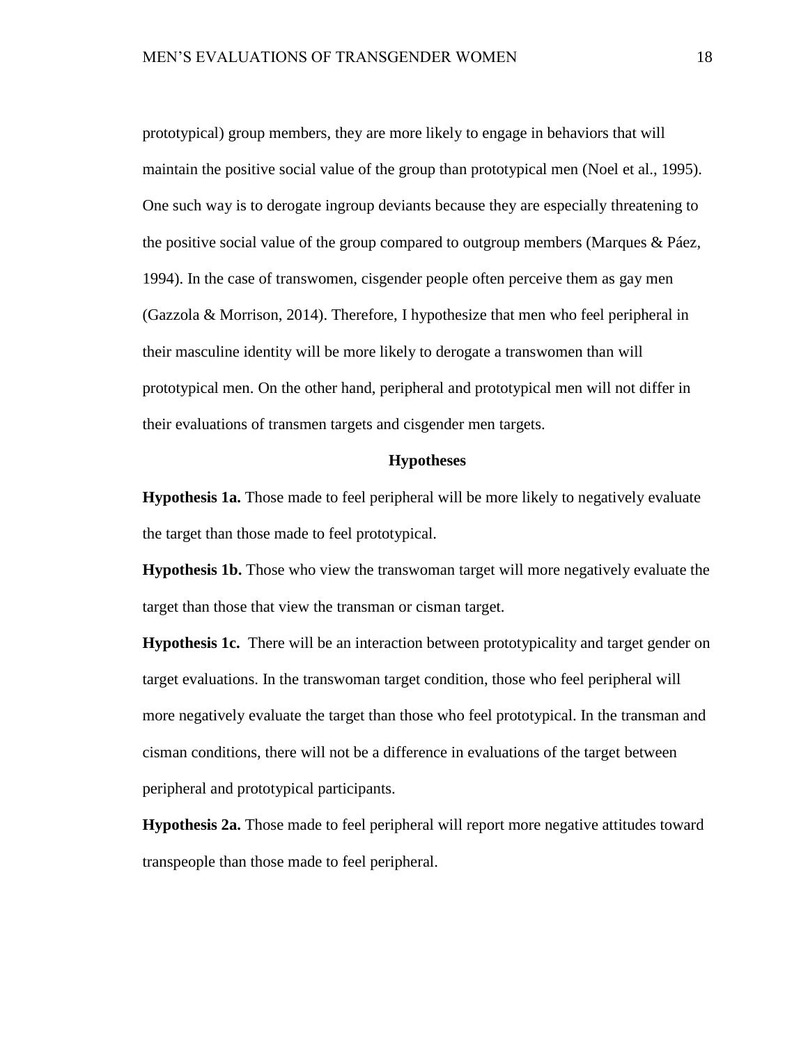prototypical) group members, they are more likely to engage in behaviors that will maintain the positive social value of the group than prototypical men (Noel et al., 1995). One such way is to derogate ingroup deviants because they are especially threatening to the positive social value of the group compared to outgroup members (Marques & Páez, 1994). In the case of transwomen, cisgender people often perceive them as gay men (Gazzola & Morrison, 2014). Therefore, I hypothesize that men who feel peripheral in their masculine identity will be more likely to derogate a transwomen than will prototypical men. On the other hand, peripheral and prototypical men will not differ in their evaluations of transmen targets and cisgender men targets.

## Hypotheses

**Hypothesis 1a.** Those made to feel peripheral will be more likely to negatively evaluate the target than those made to feel prototypical.

**Hypothesis 1b.** Those who view the transwoman target will more negatively evaluate the target than those that view the transman or cisman target.

**Hypothesis 1c.** There will be an interaction between prototypicality and target gender on target evaluations. In the transwoman target condition, those who feel peripheral will more negatively evaluate the target than those who feel prototypical. In the transman and cisman conditions, there will not be a difference in evaluations of the target between peripheral and prototypical participants.

**Hypothesis 2a.** Those made to feel peripheral will report more negative attitudes toward transpeople than those made to feel peripheral.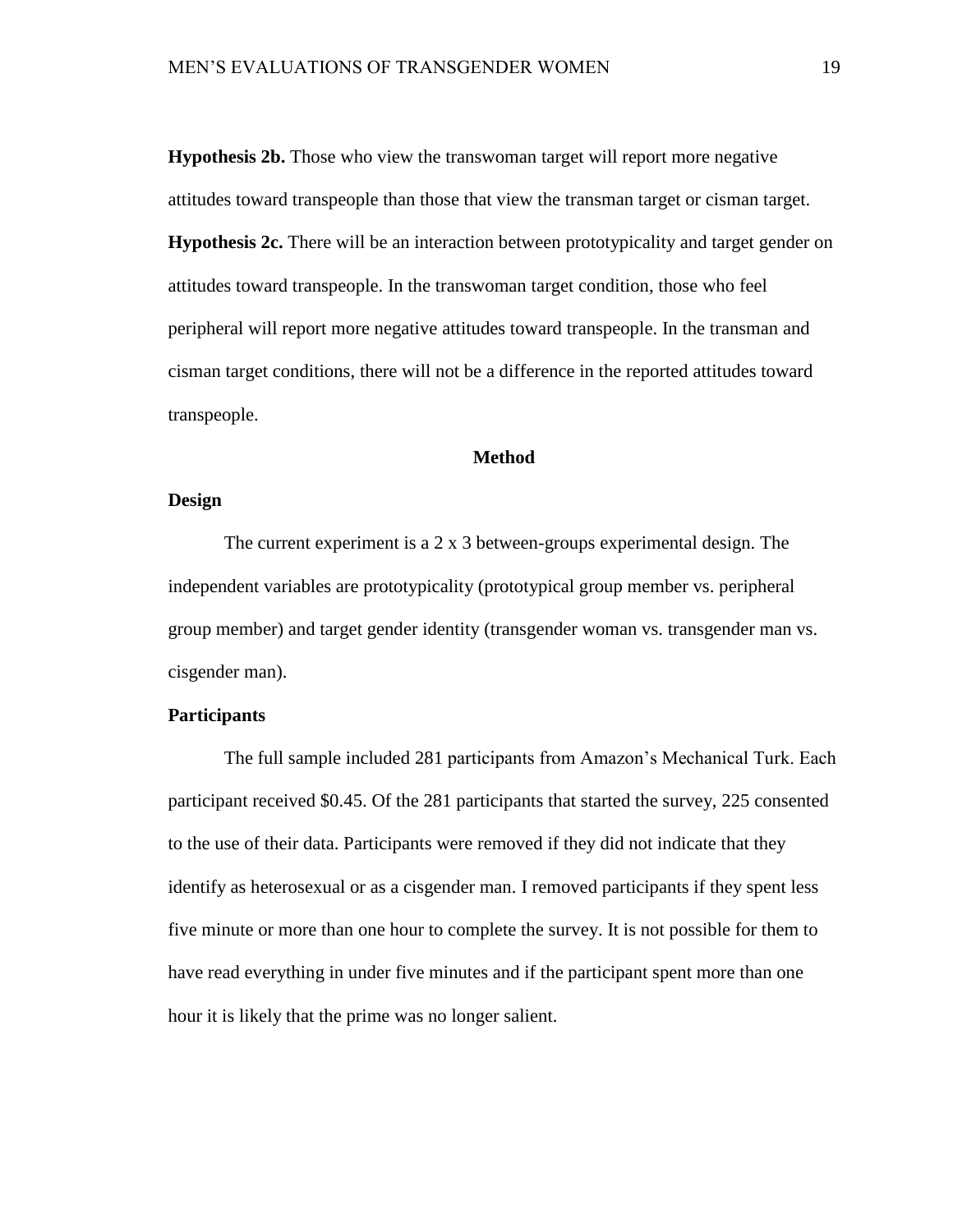**Hypothesis 2b.** Those who view the transwoman target will report more negative attitudes toward transpeople than those that view the transman target or cisman target.

**Hypothesis 2c.** There will be an interaction between prototypicality and target gender on attitudes toward transpeople. In the transwoman target condition, those who feel peripheral will report more negative attitudes toward transpeople. In the transman and cisman target conditions, there will not be a difference in the reported attitudes toward transpeople.

## Method

### Design

The current experiment is a 2 x 3 between-groups experimental design. The independent variables are prototypicality (prototypical group member vs. peripheral group member) and target gender identity (transgender woman vs. transgender man vs. cisgender man).

### Participants

The full sample included 281 participants from Amazon's Mechanical Turk. Each participant received $0.45. Of the 281 participants that started the survey, 225 consented to the use of their data. Participants were removed if they did not indicate that they identify as heterosexual or as a cisgender man. I removed participants if they spent less five minute or more than one hour to complete the survey. It is not possible for them to have read everything in under five minutes and if the participant spent more than one hour it is likely that the prime was no longer salient.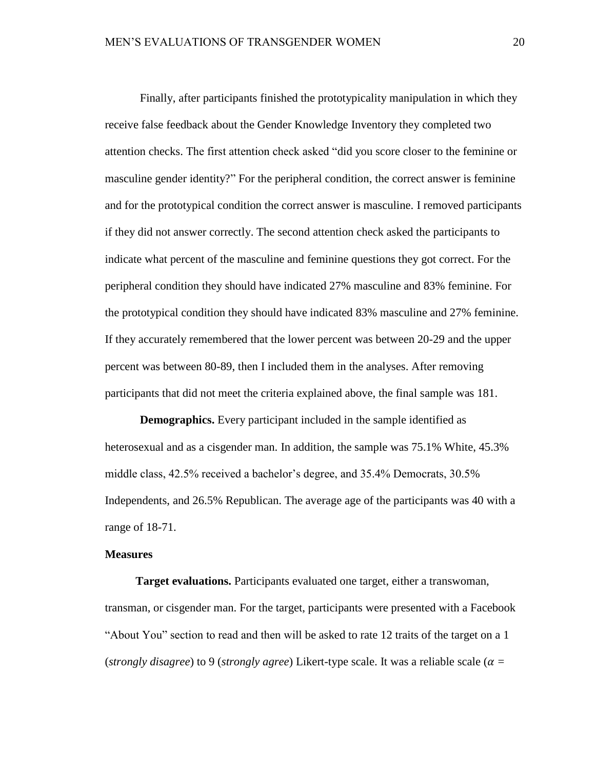Finally, after participants finished the prototypicality manipulation in which they receive false feedback about the Gender Knowledge Inventory they completed two attention checks. The first attention check asked "did you score closer to the feminine or masculine gender identity?" For the peripheral condition, the correct answer is feminine and for the prototypical condition the correct answer is masculine. I removed participants if they did not answer correctly. The second attention check asked the participants to indicate what percent of the masculine and feminine questions they got correct. For the peripheral condition they should have indicated 27% masculine and 83% feminine. For the prototypical condition they should have indicated 83% masculine and 27% feminine. If they accurately remembered that the lower percent was between 20-29 and the upper percent was between 80-89, then I included them in the analyses. After removing participants that did not meet the criteria explained above, the final sample was 181.

**Demographics.** Every participant included in the sample identified as heterosexual and as a cisgender man. In addition, the sample was 75.1% White, 45.3% middle class, 42.5% received a bachelor's degree, and 35.4% Democrats, 30.5% Independents, and 26.5% Republican. The average age of the participants was 40 with a range of 18-71.

**Measures**

**Target evaluations.** Participants evaluated one target, either a transwoman, transman, or cisgender man. For the target, participants were presented with a Facebook "About You" section to read and then will be asked to rate 12 traits of the target on a 1 (*strongly disagree*) to 9 (*strongly agree*) Likert-type scale. It was a reliable scale ($\alpha$ =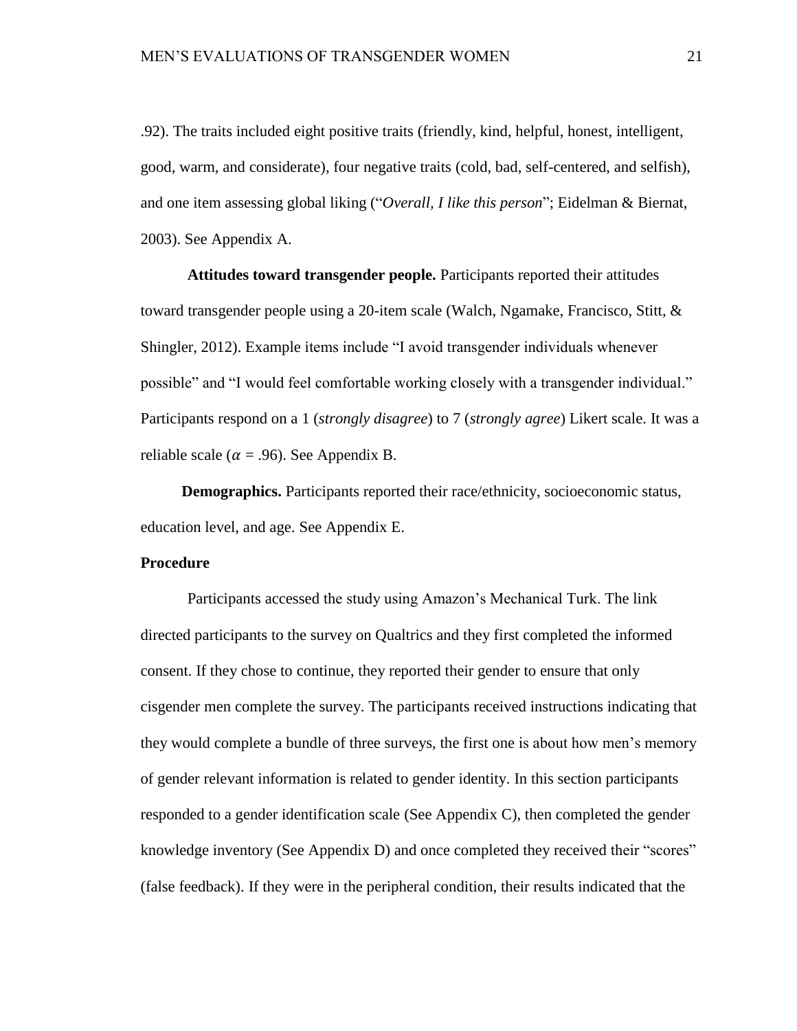.92). The traits included eight positive traits (friendly, kind, helpful, honest, intelligent, good, warm, and considerate), four negative traits (cold, bad, self-centered, and selfish), and one item assessing global liking ("*Overall, I like this person*"; Eidelman & Biernat, 2003). See Appendix A.

**Attitudes toward transgender people.** Participants reported their attitudes toward transgender people using a 20-item scale (Walch, Ngamake, Francisco, Stitt, & Shingler, 2012). Example items include "I avoid transgender individuals whenever possible" and "I would feel comfortable working closely with a transgender individual." Participants respond on a 1 (*strongly disagree*) to 7 (*strongly agree*) Likert scale. It was a reliable scale ($\alpha$ = .96). See Appendix B.

**Demographics.** Participants reported their race/ethnicity, socioeconomic status, education level, and age. See Appendix E.

**Procedure**

Participants accessed the study using Amazon's Mechanical Turk. The link directed participants to the survey on Qualtrics and they first completed the informed consent. If they chose to continue, they reported their gender to ensure that only cisgender men complete the survey. The participants received instructions indicating that they would complete a bundle of three surveys, the first one is about how men's memory of gender relevant information is related to gender identity. In this section participants responded to a gender identification scale (See Appendix C), then completed the gender knowledge inventory (See Appendix D) and once completed they received their "scores" (false feedback). If they were in the peripheral condition, their results indicated that the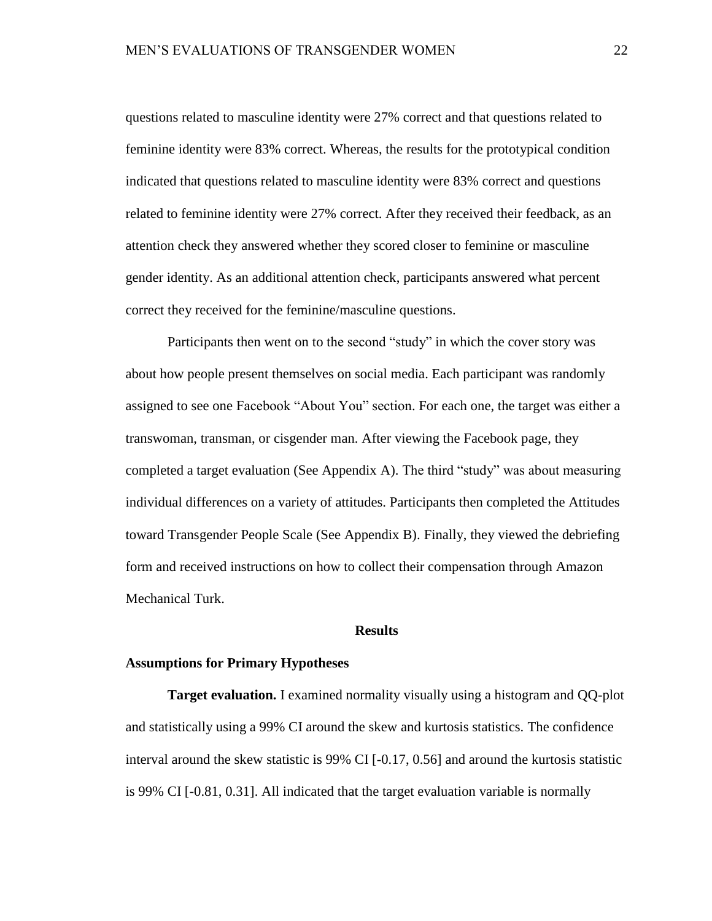questions related to masculine identity were 27% correct and that questions related to feminine identity were 83% correct. Whereas, the results for the prototypical condition indicated that questions related to masculine identity were 83% correct and questions related to feminine identity were 27% correct. After they received their feedback, as an attention check they answered whether they scored closer to feminine or masculine gender identity. As an additional attention check, participants answered what percent correct they received for the feminine/masculine questions.

Participants then went on to the second "study" in which the cover story was about how people present themselves on social media. Each participant was randomly assigned to see one Facebook "About You" section. For each one, the target was either a transwoman, transman, or cisgender man. After viewing the Facebook page, they completed a target evaluation (See Appendix A). The third "study" was about measuring individual differences on a variety of attitudes. Participants then completed the Attitudes toward Transgender People Scale (See Appendix B). Finally, they viewed the debriefing form and received instructions on how to collect their compensation through Amazon Mechanical Turk.

## Results

### Assumptions for Primary Hypotheses

**Target evaluation.** I examined normality visually using a histogram and QQ-plot and statistically using a 99% CI around the skew and kurtosis statistics. The confidence interval around the skew statistic is 99% CI [-0.17, 0.56] and around the kurtosis statistic is 99% CI [-0.81, 0.31]. All indicated that the target evaluation variable is normally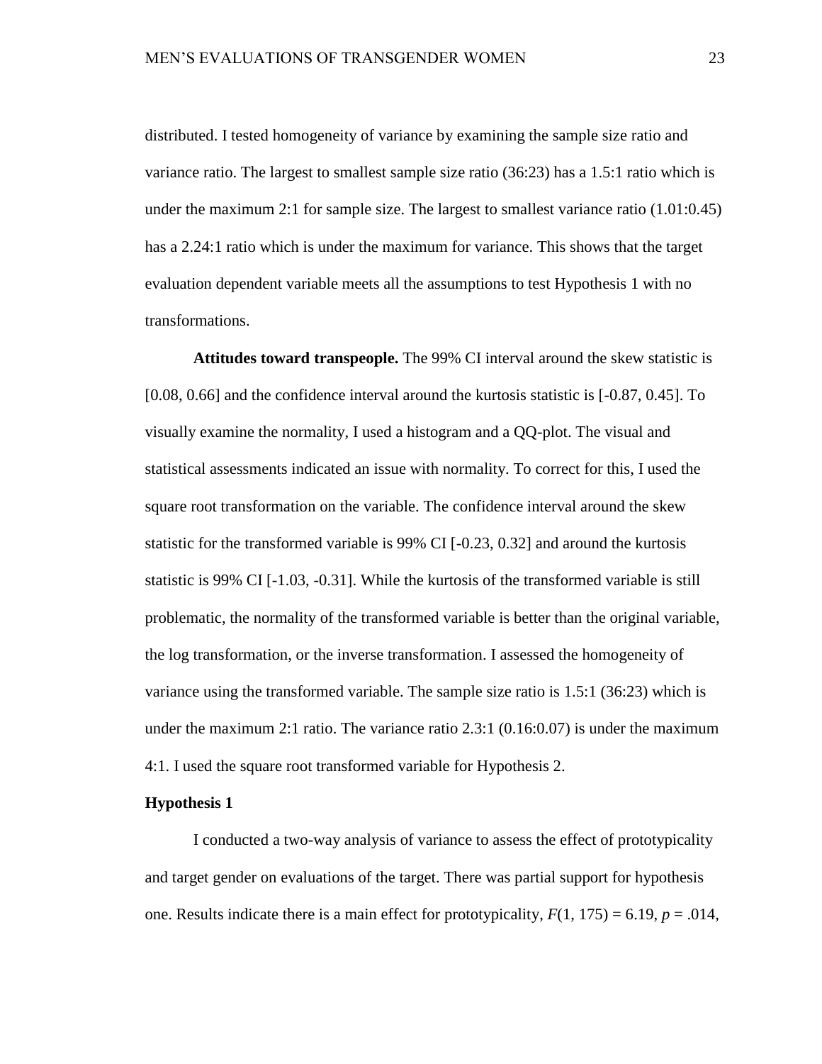distributed. I tested homogeneity of variance by examining the sample size ratio and variance ratio. The largest to smallest sample size ratio (36:23) has a 1.5:1 ratio which is under the maximum 2:1 for sample size. The largest to smallest variance ratio (1.01:0.45) has a 2.24:1 ratio which is under the maximum for variance. This shows that the target evaluation dependent variable meets all the assumptions to test Hypothesis 1 with no transformations.

**Attitudes toward transpeople.** The 99% CI interval around the skew statistic is [0.08, 0.66] and the confidence interval around the kurtosis statistic is [-0.87, 0.45]. To visually examine the normality, I used a histogram and a QQ-plot. The visual and statistical assessments indicated an issue with normality. To correct for this, I used the square root transformation on the variable. The confidence interval around the skew statistic for the transformed variable is 99% CI [-0.23, 0.32] and around the kurtosis statistic is 99% CI [-1.03, -0.31]. While the kurtosis of the transformed variable is still problematic, the normality of the transformed variable is better than the original variable, the log transformation, or the inverse transformation. I assessed the homogeneity of variance using the transformed variable. The sample size ratio is 1.5:1 (36:23) which is under the maximum 2:1 ratio. The variance ratio 2.3:1 (0.16:0.07) is under the maximum 4:1. I used the square root transformed variable for Hypothesis 2.

### Hypothesis 1

I conducted a two-way analysis of variance to assess the effect of prototypicality and target gender on evaluations of the target. There was partial support for hypothesis one. Results indicate there is a main effect for prototypicality, $F(1, 175) = 6.19$, $p = .014$,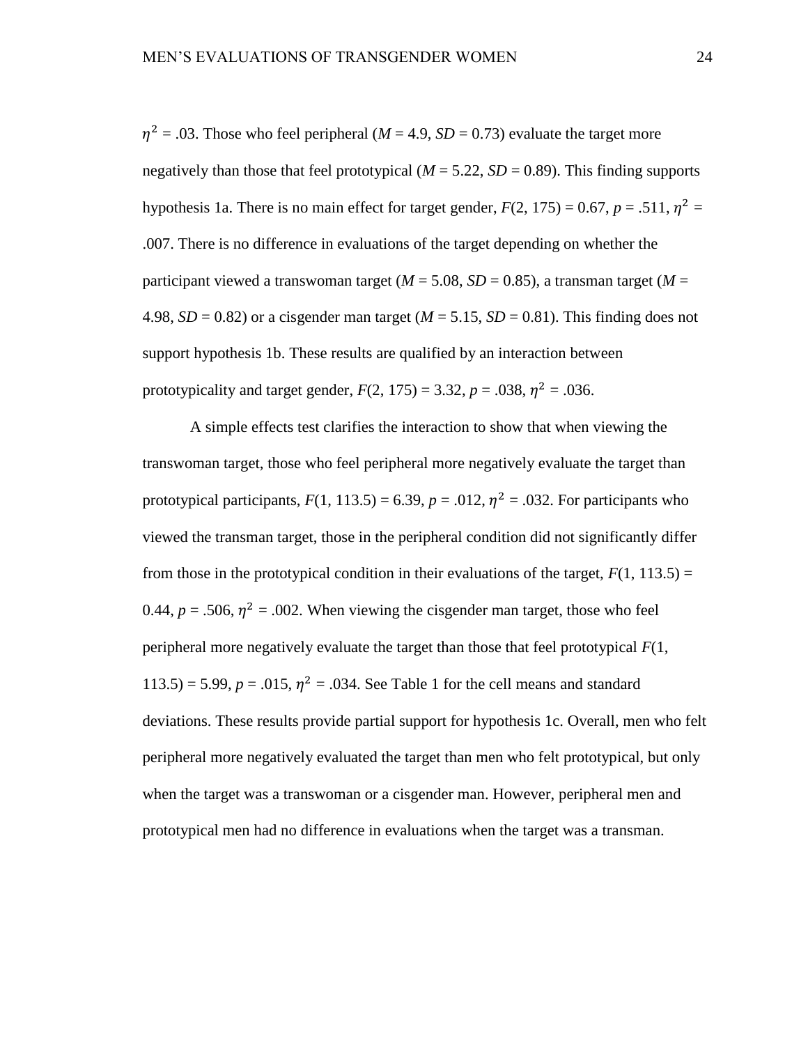$\eta^2$ = .03. Those who feel peripheral (*M* = 4.9, *SD* = 0.73) evaluate the target more negatively than those that feel prototypical (*M* = 5.22, *SD* = 0.89). This finding supports hypothesis 1a. There is no main effect for target gender, $F(2, 175) = 0.67$, $p = .511$, $\eta^2$ = .007. There is no difference in evaluations of the target depending on whether the participant viewed a transwoman target (*M* = 5.08, *SD* = 0.85), a transman target (*M* = 4.98, *SD* = 0.82) or a cisgender man target (*M* = 5.15, *SD* = 0.81). This finding does not support hypothesis 1b. These results are qualified by an interaction between prototypicality and target gender, $F(2, 175) = 3.32$, $p = .038$, $\eta^2 = .036$.

A simple effects test clarifies the interaction to show that when viewing the transwoman target, those who feel peripheral more negatively evaluate the target than prototypical participants, $F(1, 113.5) = 6.39$, $p = .012$, $\eta^2 = .032$. For participants who viewed the transman target, those in the peripheral condition did not significantly differ from those in the prototypical condition in their evaluations of the target, $F(1, 113.5) = 0.44$, $p = .506$, $\eta^2 = .002$. When viewing the cisgender man target, those who feel peripheral more negatively evaluate the target than those that feel prototypical $F(1, 113.5) = 5.99$, $p = .015$, $\eta^2 = .034$. See Table 1 for the cell means and standard deviations. These results provide partial support for hypothesis 1c. Overall, men who felt peripheral more negatively evaluated the target than men who felt prototypical, but only when the target was a transwoman or a cisgender man. However, peripheral men and prototypical men had no difference in evaluations when the target was a transman.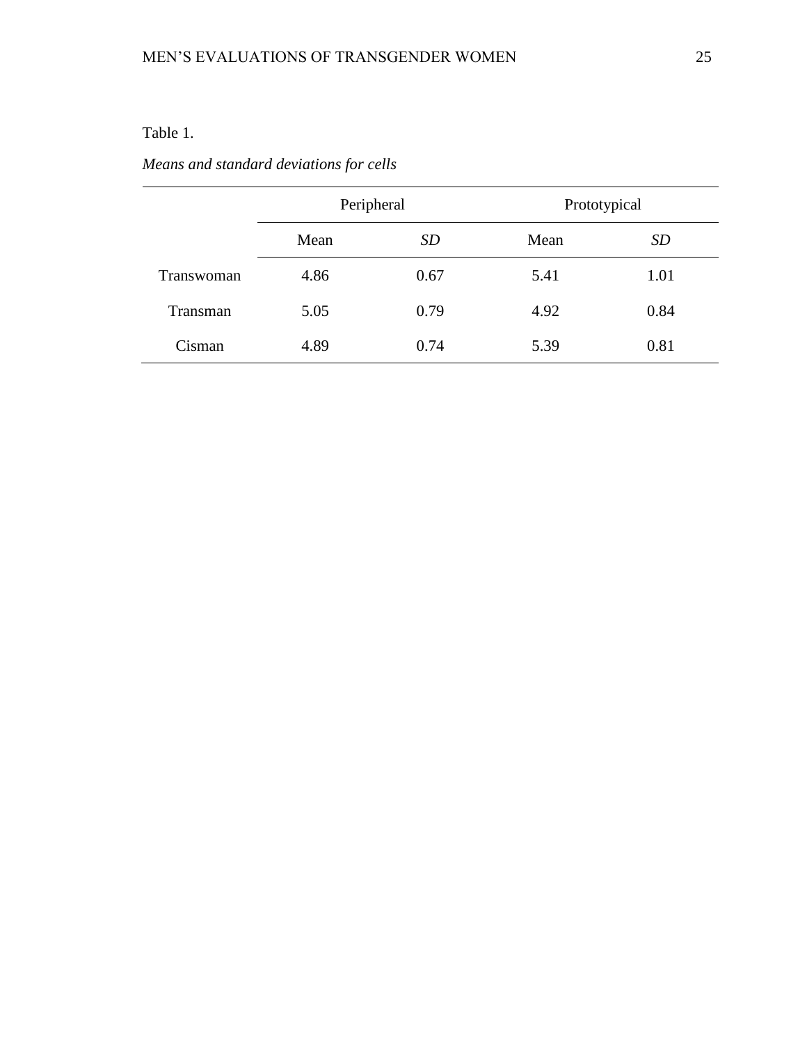Table 1.

*Means and standard deviations for cells*

| | Peripheral | | Prototypical | |
|---|---|---|---|---|
| | Mean | *SD* | Mean | *SD* |
| Transwoman | 4.86 | 0.67 | 5.41 | 1.01 |
| Transman | 5.05 | 0.79 | 4.92 | 0.84 |
| Cisman | 4.89 | 0.74 | 5.39 | 0.81 |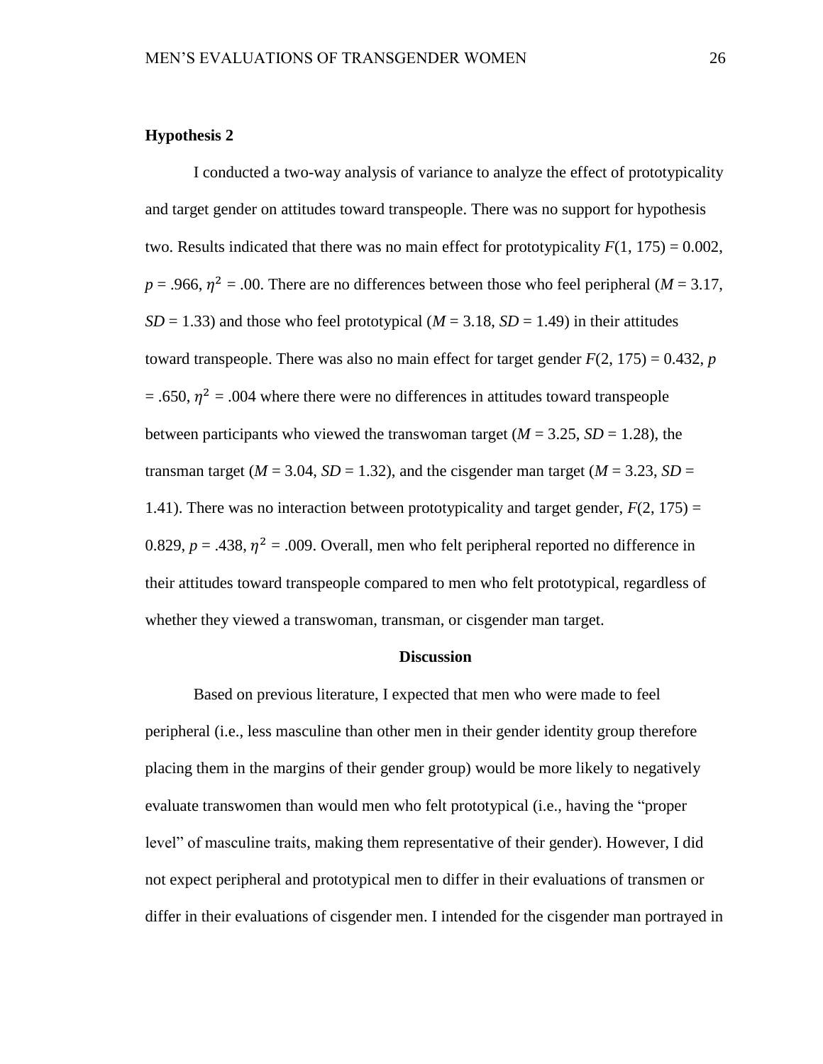**Hypothesis 2**

I conducted a two-way analysis of variance to analyze the effect of prototypicality and target gender on attitudes toward transpeople. There was no support for hypothesis two. Results indicated that there was no main effect for prototypicality $F(1, 175) = 0.002$, $p = .966$, $\eta^2 = .00$. There are no differences between those who feel peripheral ($M = 3.17$, $SD = 1.33$) and those who feel prototypical ($M = 3.18$, $SD = 1.49$) in their attitudes toward transpeople. There was also no main effect for target gender $F(2, 175) = 0.432$, $p = .650$, $\eta^2 = .004$ where there were no differences in attitudes toward transpeople between participants who viewed the transwoman target ($M = 3.25$, $SD = 1.28$), the transman target ($M = 3.04$, $SD = 1.32$), and the cisgender man target ($M = 3.23$, $SD = 1.41$). There was no interaction between prototypicality and target gender, $F(2, 175) = 0.829$, $p = .438$, $\eta^2 = .009$. Overall, men who felt peripheral reported no difference in their attitudes toward transpeople compared to men who felt prototypical, regardless of whether they viewed a transwoman, transman, or cisgender man target.

## Discussion

Based on previous literature, I expected that men who were made to feel peripheral (i.e., less masculine than other men in their gender identity group therefore placing them in the margins of their gender group) would be more likely to negatively evaluate transwomen than would men who felt prototypical (i.e., having the "proper level" of masculine traits, making them representative of their gender). However, I did not expect peripheral and prototypical men to differ in their evaluations of transmen or differ in their evaluations of cisgender men. I intended for the cisgender man portrayed in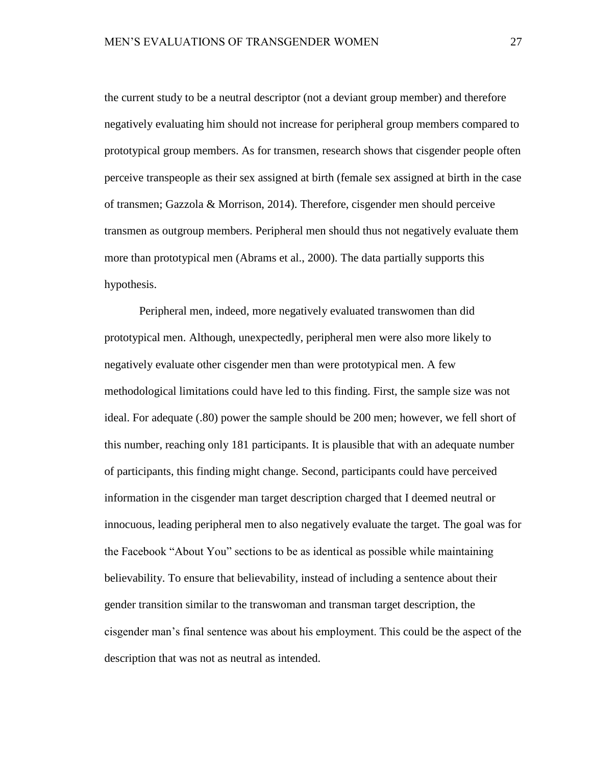the current study to be a neutral descriptor (not a deviant group member) and therefore negatively evaluating him should not increase for peripheral group members compared to prototypical group members. As for transmen, research shows that cisgender people often perceive transpeople as their sex assigned at birth (female sex assigned at birth in the case of transmen; Gazzola & Morrison, 2014). Therefore, cisgender men should perceive transmen as outgroup members. Peripheral men should thus not negatively evaluate them more than prototypical men (Abrams et al., 2000). The data partially supports this hypothesis.

Peripheral men, indeed, more negatively evaluated transwomen than did prototypical men. Although, unexpectedly, peripheral men were also more likely to negatively evaluate other cisgender men than were prototypical men. A few methodological limitations could have led to this finding. First, the sample size was not ideal. For adequate (.80) power the sample should be 200 men; however, we fell short of this number, reaching only 181 participants. It is plausible that with an adequate number of participants, this finding might change. Second, participants could have perceived information in the cisgender man target description charged that I deemed neutral or innocuous, leading peripheral men to also negatively evaluate the target. The goal was for the Facebook "About You" sections to be as identical as possible while maintaining believability. To ensure that believability, instead of including a sentence about their gender transition similar to the transwoman and transman target description, the cisgender man's final sentence was about his employment. This could be the aspect of the description that was not as neutral as intended.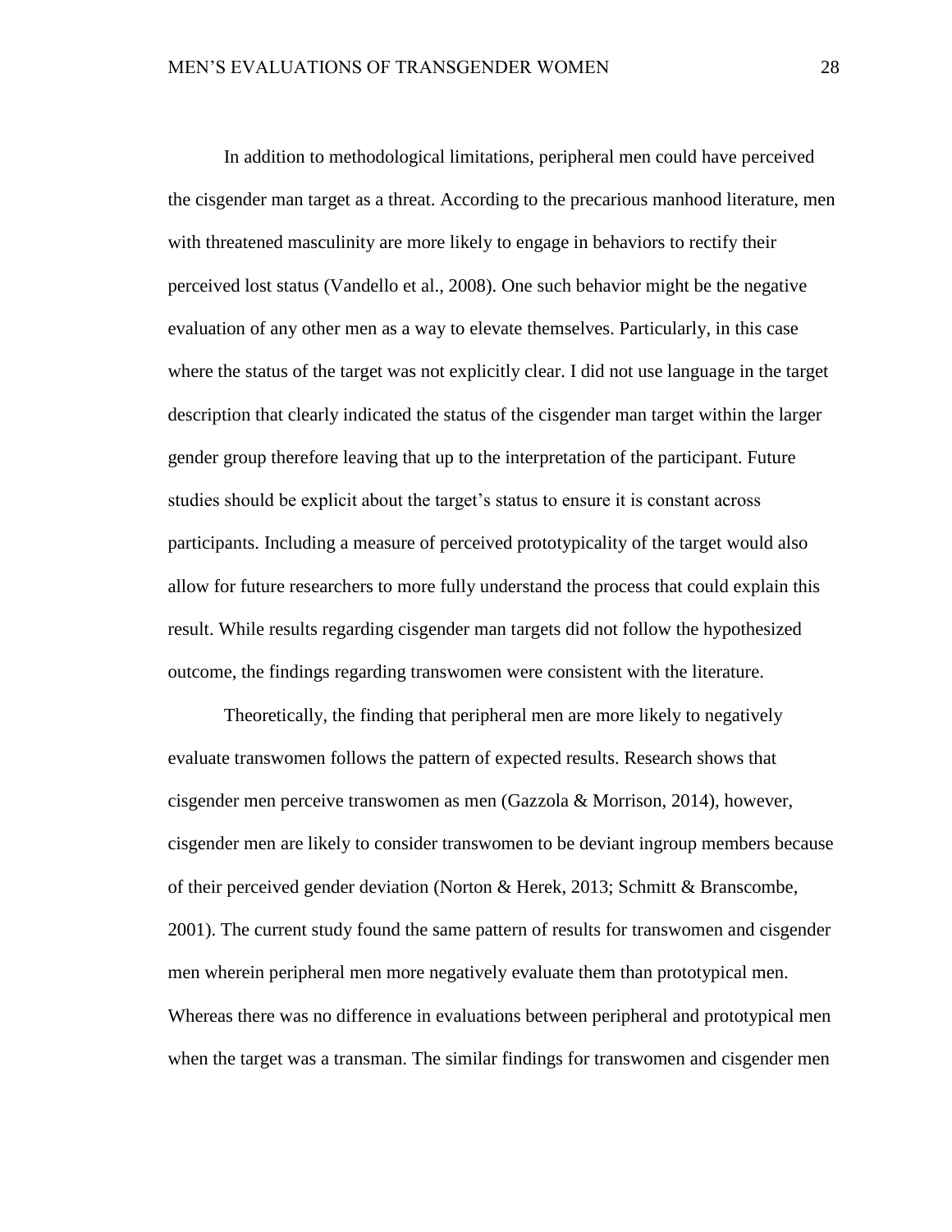In addition to methodological limitations, peripheral men could have perceived the cisgender man target as a threat. According to the precarious manhood literature, men with threatened masculinity are more likely to engage in behaviors to rectify their perceived lost status (Vandello et al., 2008). One such behavior might be the negative evaluation of any other men as a way to elevate themselves. Particularly, in this case where the status of the target was not explicitly clear. I did not use language in the target description that clearly indicated the status of the cisgender man target within the larger gender group therefore leaving that up to the interpretation of the participant. Future studies should be explicit about the target's status to ensure it is constant across participants. Including a measure of perceived prototypicality of the target would also allow for future researchers to more fully understand the process that could explain this result. While results regarding cisgender man targets did not follow the hypothesized outcome, the findings regarding transwomen were consistent with the literature.

Theoretically, the finding that peripheral men are more likely to negatively evaluate transwomen follows the pattern of expected results. Research shows that cisgender men perceive transwomen as men (Gazzola & Morrison, 2014), however, cisgender men are likely to consider transwomen to be deviant ingroup members because of their perceived gender deviation (Norton & Herek, 2013; Schmitt & Branscombe, 2001). The current study found the same pattern of results for transwomen and cisgender men wherein peripheral men more negatively evaluate them than prototypical men. Whereas there was no difference in evaluations between peripheral and prototypical men when the target was a transman. The similar findings for transwomen and cisgender men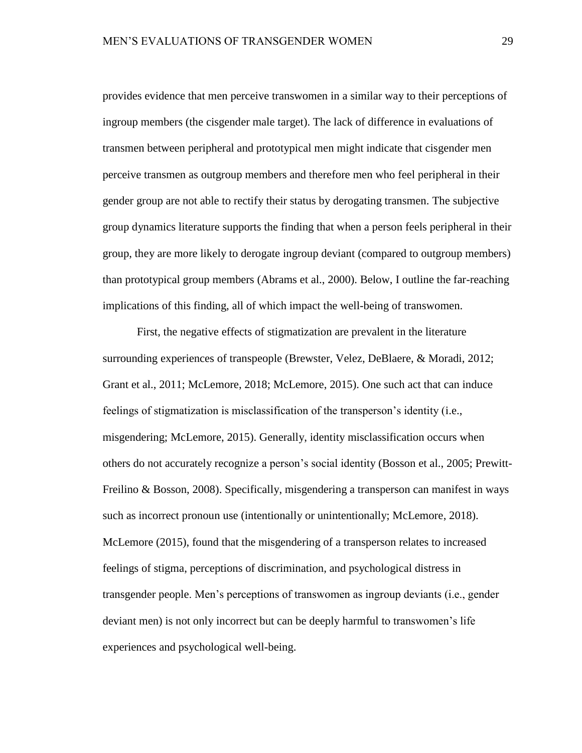provides evidence that men perceive transwomen in a similar way to their perceptions of ingroup members (the cisgender male target). The lack of difference in evaluations of transmen between peripheral and prototypical men might indicate that cisgender men perceive transmen as outgroup members and therefore men who feel peripheral in their gender group are not able to rectify their status by derogating transmen. The subjective group dynamics literature supports the finding that when a person feels peripheral in their group, they are more likely to derogate ingroup deviant (compared to outgroup members) than prototypical group members (Abrams et al., 2000). Below, I outline the far-reaching implications of this finding, all of which impact the well-being of transwomen.

First, the negative effects of stigmatization are prevalent in the literature surrounding experiences of transpeople (Brewster, Velez, DeBlaere, & Moradi, 2012; Grant et al., 2011; McLemore, 2018; McLemore, 2015). One such act that can induce feelings of stigmatization is misclassification of the transperson's identity (i.e., misgendering; McLemore, 2015). Generally, identity misclassification occurs when others do not accurately recognize a person's social identity (Bosson et al., 2005; Prewitt-Freilino & Bosson, 2008). Specifically, misgendering a transperson can manifest in ways such as incorrect pronoun use (intentionally or unintentionally; McLemore, 2018). McLemore (2015), found that the misgendering of a transperson relates to increased feelings of stigma, perceptions of discrimination, and psychological distress in transgender people. Men's perceptions of transwomen as ingroup deviants (i.e., gender deviant men) is not only incorrect but can be deeply harmful to transwomen's life experiences and psychological well-being.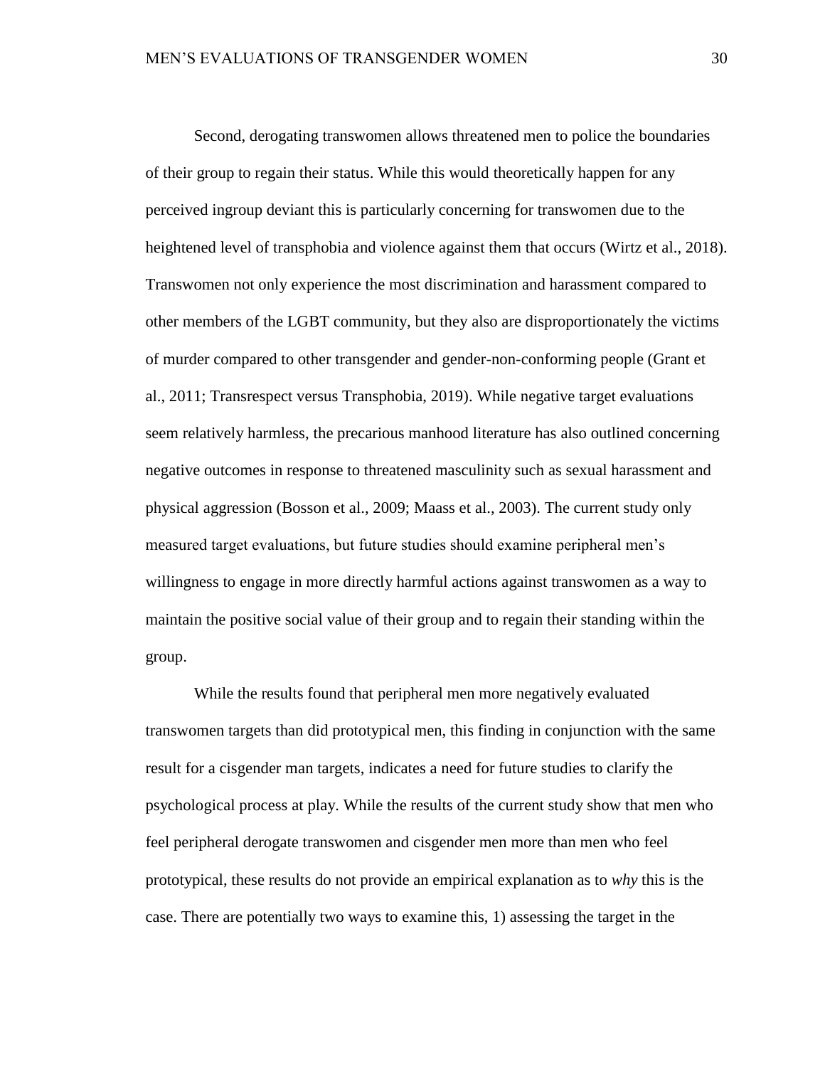Second, derogating transwomen allows threatened men to police the boundaries of their group to regain their status. While this would theoretically happen for any perceived ingroup deviant this is particularly concerning for transwomen due to the heightened level of transphobia and violence against them that occurs (Wirtz et al., 2018). Transwomen not only experience the most discrimination and harassment compared to other members of the LGBT community, but they also are disproportionately the victims of murder compared to other transgender and gender-non-conforming people (Grant et al., 2011; Transrespect versus Transphobia, 2019). While negative target evaluations seem relatively harmless, the precarious manhood literature has also outlined concerning negative outcomes in response to threatened masculinity such as sexual harassment and physical aggression (Bosson et al., 2009; Maass et al., 2003). The current study only measured target evaluations, but future studies should examine peripheral men's willingness to engage in more directly harmful actions against transwomen as a way to maintain the positive social value of their group and to regain their standing within the group.

While the results found that peripheral men more negatively evaluated transwomen targets than did prototypical men, this finding in conjunction with the same result for a cisgender man targets, indicates a need for future studies to clarify the psychological process at play. While the results of the current study show that men who feel peripheral derogate transwomen and cisgender men more than men who feel prototypical, these results do not provide an empirical explanation as to *why* this is the case. There are potentially two ways to examine this, 1) assessing the target in the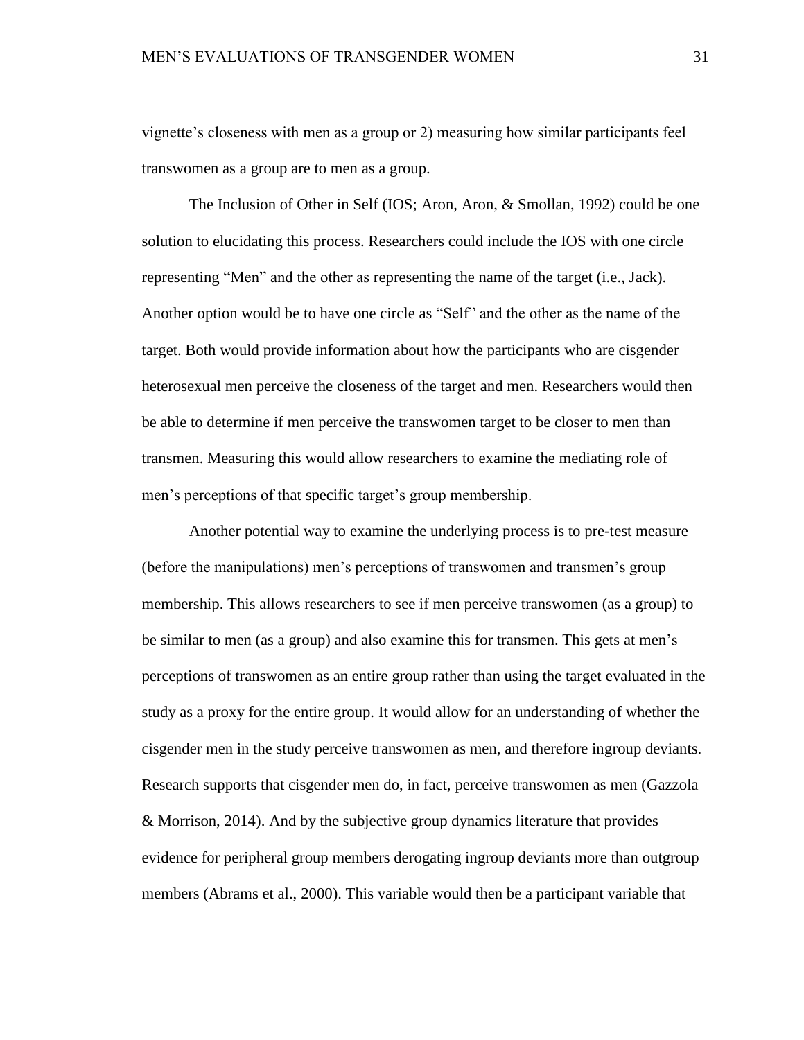vignette's closeness with men as a group or 2) measuring how similar participants feel transwomen as a group are to men as a group.

The Inclusion of Other in Self (IOS; Aron, Aron, & Smollan, 1992) could be one solution to elucidating this process. Researchers could include the IOS with one circle representing "Men" and the other as representing the name of the target (i.e., Jack). Another option would be to have one circle as "Self" and the other as the name of the target. Both would provide information about how the participants who are cisgender heterosexual men perceive the closeness of the target and men. Researchers would then be able to determine if men perceive the transwomen target to be closer to men than transmen. Measuring this would allow researchers to examine the mediating role of men's perceptions of that specific target's group membership.

Another potential way to examine the underlying process is to pre-test measure (before the manipulations) men's perceptions of transwomen and transmen's group membership. This allows researchers to see if men perceive transwomen (as a group) to be similar to men (as a group) and also examine this for transmen. This gets at men's perceptions of transwomen as an entire group rather than using the target evaluated in the study as a proxy for the entire group. It would allow for an understanding of whether the cisgender men in the study perceive transwomen as men, and therefore ingroup deviants. Research supports that cisgender men do, in fact, perceive transwomen as men (Gazzola & Morrison, 2014). And by the subjective group dynamics literature that provides evidence for peripheral group members derogating ingroup deviants more than outgroup members (Abrams et al., 2000). This variable would then be a participant variable that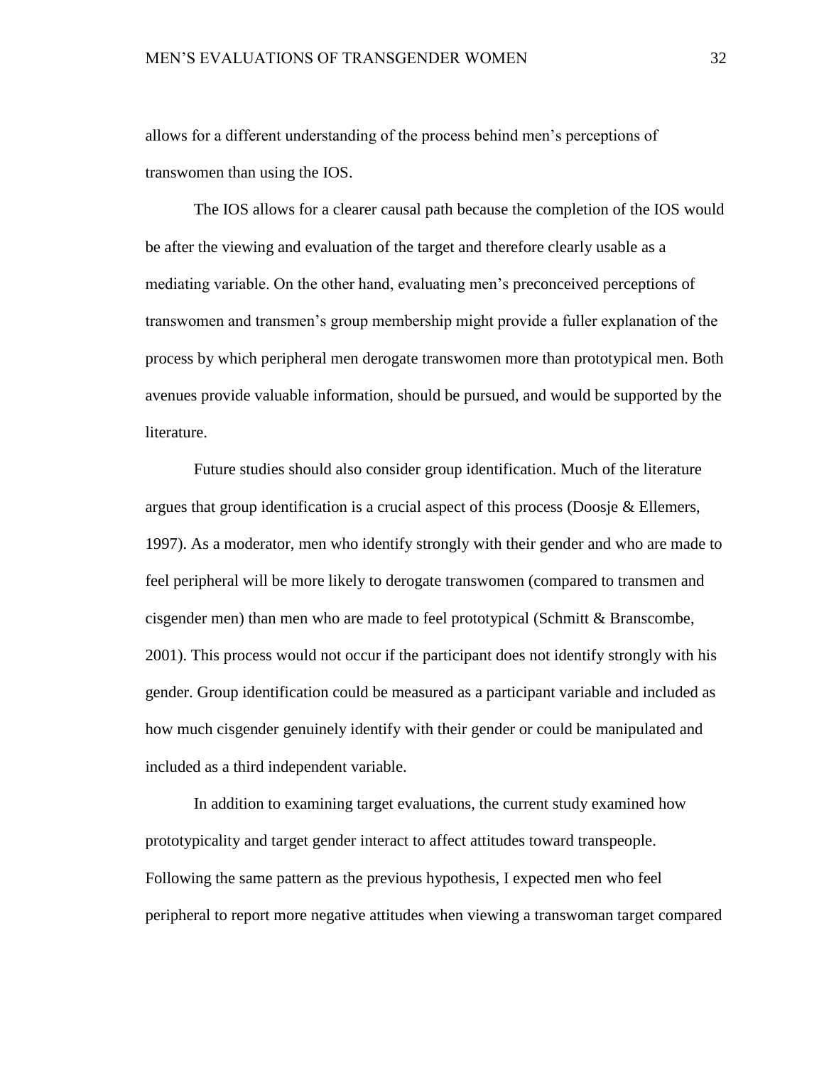allows for a different understanding of the process behind men's perceptions of transwomen than using the IOS.

The IOS allows for a clearer causal path because the completion of the IOS would be after the viewing and evaluation of the target and therefore clearly usable as a mediating variable. On the other hand, evaluating men's preconceived perceptions of transwomen and transmen's group membership might provide a fuller explanation of the process by which peripheral men derogate transwomen more than prototypical men. Both avenues provide valuable information, should be pursued, and would be supported by the literature.

Future studies should also consider group identification. Much of the literature argues that group identification is a crucial aspect of this process (Doosje & Ellemers, 1997). As a moderator, men who identify strongly with their gender and who are made to feel peripheral will be more likely to derogate transwomen (compared to transmen and cisgender men) than men who are made to feel prototypical (Schmitt & Branscombe, 2001). This process would not occur if the participant does not identify strongly with his gender. Group identification could be measured as a participant variable and included as how much cisgender genuinely identify with their gender or could be manipulated and included as a third independent variable.

In addition to examining target evaluations, the current study examined how prototypicality and target gender interact to affect attitudes toward transpeople. Following the same pattern as the previous hypothesis, I expected men who feel peripheral to report more negative attitudes when viewing a transwoman target compared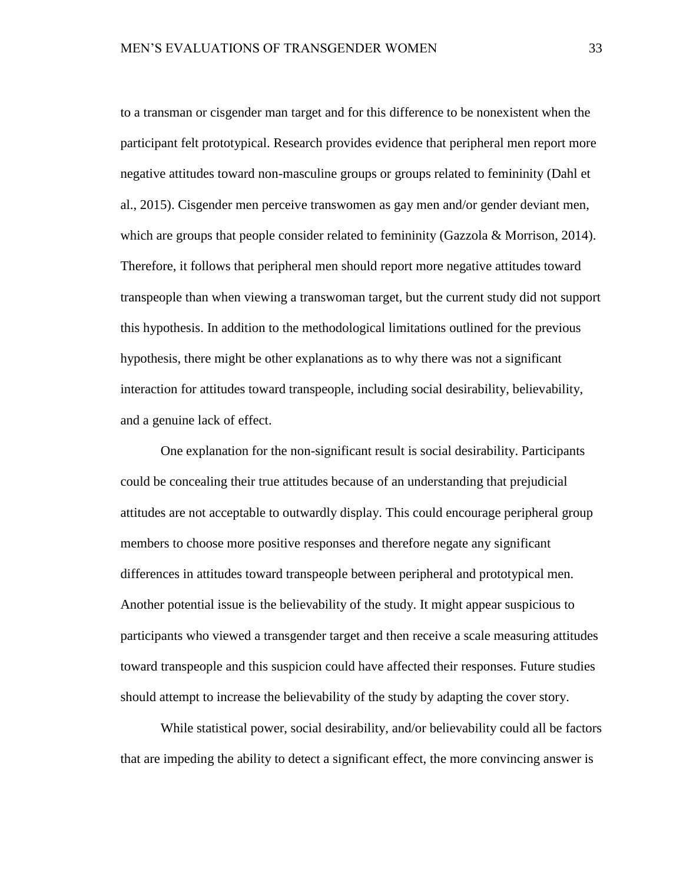to a transman or cisgender man target and for this difference to be nonexistent when the participant felt prototypical. Research provides evidence that peripheral men report more negative attitudes toward non-masculine groups or groups related to femininity (Dahl et al., 2015). Cisgender men perceive transwomen as gay men and/or gender deviant men, which are groups that people consider related to femininity (Gazzola & Morrison, 2014). Therefore, it follows that peripheral men should report more negative attitudes toward transpeople than when viewing a transwoman target, but the current study did not support this hypothesis. In addition to the methodological limitations outlined for the previous hypothesis, there might be other explanations as to why there was not a significant interaction for attitudes toward transpeople, including social desirability, believability, and a genuine lack of effect.

One explanation for the non-significant result is social desirability. Participants could be concealing their true attitudes because of an understanding that prejudicial attitudes are not acceptable to outwardly display. This could encourage peripheral group members to choose more positive responses and therefore negate any significant differences in attitudes toward transpeople between peripheral and prototypical men. Another potential issue is the believability of the study. It might appear suspicious to participants who viewed a transgender target and then receive a scale measuring attitudes toward transpeople and this suspicion could have affected their responses. Future studies should attempt to increase the believability of the study by adapting the cover story.

While statistical power, social desirability, and/or believability could all be factors that are impeding the ability to detect a significant effect, the more convincing answer is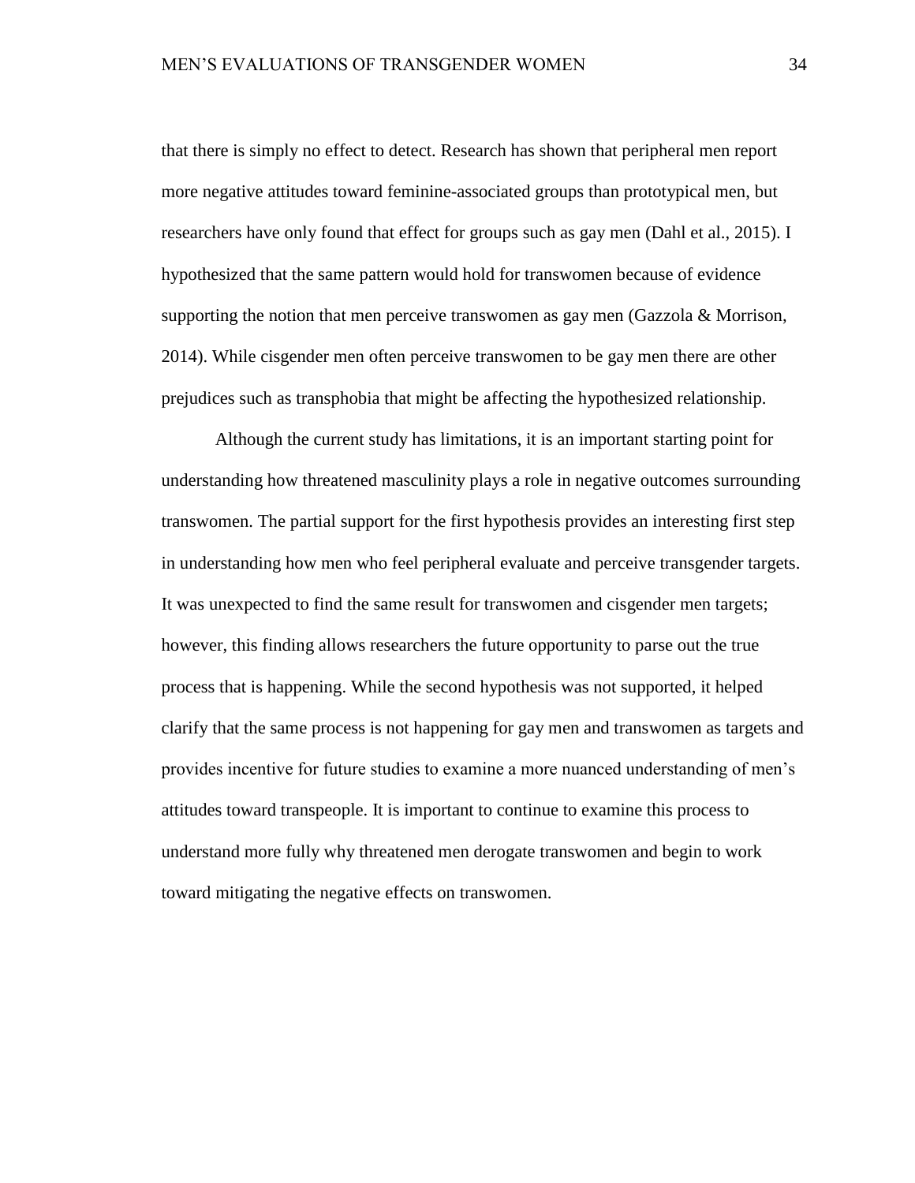that there is simply no effect to detect. Research has shown that peripheral men report more negative attitudes toward feminine-associated groups than prototypical men, but researchers have only found that effect for groups such as gay men (Dahl et al., 2015). I hypothesized that the same pattern would hold for transwomen because of evidence supporting the notion that men perceive transwomen as gay men (Gazzola & Morrison, 2014). While cisgender men often perceive transwomen to be gay men there are other prejudices such as transphobia that might be affecting the hypothesized relationship.

Although the current study has limitations, it is an important starting point for understanding how threatened masculinity plays a role in negative outcomes surrounding transwomen. The partial support for the first hypothesis provides an interesting first step in understanding how men who feel peripheral evaluate and perceive transgender targets. It was unexpected to find the same result for transwomen and cisgender men targets; however, this finding allows researchers the future opportunity to parse out the true process that is happening. While the second hypothesis was not supported, it helped clarify that the same process is not happening for gay men and transwomen as targets and provides incentive for future studies to examine a more nuanced understanding of men's attitudes toward transpeople. It is important to continue to examine this process to understand more fully why threatened men derogate transwomen and begin to work toward mitigating the negative effects on transwomen.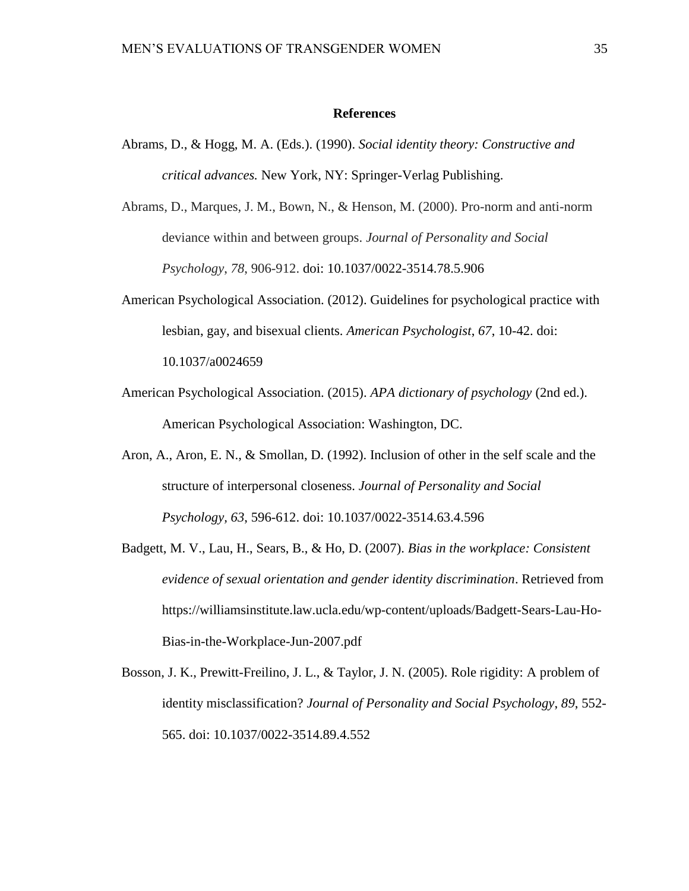# References

Abrams, D., & Hogg, M. A. (Eds.). (1990). *Social identity theory: Constructive and critical advances.* New York, NY: Springer-Verlag Publishing.

Abrams, D., Marques, J. M., Bown, N., & Henson, M. (2000). Pro-norm and anti-norm deviance within and between groups. *Journal of Personality and Social Psychology*, *78*, 906-912. doi: 10.1037/0022-3514.78.5.906

American Psychological Association. (2012). Guidelines for psychological practice with lesbian, gay, and bisexual clients. *American Psychologist*, *67*, 10-42. doi: 10.1037/a0024659

American Psychological Association. (2015). *APA dictionary of psychology* (2nd ed.). American Psychological Association: Washington, DC.

Aron, A., Aron, E. N., & Smollan, D. (1992). Inclusion of other in the self scale and the structure of interpersonal closeness. *Journal of Personality and Social Psychology*, *63*, 596-612. doi: 10.1037/0022-3514.63.4.596

Badgett, M. V., Lau, H., Sears, B., & Ho, D. (2007). *Bias in the workplace: Consistent evidence of sexual orientation and gender identity discrimination*. Retrieved from https://williamsinstitute.law.ucla.edu/wp-content/uploads/Badgett-Sears-Lau-Ho-Bias-in-the-Workplace-Jun-2007.pdf

Bosson, J. K., Prewitt-Freilino, J. L., & Taylor, J. N. (2005). Role rigidity: A problem of identity misclassification? *Journal of Personality and Social Psychology*, *89*, 552-565. doi: 10.1037/0022-3514.89.4.552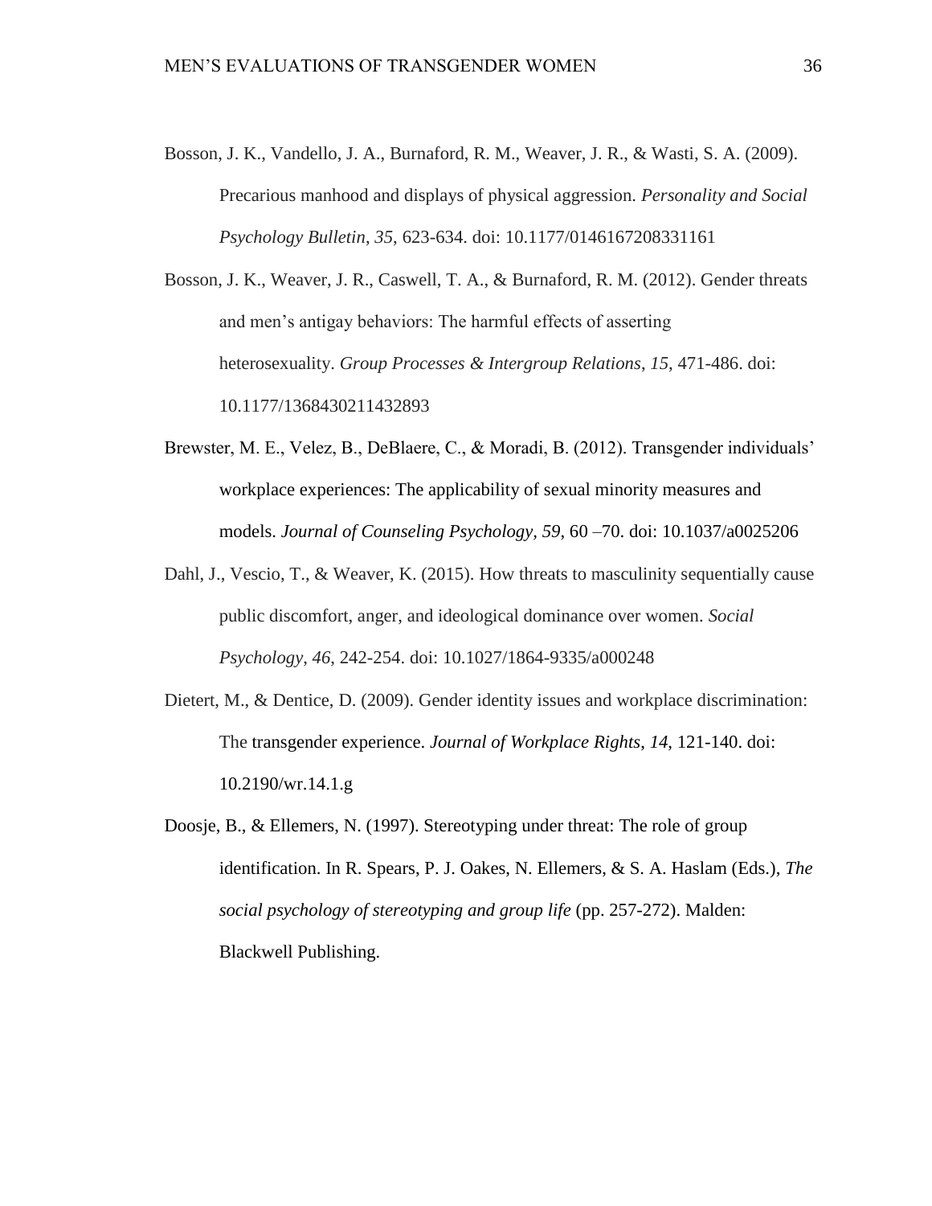Bosson, J. K., Vandello, J. A., Burnaford, R. M., Weaver, J. R., & Wasti, S. A. (2009). Precarious manhood and displays of physical aggression. *Personality and Social Psychology Bulletin*, *35*, 623-634. doi: 10.1177/0146167208331161

Bosson, J. K., Weaver, J. R., Caswell, T. A., & Burnaford, R. M. (2012). Gender threats and men's antigay behaviors: The harmful effects of asserting heterosexuality. *Group Processes & Intergroup Relations*, *15*, 471-486. doi: 10.1177/1368430211432893

Brewster, M. E., Velez, B., DeBlaere, C., & Moradi, B. (2012). Transgender individuals' workplace experiences: The applicability of sexual minority measures and models. *Journal of Counseling Psychology, 59*, 60 –70. doi: 10.1037/a0025206

Dahl, J., Vescio, T., & Weaver, K. (2015). How threats to masculinity sequentially cause public discomfort, anger, and ideological dominance over women. *Social Psychology*, *46*, 242-254. doi: 10.1027/1864-9335/a000248

Dietert, M., & Dentice, D. (2009). Gender identity issues and workplace discrimination: The transgender experience. *Journal of Workplace Rights*, *14*, 121-140. doi: 10.2190/wr.14.1.g

Doosje, B., & Ellemers, N. (1997). Stereotyping under threat: The role of group identification. In R. Spears, P. J. Oakes, N. Ellemers, & S. A. Haslam (Eds.), *The social psychology of stereotyping and group life* (pp. 257-272). Malden: Blackwell Publishing.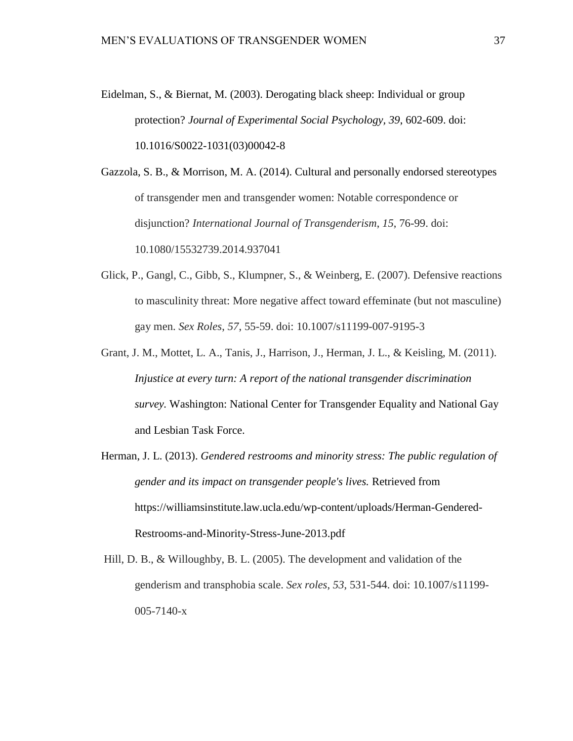Eidelman, S., & Biernat, M. (2003). Derogating black sheep: Individual or group protection? *Journal of Experimental Social Psychology*, *39*, 602-609. doi: 10.1016/S0022-1031(03)00042-8

Gazzola, S. B., & Morrison, M. A. (2014). Cultural and personally endorsed stereotypes of transgender men and transgender women: Notable correspondence or disjunction? *International Journal of Transgenderism*, *15*, 76-99. doi: 10.1080/15532739.2014.937041

Glick, P., Gangl, C., Gibb, S., Klumpner, S., & Weinberg, E. (2007). Defensive reactions to masculinity threat: More negative affect toward effeminate (but not masculine) gay men. *Sex Roles*, *57*, 55-59. doi: 10.1007/s11199-007-9195-3

Grant, J. M., Mottet, L. A., Tanis, J., Harrison, J., Herman, J. L., & Keisling, M. (2011). *Injustice at every turn: A report of the national transgender discrimination survey.* Washington: National Center for Transgender Equality and National Gay and Lesbian Task Force.

Herman, J. L. (2013). *Gendered restrooms and minority stress: The public regulation of gender and its impact on transgender people's lives.* Retrieved from https://williamsinstitute.law.ucla.edu/wp-content/uploads/Herman-Gendered-Restrooms-and-Minority-Stress-June-2013.pdf

Hill, D. B., & Willoughby, B. L. (2005). The development and validation of the genderism and transphobia scale. *Sex roles*, *53*, 531-544. doi: 10.1007/s11199-005-7140-x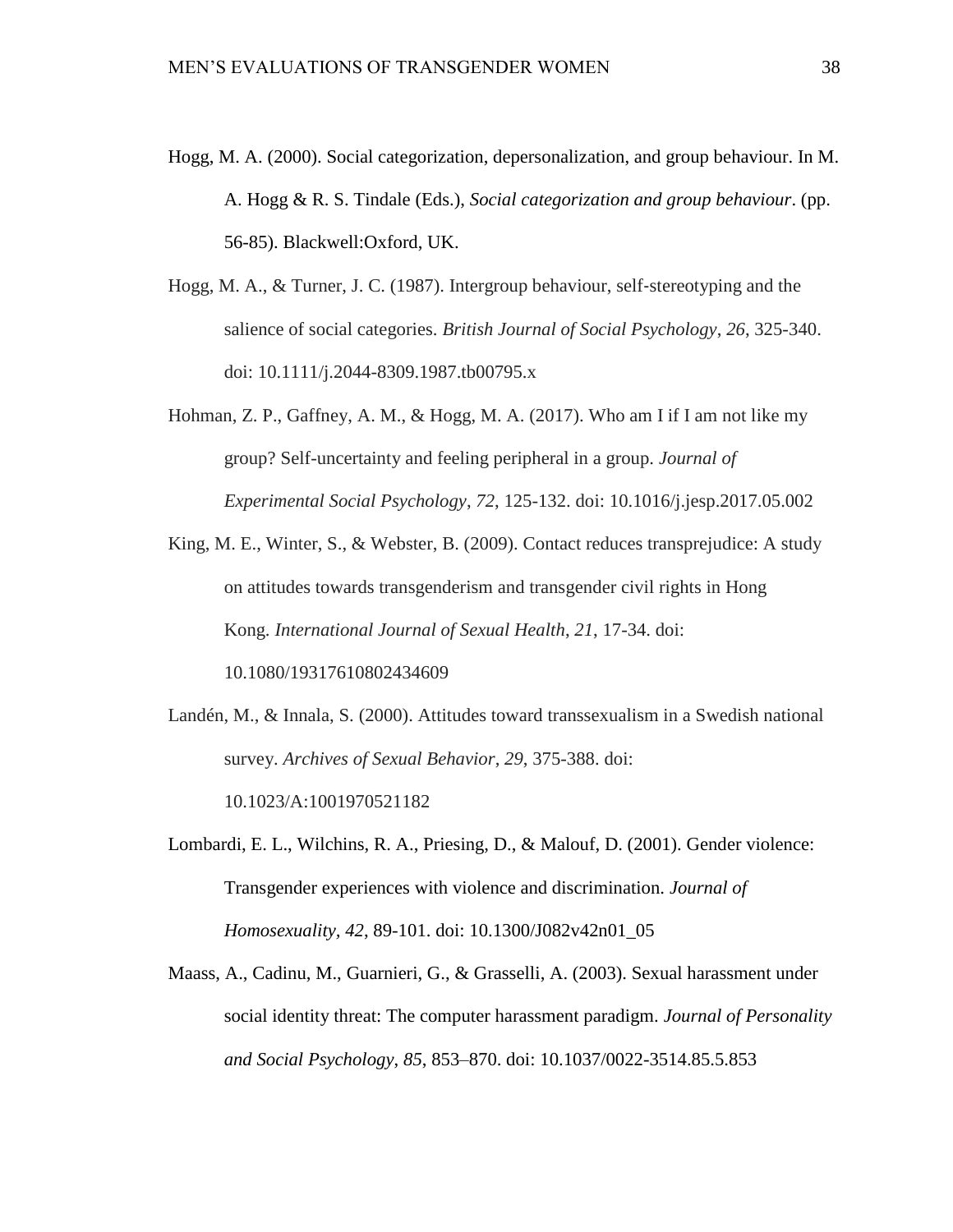Hogg, M. A. (2000). Social categorization, depersonalization, and group behaviour. In M. A. Hogg & R. S. Tindale (Eds.), *Social categorization and group behaviour*. (pp. 56-85). Blackwell:Oxford, UK.

Hogg, M. A., & Turner, J. C. (1987). Intergroup behaviour, self-stereotyping and the salience of social categories. *British Journal of Social Psychology*, *26*, 325-340. doi: 10.1111/j.2044-8309.1987.tb00795.x

Hohman, Z. P., Gaffney, A. M., & Hogg, M. A. (2017). Who am I if I am not like my group? Self-uncertainty and feeling peripheral in a group. *Journal of Experimental Social Psychology*, *72*, 125-132. doi: 10.1016/j.jesp.2017.05.002

King, M. E., Winter, S., & Webster, B. (2009). Contact reduces transprejudice: A study on attitudes towards transgenderism and transgender civil rights in Hong Kong. *International Journal of Sexual Health*, *21*, 17-34. doi: 10.1080/19317610802434609

Landén, M., & Innala, S. (2000). Attitudes toward transsexualism in a Swedish national survey. *Archives of Sexual Behavior*, *29*, 375-388. doi: 10.1023/A:1001970521182

Lombardi, E. L., Wilchins, R. A., Priesing, D., & Malouf, D. (2001). Gender violence: Transgender experiences with violence and discrimination. *Journal of Homosexuality, 42*, 89-101. doi: 10.1300/J082v42n01_05

Maass, A., Cadinu, M., Guarnieri, G., & Grasselli, A. (2003). Sexual harassment under social identity threat: The computer harassment paradigm. *Journal of Personality and Social Psychology*, *85*, 853–870. doi: 10.1037/0022-3514.85.5.853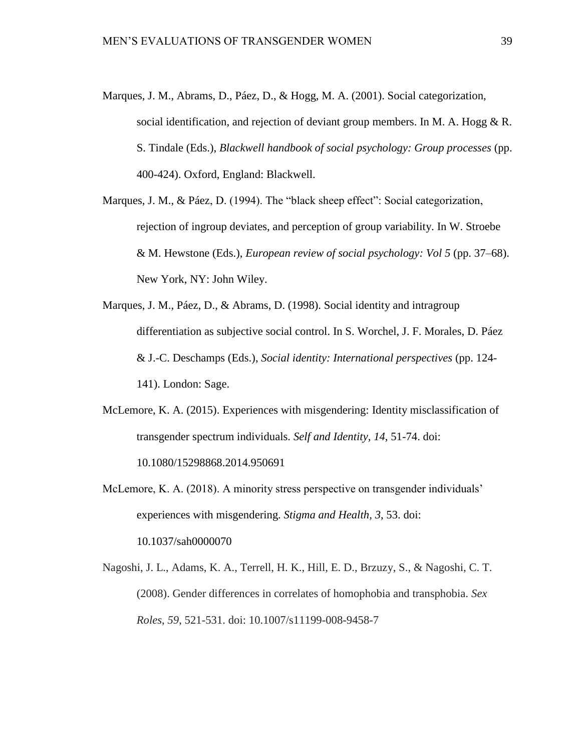Marques, J. M., Abrams, D., Páez, D., & Hogg, M. A. (2001). Social categorization, social identification, and rejection of deviant group members. In M. A. Hogg & R. S. Tindale (Eds.), *Blackwell handbook of social psychology: Group processes* (pp. 400-424). Oxford, England: Blackwell.

Marques, J. M., & Páez, D. (1994). The "black sheep effect": Social categorization, rejection of ingroup deviates, and perception of group variability. In W. Stroebe & M. Hewstone (Eds.), *European review of social psychology: Vol 5* (pp. 37–68). New York, NY: John Wiley.

Marques, J. M., Páez, D., & Abrams, D. (1998). Social identity and intragroup differentiation as subjective social control. In S. Worchel, J. F. Morales, D. Páez & J.-C. Deschamps (Eds.), *Social identity: International perspectives* (pp. 124-141). London: Sage.

McLemore, K. A. (2015). Experiences with misgendering: Identity misclassification of transgender spectrum individuals. *Self and Identity, 14*, 51-74. doi: 10.1080/15298868.2014.950691

McLemore, K. A. (2018). A minority stress perspective on transgender individuals' experiences with misgendering. *Stigma and Health, 3*, 53. doi: 10.1037/sah0000070

Nagoshi, J. L., Adams, K. A., Terrell, H. K., Hill, E. D., Brzuzy, S., & Nagoshi, C. T. (2008). Gender differences in correlates of homophobia and transphobia. *Sex Roles*, *59*, 521-531. doi: 10.1007/s11199-008-9458-7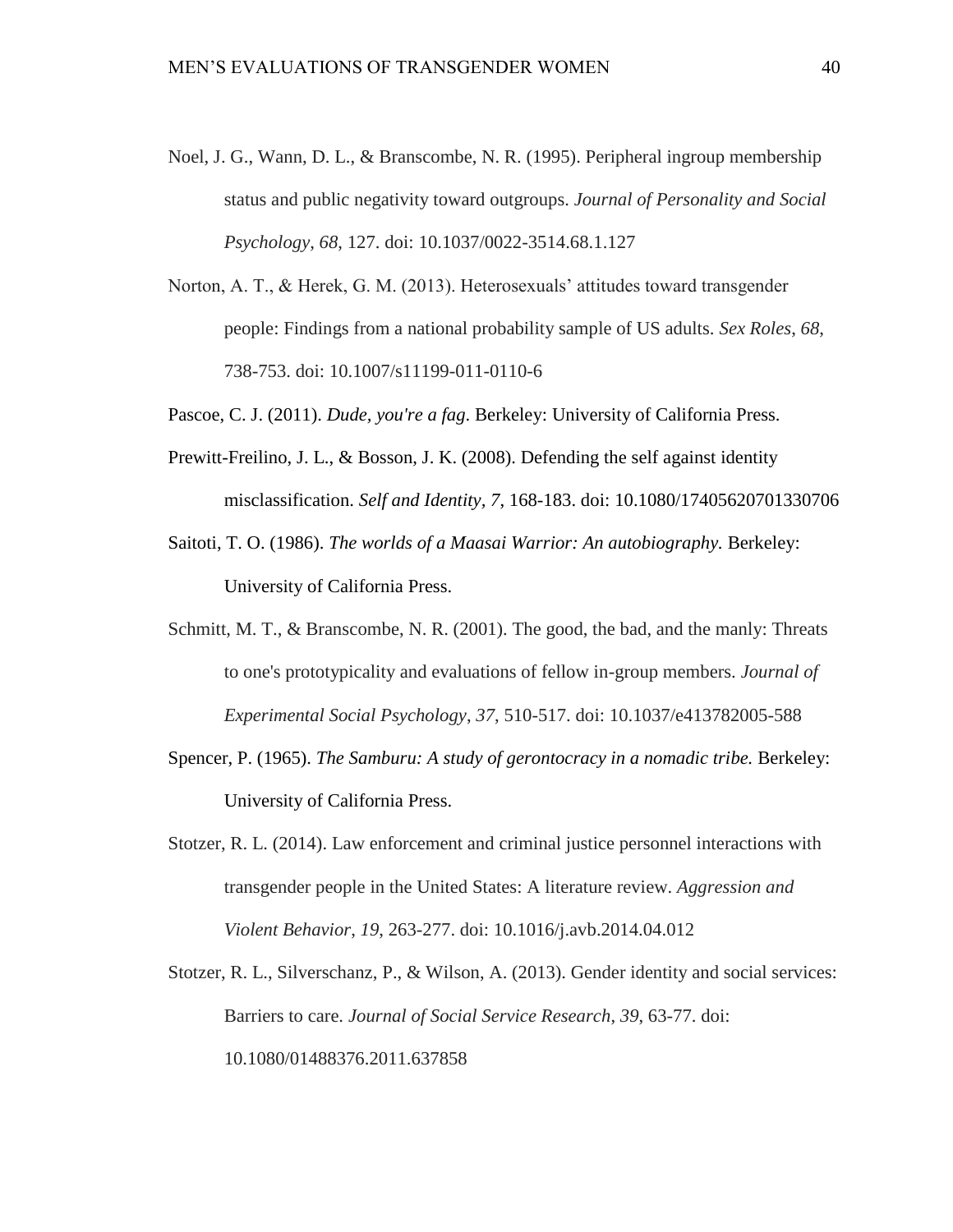Noel, J. G., Wann, D. L., & Branscombe, N. R. (1995). Peripheral ingroup membership status and public negativity toward outgroups. *Journal of Personality and Social Psychology*, *68*, 127. doi: 10.1037/0022-3514.68.1.127

Norton, A. T., & Herek, G. M. (2013). Heterosexuals' attitudes toward transgender people: Findings from a national probability sample of US adults. *Sex Roles*, *68*, 738-753. doi: 10.1007/s11199-011-0110-6

Pascoe, C. J. (2011). *Dude, you're a fag*. Berkeley: University of California Press.

Prewitt-Freilino, J. L., & Bosson, J. K. (2008). Defending the self against identity misclassification. *Self and Identity*, *7*, 168-183. doi: 10.1080/17405620701330706

Saitoti, T. O. (1986). *The worlds of a Maasai Warrior: An autobiography.* Berkeley: University of California Press.

Schmitt, M. T., & Branscombe, N. R. (2001). The good, the bad, and the manly: Threats to one's prototypicality and evaluations of fellow in-group members. *Journal of Experimental Social Psychology*, *37*, 510-517. doi: 10.1037/e413782005-588

Spencer, P. (1965). *The Samburu: A study of gerontocracy in a nomadic tribe.* Berkeley: University of California Press.

Stotzer, R. L. (2014). Law enforcement and criminal justice personnel interactions with transgender people in the United States: A literature review. *Aggression and Violent Behavior*, *19*, 263-277. doi: 10.1016/j.avb.2014.04.012

Stotzer, R. L., Silverschanz, P., & Wilson, A. (2013). Gender identity and social services: Barriers to care. *Journal of Social Service Research*, *39*, 63-77. doi: 10.1080/01488376.2011.637858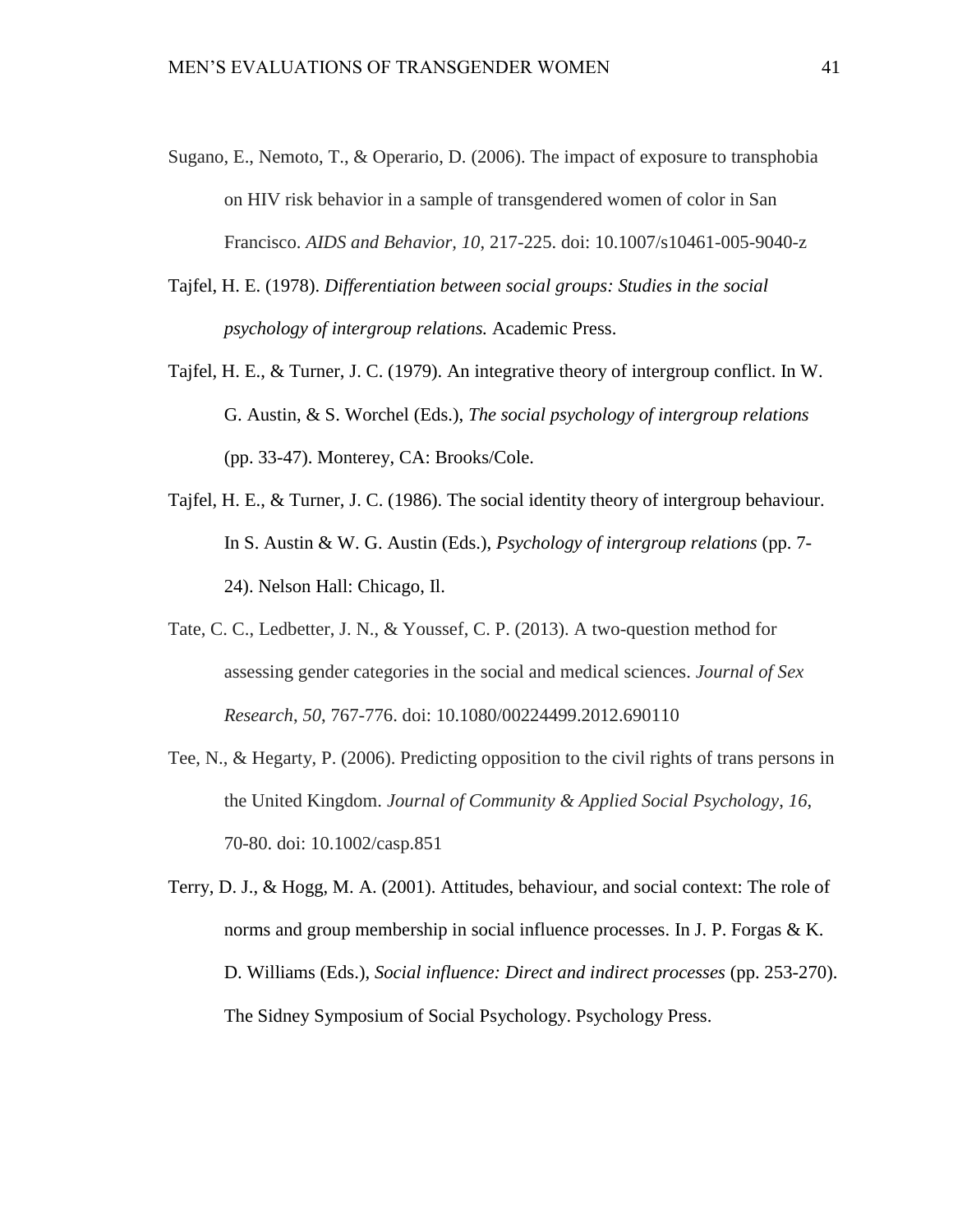Sugano, E., Nemoto, T., & Operario, D. (2006). The impact of exposure to transphobia on HIV risk behavior in a sample of transgendered women of color in San Francisco. *AIDS and Behavior, 10*, 217-225. doi: 10.1007/s10461-005-9040-z

Tajfel, H. E. (1978). *Differentiation between social groups: Studies in the social psychology of intergroup relations.* Academic Press.

Tajfel, H. E., & Turner, J. C. (1979). An integrative theory of intergroup conflict. In W. G. Austin, & S. Worchel (Eds.), *The social psychology of intergroup relations* (pp. 33-47). Monterey, CA: Brooks/Cole.

Tajfel, H. E., & Turner, J. C. (1986). The social identity theory of intergroup behaviour. In S. Austin & W. G. Austin (Eds.), *Psychology of intergroup relations* (pp. 7-24). Nelson Hall: Chicago, Il.

Tate, C. C., Ledbetter, J. N., & Youssef, C. P. (2013). A two-question method for assessing gender categories in the social and medical sciences. *Journal of Sex Research*, *50*, 767-776. doi: 10.1080/00224499.2012.690110

Tee, N., & Hegarty, P. (2006). Predicting opposition to the civil rights of trans persons in the United Kingdom. *Journal of Community & Applied Social Psychology*, *16*, 70-80. doi: 10.1002/casp.851

Terry, D. J., & Hogg, M. A. (2001). Attitudes, behaviour, and social context: The role of norms and group membership in social influence processes. In J. P. Forgas & K. D. Williams (Eds.), *Social influence: Direct and indirect processes* (pp. 253-270). The Sidney Symposium of Social Psychology. Psychology Press.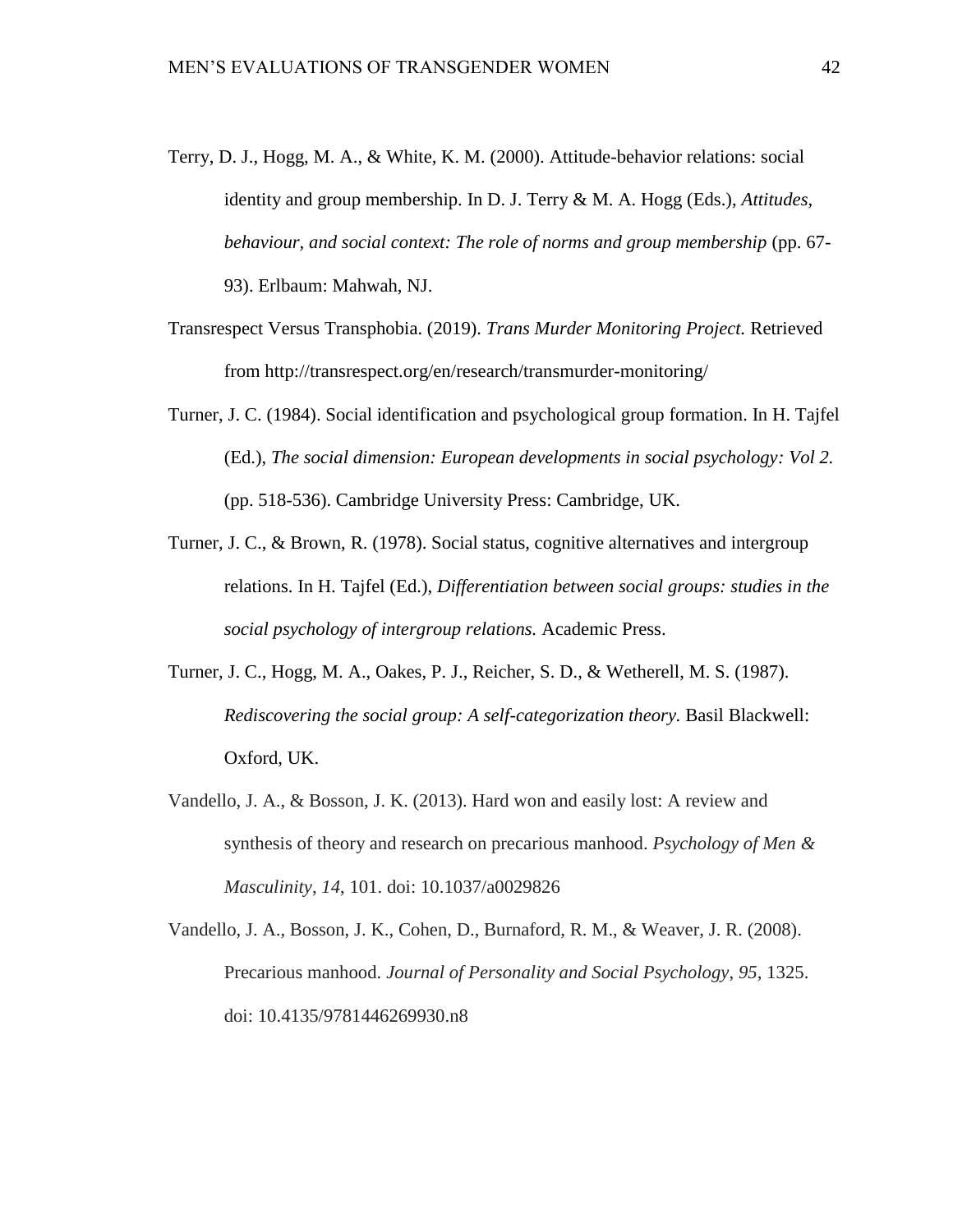Terry, D. J., Hogg, M. A., & White, K. M. (2000). Attitude-behavior relations: social identity and group membership. In D. J. Terry & M. A. Hogg (Eds.), *Attitudes, behaviour, and social context: The role of norms and group membership* (pp. 67-93). Erlbaum: Mahwah, NJ.

Transrespect Versus Transphobia. (2019). *Trans Murder Monitoring Project.* Retrieved from http://transrespect.org/en/research/transmurder-monitoring/

Turner, J. C. (1984). Social identification and psychological group formation. In H. Tajfel (Ed.), *The social dimension: European developments in social psychology: Vol 2.* (pp. 518-536). Cambridge University Press: Cambridge, UK.

Turner, J. C., & Brown, R. (1978). Social status, cognitive alternatives and intergroup relations. In H. Tajfel (Ed.), *Differentiation between social groups: studies in the social psychology of intergroup relations.* Academic Press.

Turner, J. C., Hogg, M. A., Oakes, P. J., Reicher, S. D., & Wetherell, M. S. (1987). *Rediscovering the social group: A self-categorization theory.* Basil Blackwell: Oxford, UK.

Vandello, J. A., & Bosson, J. K. (2013). Hard won and easily lost: A review and synthesis of theory and research on precarious manhood. *Psychology of Men & Masculinity*, *14*, 101. doi: 10.1037/a0029826

Vandello, J. A., Bosson, J. K., Cohen, D., Burnaford, R. M., & Weaver, J. R. (2008). Precarious manhood. *Journal of Personality and Social Psychology*, *95*, 1325. doi: 10.4135/9781446269930.n8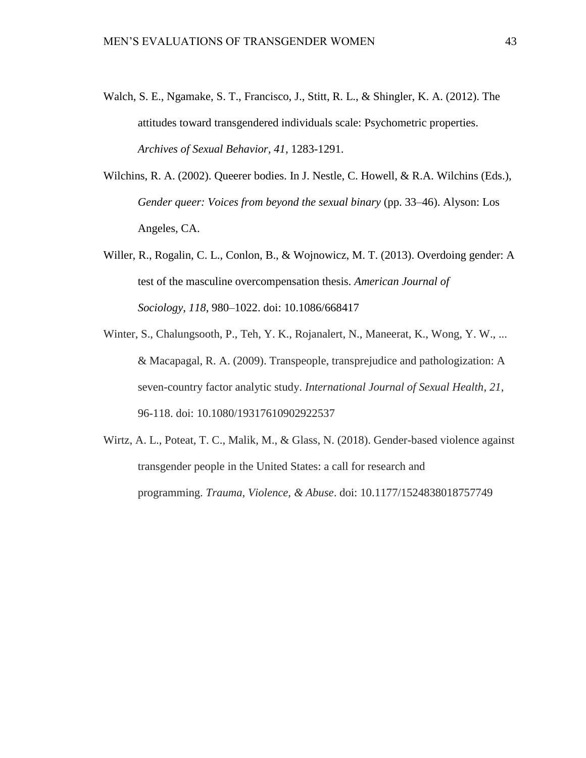Walch, S. E., Ngamake, S. T., Francisco, J., Stitt, R. L., & Shingler, K. A. (2012). The attitudes toward transgendered individuals scale: Psychometric properties. *Archives of Sexual Behavior*, *41*, 1283-1291.

Wilchins, R. A. (2002). Queerer bodies. In J. Nestle, C. Howell, & R.A. Wilchins (Eds.), *Gender queer: Voices from beyond the sexual binary* (pp. 33–46). Alyson: Los Angeles, CA.

Willer, R., Rogalin, C. L., Conlon, B., & Wojnowicz, M. T. (2013). Overdoing gender: A test of the masculine overcompensation thesis. *American Journal of Sociology*, *118*, 980–1022. doi: 10.1086/668417

Winter, S., Chalungsooth, P., Teh, Y. K., Rojanalert, N., Maneerat, K., Wong, Y. W., ... & Macapagal, R. A. (2009). Transpeople, transprejudice and pathologization: A seven-country factor analytic study. *International Journal of Sexual Health*, *21*, 96-118. doi: 10.1080/19317610902922537

Wirtz, A. L., Poteat, T. C., Malik, M., & Glass, N. (2018). Gender-based violence against transgender people in the United States: a call for research and programming. *Trauma, Violence, & Abuse*. doi: 10.1177/1524838018757749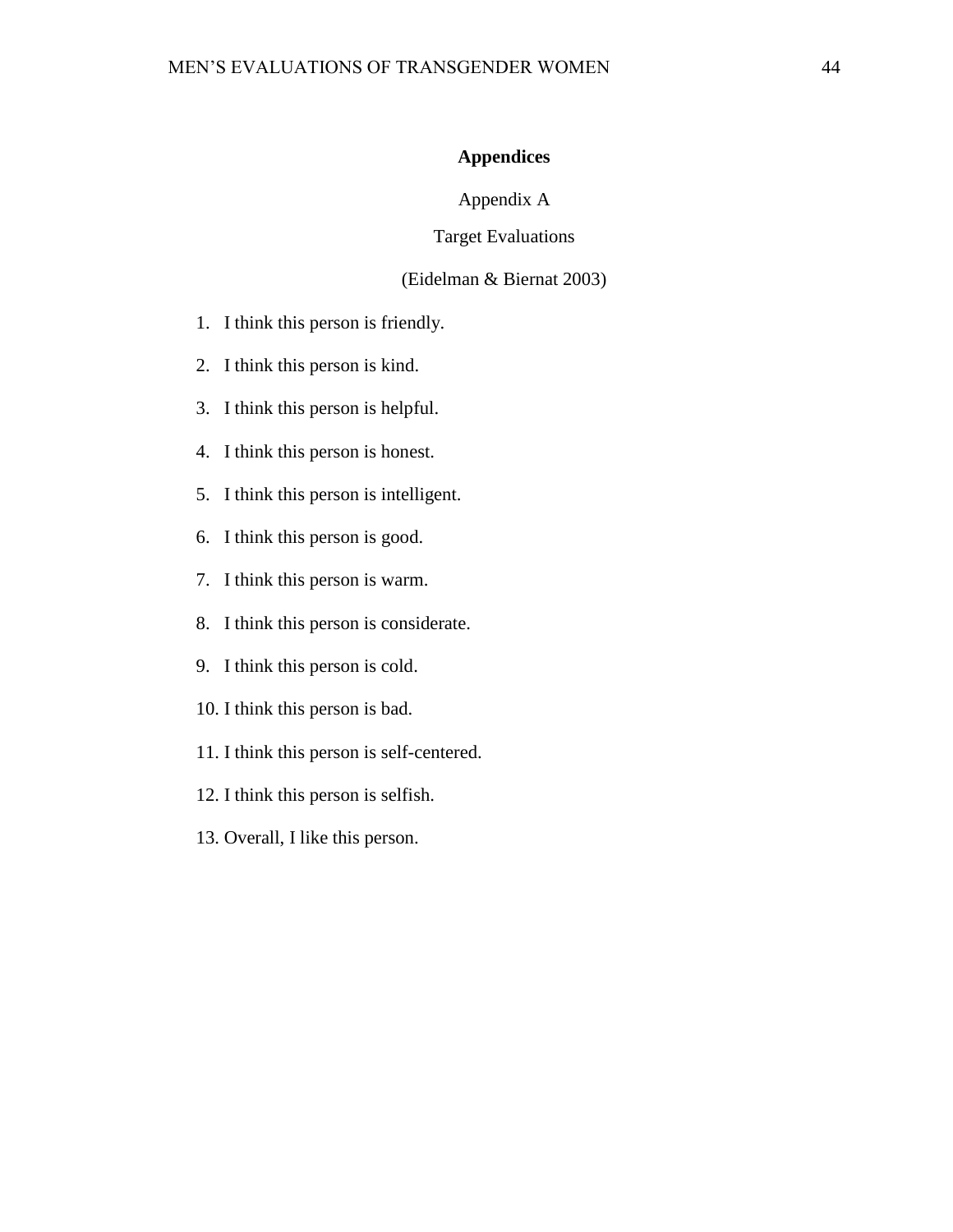# Appendices

## Appendix A

### Target Evaluations

(Eidelman & Biernat 2003)

1. I think this person is friendly.
2. I think this person is kind.
3. I think this person is helpful.
4. I think this person is honest.
5. I think this person is intelligent.
6. I think this person is good.
7. I think this person is warm.
8. I think this person is considerate.
9. I think this person is cold.
10. I think this person is bad.
11. I think this person is self-centered.
12. I think this person is selfish.
13. Overall, I like this person.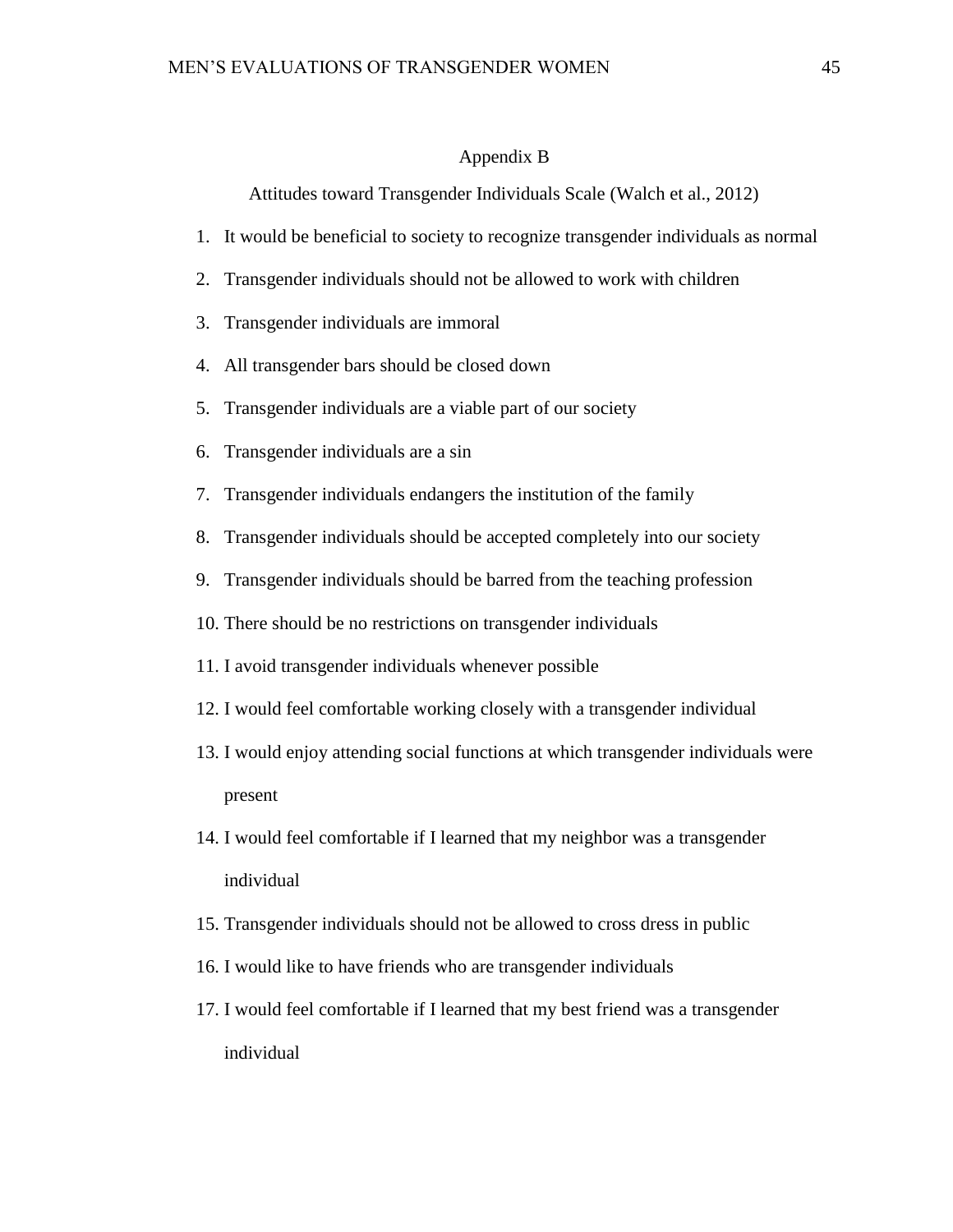## Appendix B

Attitudes toward Transgender Individuals Scale (Walch et al., 2012)

1. It would be beneficial to society to recognize transgender individuals as normal
2. Transgender individuals should not be allowed to work with children
3. Transgender individuals are immoral
4. All transgender bars should be closed down
5. Transgender individuals are a viable part of our society
6. Transgender individuals are a sin
7. Transgender individuals endangers the institution of the family
8. Transgender individuals should be accepted completely into our society
9. Transgender individuals should be barred from the teaching profession
10. There should be no restrictions on transgender individuals
11. I avoid transgender individuals whenever possible
12. I would feel comfortable working closely with a transgender individual
13. I would enjoy attending social functions at which transgender individuals were present
14. I would feel comfortable if I learned that my neighbor was a transgender individual
15. Transgender individuals should not be allowed to cross dress in public
16. I would like to have friends who are transgender individuals
17. I would feel comfortable if I learned that my best friend was a transgender individual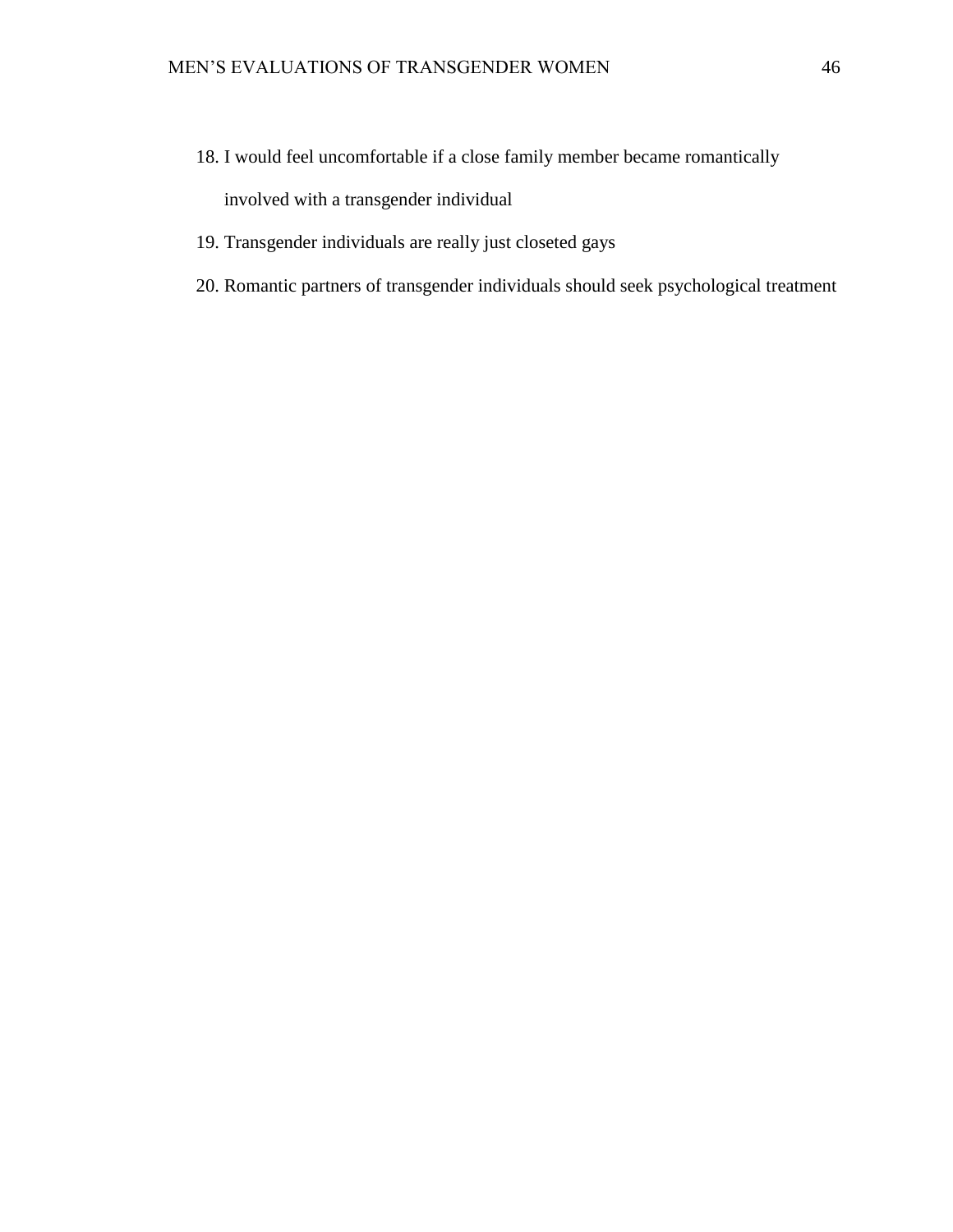18. I would feel uncomfortable if a close family member became romantically involved with a transgender individual
19. Transgender individuals are really just closeted gays
20. Romantic partners of transgender individuals should seek psychological treatment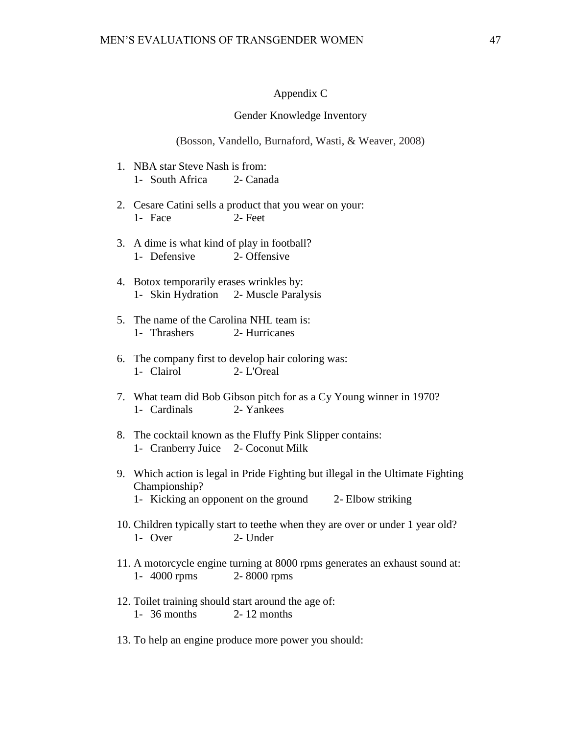## Appendix C

### Gender Knowledge Inventory

(Bosson, Vandello, Burnaford, Wasti, & Weaver, 2008)

1. NBA star Steve Nash is from:
   1- South Africa 2- Canada

2. Cesare Catini sells a product that you wear on your:
   1- Face 2- Feet

3. A dime is what kind of play in football?
   1- Defensive 2- Offensive

4. Botox temporarily erases wrinkles by:
   1- Skin Hydration 2- Muscle Paralysis

5. The name of the Carolina NHL team is:
   1- Thrashers 2- Hurricanes

6. The company first to develop hair coloring was:
   1- Clairol 2- L'Oreal

7. What team did Bob Gibson pitch for as a Cy Young winner in 1970?
   1- Cardinals 2- Yankees

8. The cocktail known as the Fluffy Pink Slipper contains:
   1- Cranberry Juice 2- Coconut Milk

9. Which action is legal in Pride Fighting but illegal in the Ultimate Fighting Championship?
   1- Kicking an opponent on the ground 2- Elbow striking

10. Children typically start to teethe when they are over or under 1 year old?
    1- Over 2- Under

11. A motorcycle engine turning at 8000 rpms generates an exhaust sound at:
    1- 4000 rpms 2- 8000 rpms

12. Toilet training should start around the age of:
    1- 36 months 2- 12 months

13. To help an engine produce more power you should: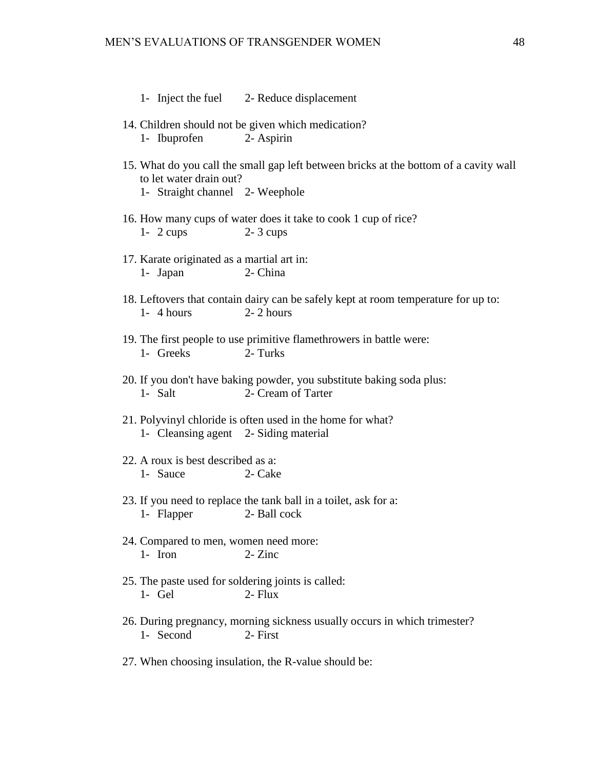1- Inject the fuel    2- Reduce displacement

14. Children should not be given which medication?
    1- Ibuprofen    2- Aspirin

15. What do you call the small gap left between bricks at the bottom of a cavity wall to let water drain out?
    1- Straight channel    2- Weephole

16. How many cups of water does it take to cook 1 cup of rice?
    1- 2 cups    2- 3 cups

17. Karate originated as a martial art in:
    1- Japan    2- China

18. Leftovers that contain dairy can be safely kept at room temperature for up to:
    1- 4 hours    2- 2 hours

19. The first people to use primitive flamethrowers in battle were:
    1- Greeks    2- Turks

20. If you don't have baking powder, you substitute baking soda plus:
    1- Salt    2- Cream of Tarter

21. Polyvinyl chloride is often used in the home for what?
    1- Cleansing agent    2- Siding material

22. A roux is best described as a:
    1- Sauce    2- Cake

23. If you need to replace the tank ball in a toilet, ask for a:
    1- Flapper    2- Ball cock

24. Compared to men, women need more:
    1- Iron    2- Zinc

25. The paste used for soldering joints is called:
    1- Gel    2- Flux

26. During pregnancy, morning sickness usually occurs in which trimester?
    1- Second    2- First

27. When choosing insulation, the R-value should be: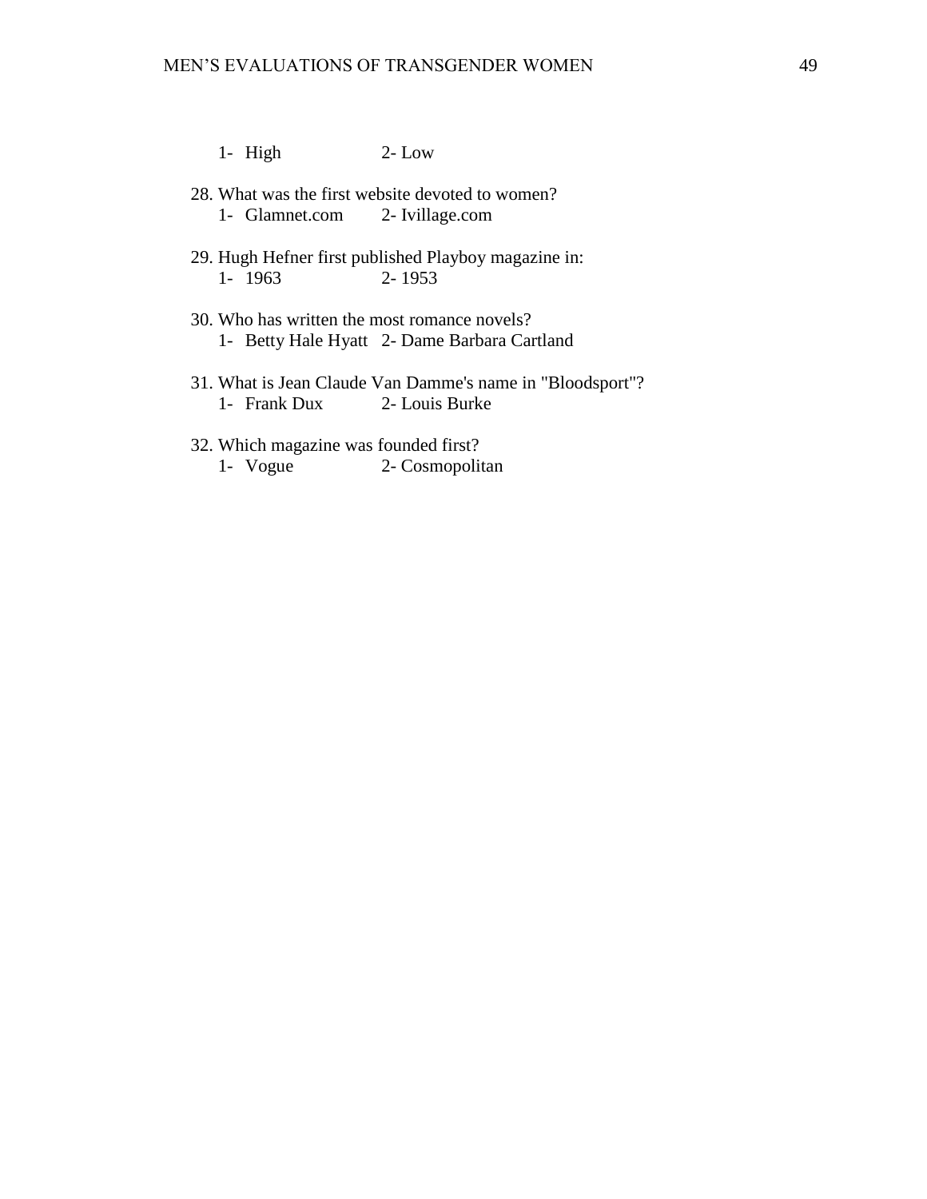1- High  2- Low

28. What was the first website devoted to women?
    1- Glamnet.com  2- Ivillage.com

29. Hugh Hefner first published Playboy magazine in:
    1- 1963  2- 1953

30. Who has written the most romance novels?
    1- Betty Hale Hyatt  2- Dame Barbara Cartland

31. What is Jean Claude Van Damme's name in "Bloodsport"?
    1- Frank Dux  2- Louis Burke

32. Which magazine was founded first?
    1- Vogue  2- Cosmopolitan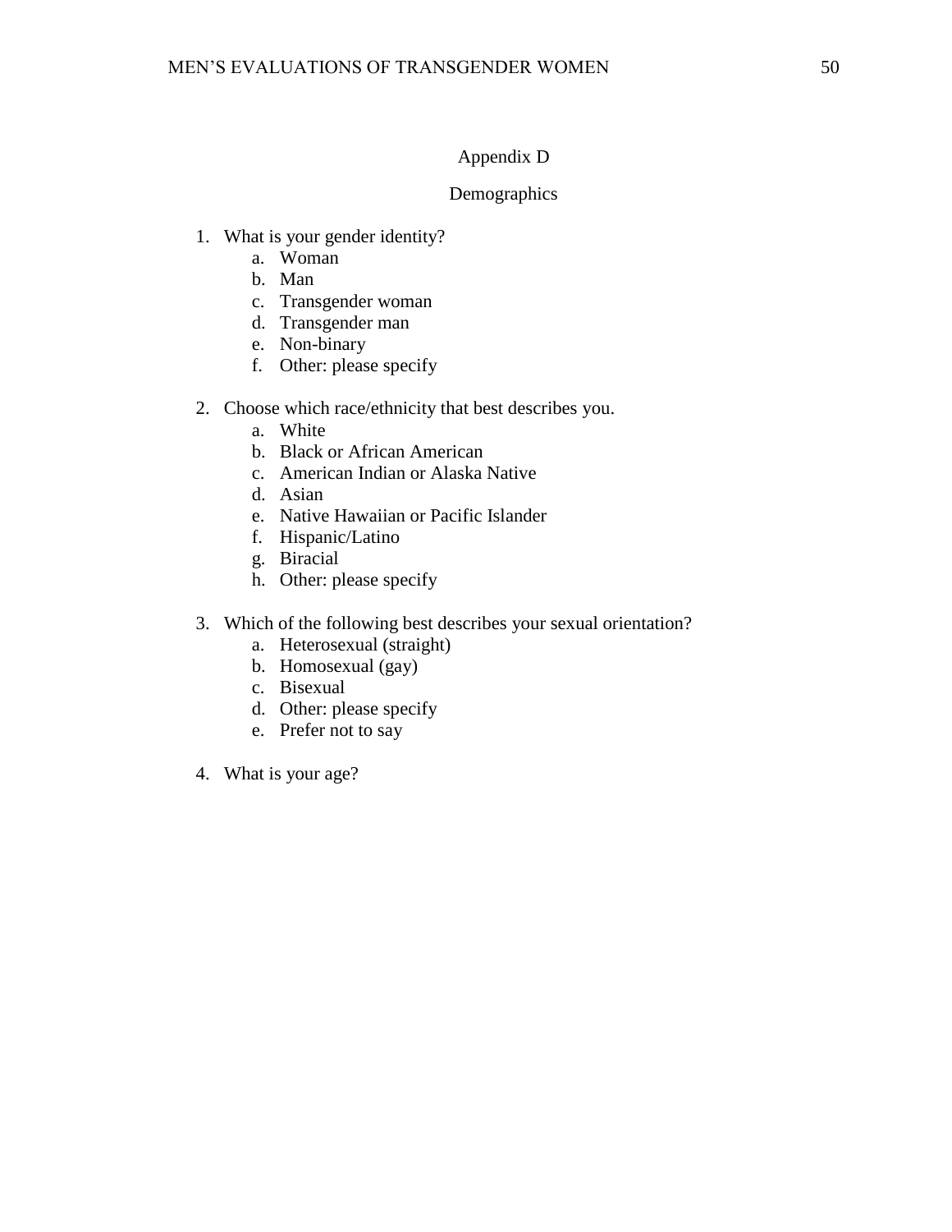# Appendix D

## Demographics

1. What is your gender identity?
    a. Woman
    b. Man
    c. Transgender woman
    d. Transgender man
    e. Non-binary
    f. Other: please specify

2. Choose which race/ethnicity that best describes you.
    a. White
    b. Black or African American
    c. American Indian or Alaska Native
    d. Asian
    e. Native Hawaiian or Pacific Islander
    f. Hispanic/Latino
    g. Biracial
    h. Other: please specify

3. Which of the following best describes your sexual orientation?
    a. Heterosexual (straight)
    b. Homosexual (gay)
    c. Bisexual
    d. Other: please specify
    e. Prefer not to say

4. What is your age?